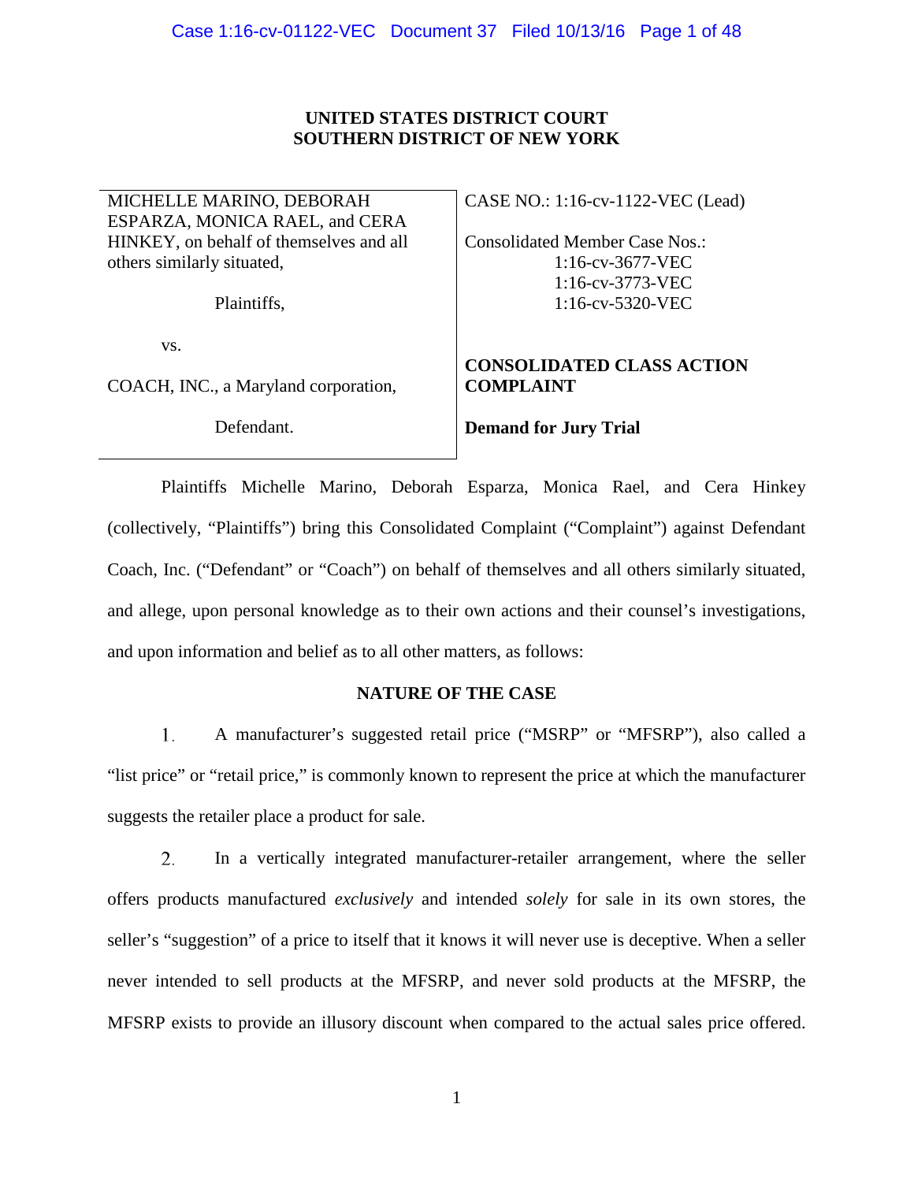**UNITED STATES DISTRICT COURT**
**SOUTHERN DISTRICT OF NEW YORK**

| | |
|---|---|
| MICHELLE MARINO, DEBORAH ESPARZA, MONICA RAEL, and CERA HINKEY, on behalf of themselves and all others similarly situated,<br><br>Plaintiffs,<br><br>vs.<br><br>COACH, INC., a Maryland corporation,<br><br>Defendant. | CASE NO.: 1:16-cv-1122-VEC (Lead)<br><br>Consolidated Member Case Nos.:<br>1:16-cv-3677-VEC<br>1:16-cv-3773-VEC<br>1:16-cv-5320-VEC<br><br>**CONSOLIDATED CLASS ACTION COMPLAINT**<br><br>**Demand for Jury Trial** |

Plaintiffs Michelle Marino, Deborah Esparza, Monica Rael, and Cera Hinkey (collectively, "Plaintiffs") bring this Consolidated Complaint ("Complaint") against Defendant Coach, Inc. ("Defendant" or "Coach") on behalf of themselves and all others similarly situated, and allege, upon personal knowledge as to their own actions and their counsel's investigations, and upon information and belief as to all other matters, as follows:

## NATURE OF THE CASE

1. A manufacturer's suggested retail price ("MSRP" or "MFSRP"), also called a "list price" or "retail price," is commonly known to represent the price at which the manufacturer suggests the retailer place a product for sale.

2. In a vertically integrated manufacturer-retailer arrangement, where the seller offers products manufactured *exclusively* and intended *solely* for sale in its own stores, the seller's "suggestion" of a price to itself that it knows it will never use is deceptive. When a seller never intended to sell products at the MFSRP, and never sold products at the MFSRP, the MFSRP exists to provide an illusory discount when compared to the actual sales price offered.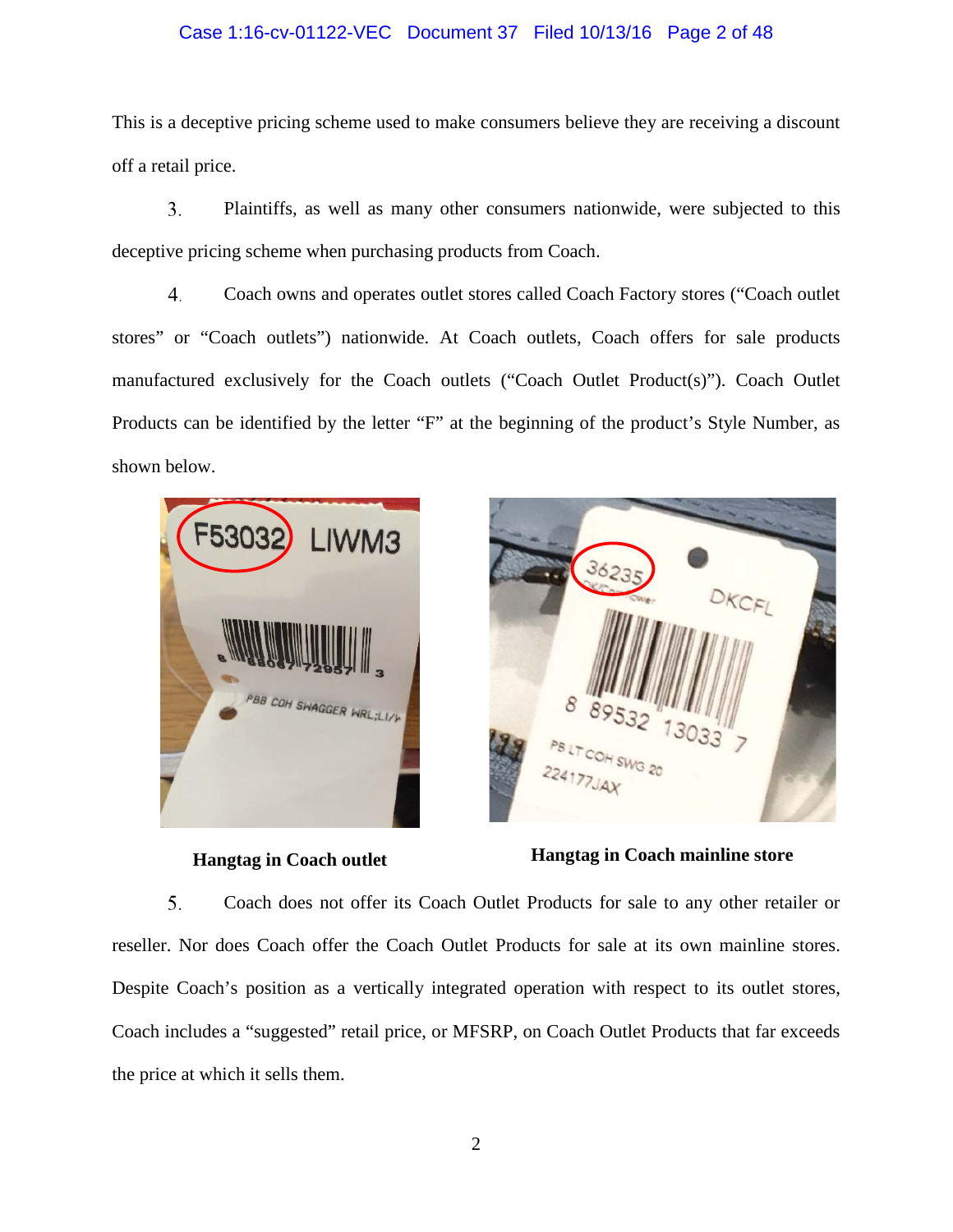This is a deceptive pricing scheme used to make consumers believe they are receiving a discount off a retail price.

3. Plaintiffs, as well as many other consumers nationwide, were subjected to this deceptive pricing scheme when purchasing products from Coach.

4. Coach owns and operates outlet stores called Coach Factory stores ("Coach outlet stores" or "Coach outlets") nationwide. At Coach outlets, Coach offers for sale products manufactured exclusively for the Coach outlets ("Coach Outlet Product(s)"). Coach Outlet Products can be identified by the letter "F" at the beginning of the product's Style Number, as shown below.

**Hangtag in Coach outlet**

**Hangtag in Coach mainline store**

5. Coach does not offer its Coach Outlet Products for sale to any other retailer or reseller. Nor does Coach offer the Coach Outlet Products for sale at its own mainline stores. Despite Coach's position as a vertically integrated operation with respect to its outlet stores, Coach includes a "suggested" retail price, or MFSRP, on Coach Outlet Products that far exceeds the price at which it sells them.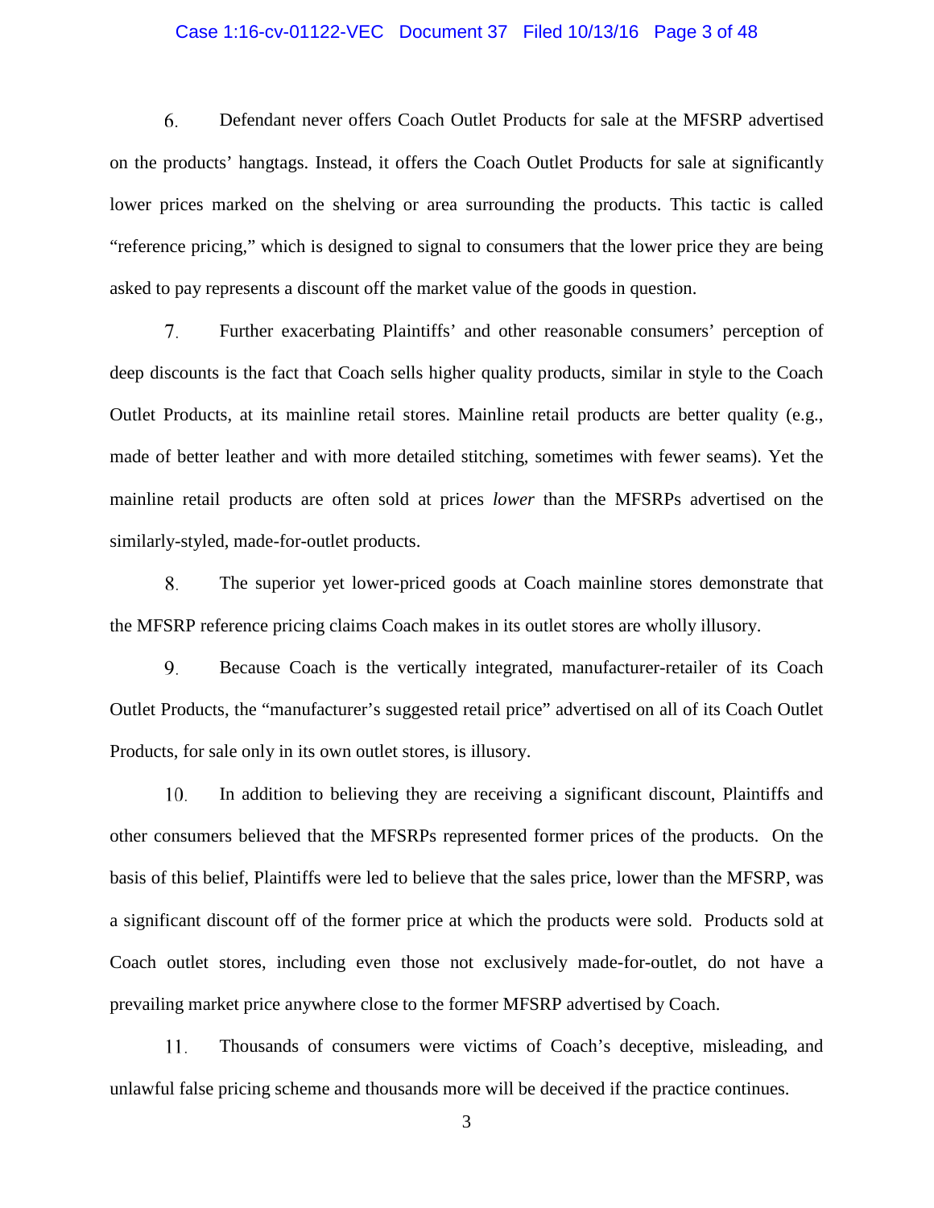6. Defendant never offers Coach Outlet Products for sale at the MFSRP advertised on the products' hangtags. Instead, it offers the Coach Outlet Products for sale at significantly lower prices marked on the shelving or area surrounding the products. This tactic is called "reference pricing," which is designed to signal to consumers that the lower price they are being asked to pay represents a discount off the market value of the goods in question.

7. Further exacerbating Plaintiffs' and other reasonable consumers' perception of deep discounts is the fact that Coach sells higher quality products, similar in style to the Coach Outlet Products, at its mainline retail stores. Mainline retail products are better quality (e.g., made of better leather and with more detailed stitching, sometimes with fewer seams). Yet the mainline retail products are often sold at prices *lower* than the MFSRPs advertised on the similarly-styled, made-for-outlet products.

8. The superior yet lower-priced goods at Coach mainline stores demonstrate that the MFSRP reference pricing claims Coach makes in its outlet stores are wholly illusory.

9. Because Coach is the vertically integrated, manufacturer-retailer of its Coach Outlet Products, the "manufacturer's suggested retail price" advertised on all of its Coach Outlet Products, for sale only in its own outlet stores, is illusory.

10. In addition to believing they are receiving a significant discount, Plaintiffs and other consumers believed that the MFSRPs represented former prices of the products. On the basis of this belief, Plaintiffs were led to believe that the sales price, lower than the MFSRP, was a significant discount off of the former price at which the products were sold. Products sold at Coach outlet stores, including even those not exclusively made-for-outlet, do not have a prevailing market price anywhere close to the former MFSRP advertised by Coach.

11. Thousands of consumers were victims of Coach's deceptive, misleading, and unlawful false pricing scheme and thousands more will be deceived if the practice continues.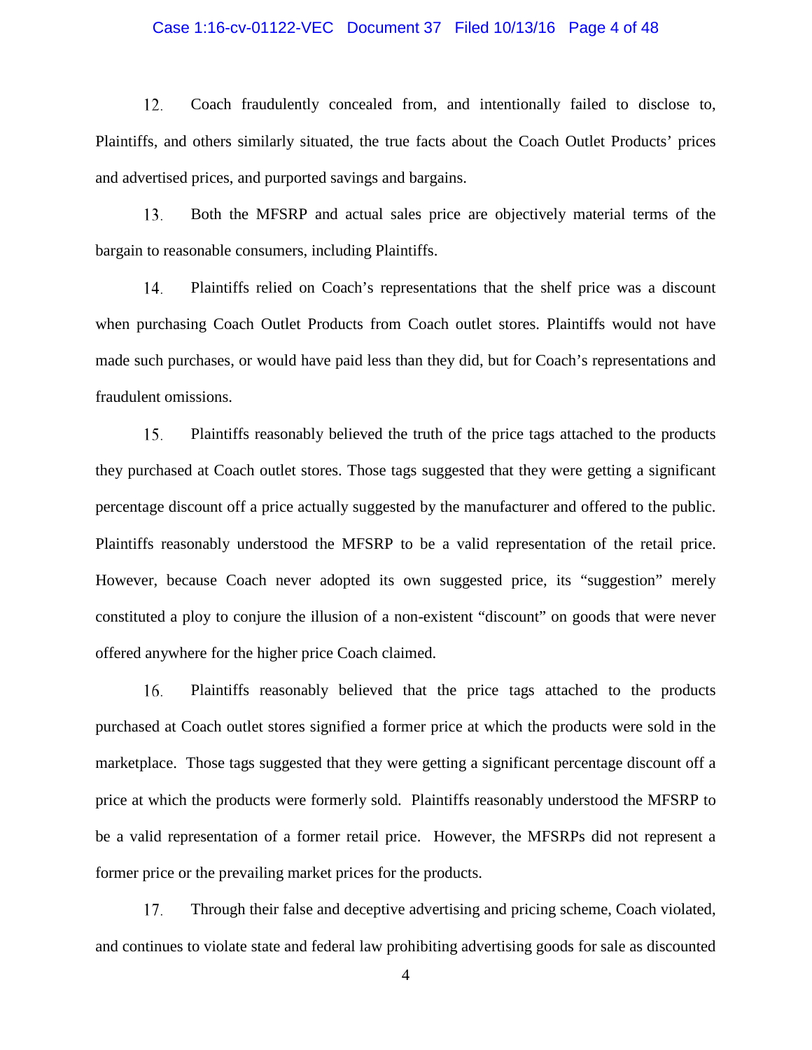12. Coach fraudulently concealed from, and intentionally failed to disclose to, Plaintiffs, and others similarly situated, the true facts about the Coach Outlet Products' prices and advertised prices, and purported savings and bargains.

13. Both the MFSRP and actual sales price are objectively material terms of the bargain to reasonable consumers, including Plaintiffs.

14. Plaintiffs relied on Coach's representations that the shelf price was a discount when purchasing Coach Outlet Products from Coach outlet stores. Plaintiffs would not have made such purchases, or would have paid less than they did, but for Coach's representations and fraudulent omissions.

15. Plaintiffs reasonably believed the truth of the price tags attached to the products they purchased at Coach outlet stores. Those tags suggested that they were getting a significant percentage discount off a price actually suggested by the manufacturer and offered to the public. Plaintiffs reasonably understood the MFSRP to be a valid representation of the retail price. However, because Coach never adopted its own suggested price, its "suggestion" merely constituted a ploy to conjure the illusion of a non-existent "discount" on goods that were never offered anywhere for the higher price Coach claimed.

16. Plaintiffs reasonably believed that the price tags attached to the products purchased at Coach outlet stores signified a former price at which the products were sold in the marketplace. Those tags suggested that they were getting a significant percentage discount off a price at which the products were formerly sold. Plaintiffs reasonably understood the MFSRP to be a valid representation of a former retail price. However, the MFSRPs did not represent a former price or the prevailing market prices for the products.

17. Through their false and deceptive advertising and pricing scheme, Coach violated, and continues to violate state and federal law prohibiting advertising goods for sale as discounted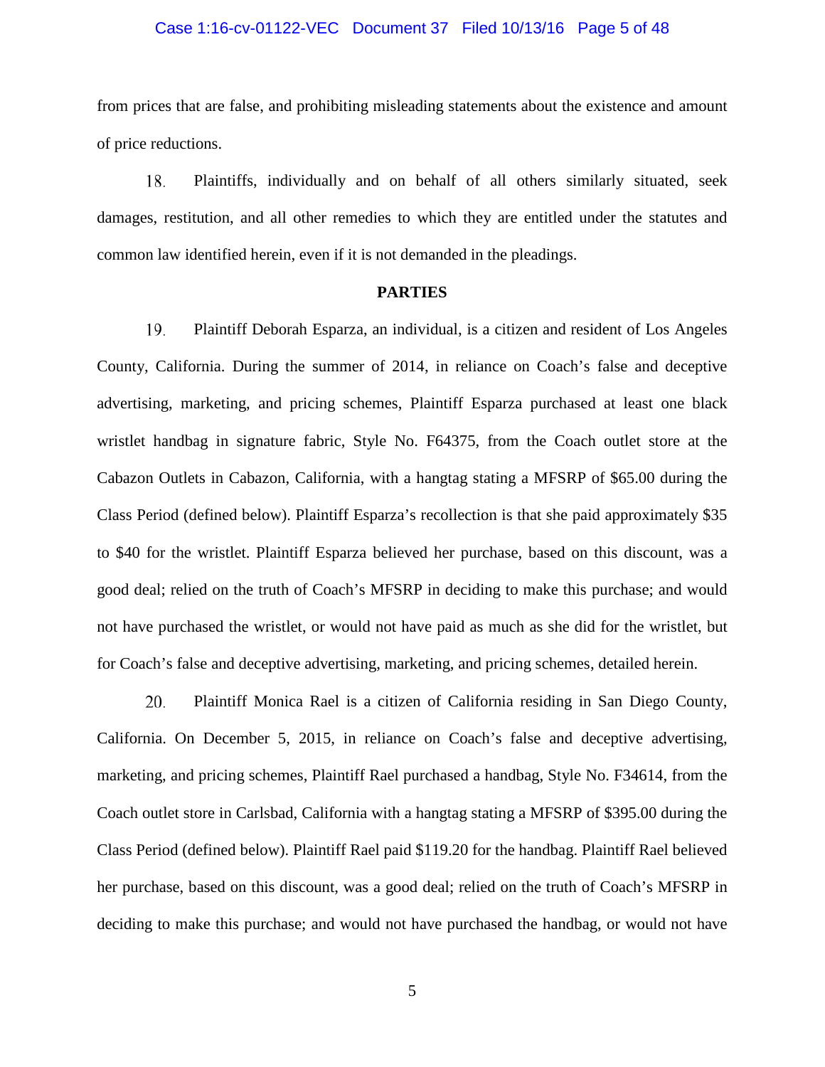from prices that are false, and prohibiting misleading statements about the existence and amount of price reductions.

18. Plaintiffs, individually and on behalf of all others similarly situated, seek damages, restitution, and all other remedies to which they are entitled under the statutes and common law identified herein, even if it is not demanded in the pleadings.

**PARTIES**

19. Plaintiff Deborah Esparza, an individual, is a citizen and resident of Los Angeles County, California. During the summer of 2014, in reliance on Coach's false and deceptive advertising, marketing, and pricing schemes, Plaintiff Esparza purchased at least one black wristlet handbag in signature fabric, Style No. F64375, from the Coach outlet store at the Cabazon Outlets in Cabazon, California, with a hangtag stating a MFSRP of $65.00 during the Class Period (defined below). Plaintiff Esparza's recollection is that she paid approximately $35 to $40 for the wristlet. Plaintiff Esparza believed her purchase, based on this discount, was a good deal; relied on the truth of Coach's MFSRP in deciding to make this purchase; and would not have purchased the wristlet, or would not have paid as much as she did for the wristlet, but for Coach's false and deceptive advertising, marketing, and pricing schemes, detailed herein.

20. Plaintiff Monica Rael is a citizen of California residing in San Diego County, California. On December 5, 2015, in reliance on Coach's false and deceptive advertising, marketing, and pricing schemes, Plaintiff Rael purchased a handbag, Style No. F34614, from the Coach outlet store in Carlsbad, California with a hangtag stating a MFSRP of $395.00 during the Class Period (defined below). Plaintiff Rael paid $119.20 for the handbag. Plaintiff Rael believed her purchase, based on this discount, was a good deal; relied on the truth of Coach's MFSRP in deciding to make this purchase; and would not have purchased the handbag, or would not have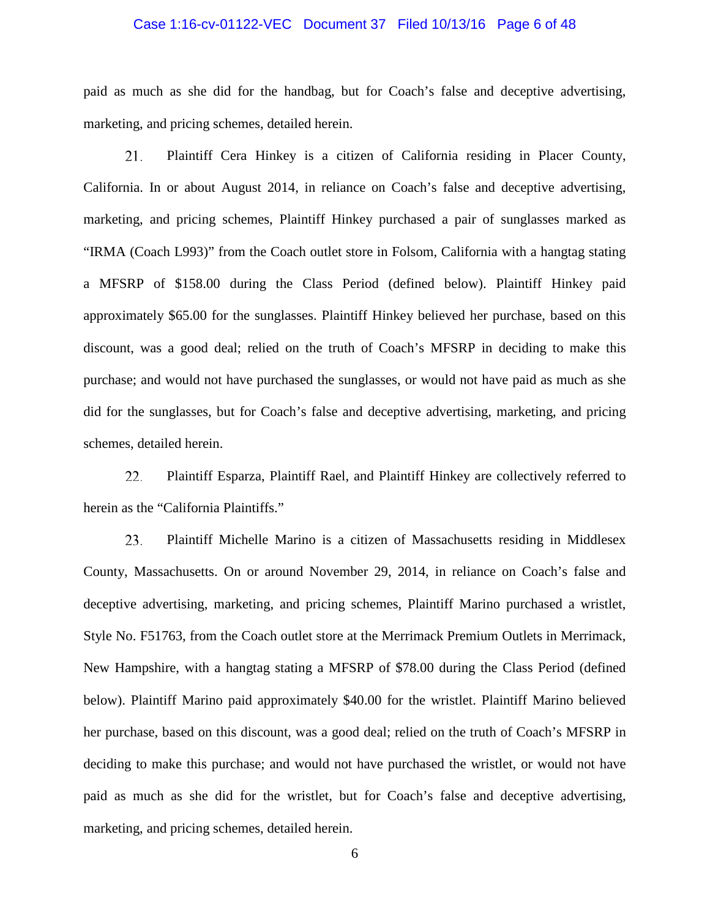paid as much as she did for the handbag, but for Coach's false and deceptive advertising, marketing, and pricing schemes, detailed herein.

21. Plaintiff Cera Hinkey is a citizen of California residing in Placer County, California. In or about August 2014, in reliance on Coach's false and deceptive advertising, marketing, and pricing schemes, Plaintiff Hinkey purchased a pair of sunglasses marked as "IRMA (Coach L993)" from the Coach outlet store in Folsom, California with a hangtag stating a MFSRP of $158.00 during the Class Period (defined below). Plaintiff Hinkey paid approximately $65.00 for the sunglasses. Plaintiff Hinkey believed her purchase, based on this discount, was a good deal; relied on the truth of Coach's MFSRP in deciding to make this purchase; and would not have purchased the sunglasses, or would not have paid as much as she did for the sunglasses, but for Coach's false and deceptive advertising, marketing, and pricing schemes, detailed herein.

22. Plaintiff Esparza, Plaintiff Rael, and Plaintiff Hinkey are collectively referred to herein as the "California Plaintiffs."

23. Plaintiff Michelle Marino is a citizen of Massachusetts residing in Middlesex County, Massachusetts. On or around November 29, 2014, in reliance on Coach's false and deceptive advertising, marketing, and pricing schemes, Plaintiff Marino purchased a wristlet, Style No. F51763, from the Coach outlet store at the Merrimack Premium Outlets in Merrimack, New Hampshire, with a hangtag stating a MFSRP of $78.00 during the Class Period (defined below). Plaintiff Marino paid approximately $40.00 for the wristlet. Plaintiff Marino believed her purchase, based on this discount, was a good deal; relied on the truth of Coach's MFSRP in deciding to make this purchase; and would not have purchased the wristlet, or would not have paid as much as she did for the wristlet, but for Coach's false and deceptive advertising, marketing, and pricing schemes, detailed herein.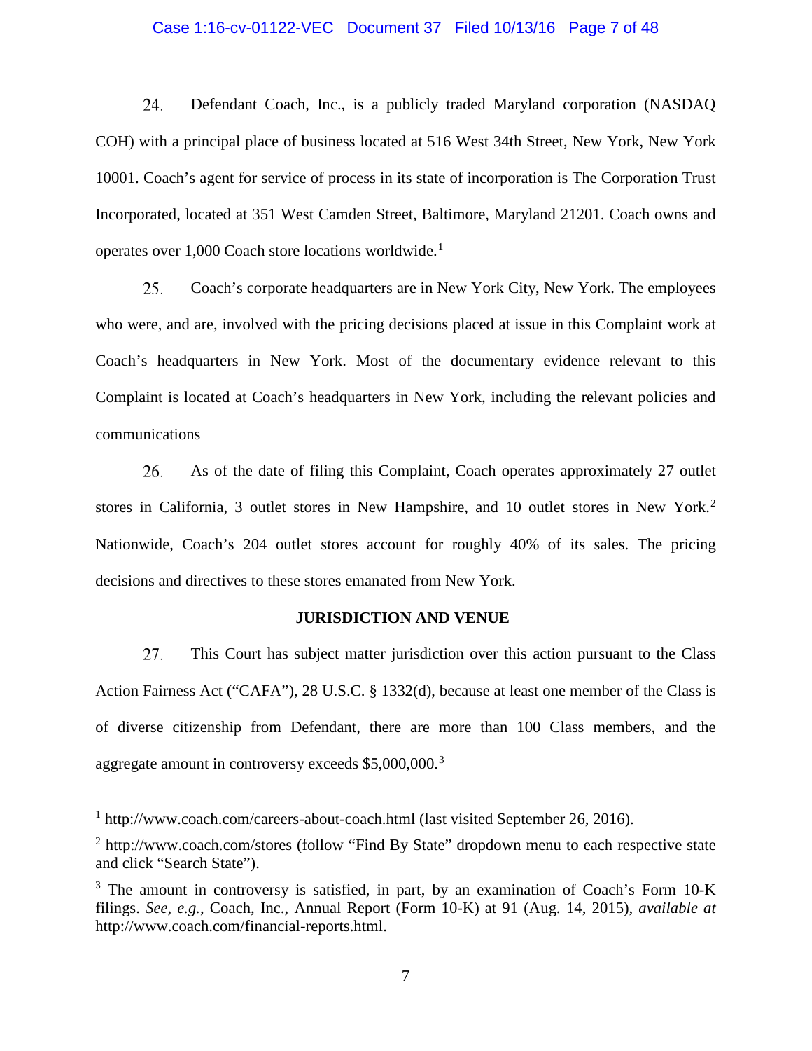24. Defendant Coach, Inc., is a publicly traded Maryland corporation (NASDAQ COH) with a principal place of business located at 516 West 34th Street, New York, New York 10001. Coach's agent for service of process in its state of incorporation is The Corporation Trust Incorporated, located at 351 West Camden Street, Baltimore, Maryland 21201. Coach owns and operates over 1,000 Coach store locations worldwide.[1]

25. Coach's corporate headquarters are in New York City, New York. The employees who were, and are, involved with the pricing decisions placed at issue in this Complaint work at Coach's headquarters in New York. Most of the documentary evidence relevant to this Complaint is located at Coach's headquarters in New York, including the relevant policies and communications

26. As of the date of filing this Complaint, Coach operates approximately 27 outlet stores in California, 3 outlet stores in New Hampshire, and 10 outlet stores in New York.[2] Nationwide, Coach's 204 outlet stores account for roughly 40% of its sales. The pricing decisions and directives to these stores emanated from New York.

## JURISDICTION AND VENUE

27. This Court has subject matter jurisdiction over this action pursuant to the Class Action Fairness Act ("CAFA"), 28 U.S.C. § 1332(d), because at least one member of the Class is of diverse citizenship from Defendant, there are more than 100 Class members, and the aggregate amount in controversy exceeds $5,000,000.[3]

---

[1] http://www.coach.com/careers-about-coach.html (last visited September 26, 2016).

[2] http://www.coach.com/stores (follow "Find By State" dropdown menu to each respective state and click "Search State").

[3] The amount in controversy is satisfied, in part, by an examination of Coach's Form 10-K filings. *See, e.g.*, Coach, Inc., Annual Report (Form 10-K) at 91 (Aug. 14, 2015), *available at* http://www.coach.com/financial-reports.html.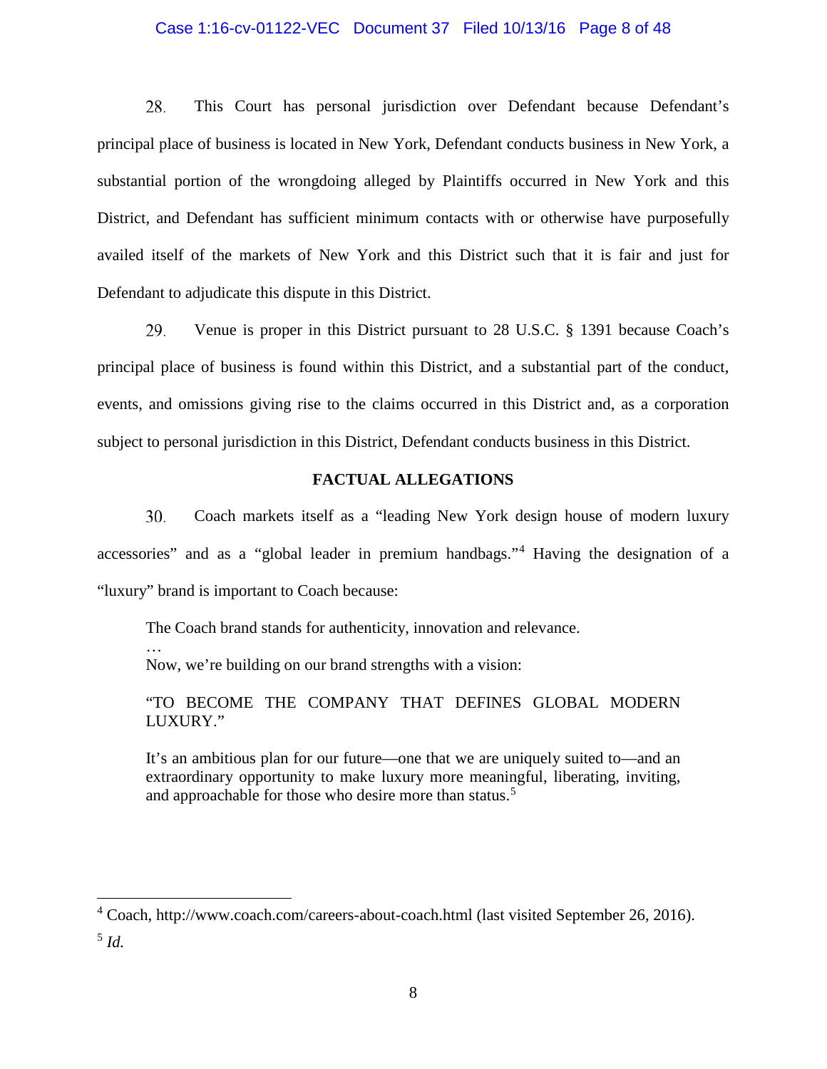28. This Court has personal jurisdiction over Defendant because Defendant's principal place of business is located in New York, Defendant conducts business in New York, a substantial portion of the wrongdoing alleged by Plaintiffs occurred in New York and this District, and Defendant has sufficient minimum contacts with or otherwise have purposefully availed itself of the markets of New York and this District such that it is fair and just for Defendant to adjudicate this dispute in this District.

29. Venue is proper in this District pursuant to 28 U.S.C. § 1391 because Coach's principal place of business is found within this District, and a substantial part of the conduct, events, and omissions giving rise to the claims occurred in this District and, as a corporation subject to personal jurisdiction in this District, Defendant conducts business in this District.

## FACTUAL ALLEGATIONS

30. Coach markets itself as a "leading New York design house of modern luxury accessories" and as a "global leader in premium handbags."[4] Having the designation of a "luxury" brand is important to Coach because:

> The Coach brand stands for authenticity, innovation and relevance.
>
> …
>
> Now, we're building on our brand strengths with a vision:
>
> "TO BECOME THE COMPANY THAT DEFINES GLOBAL MODERN LUXURY."
>
> It's an ambitious plan for our future—one that we are uniquely suited to—and an extraordinary opportunity to make luxury more meaningful, liberating, inviting, and approachable for those who desire more than status.[5]

---

[4] Coach, http://www.coach.com/careers-about-coach.html (last visited September 26, 2016).

[5] *Id.*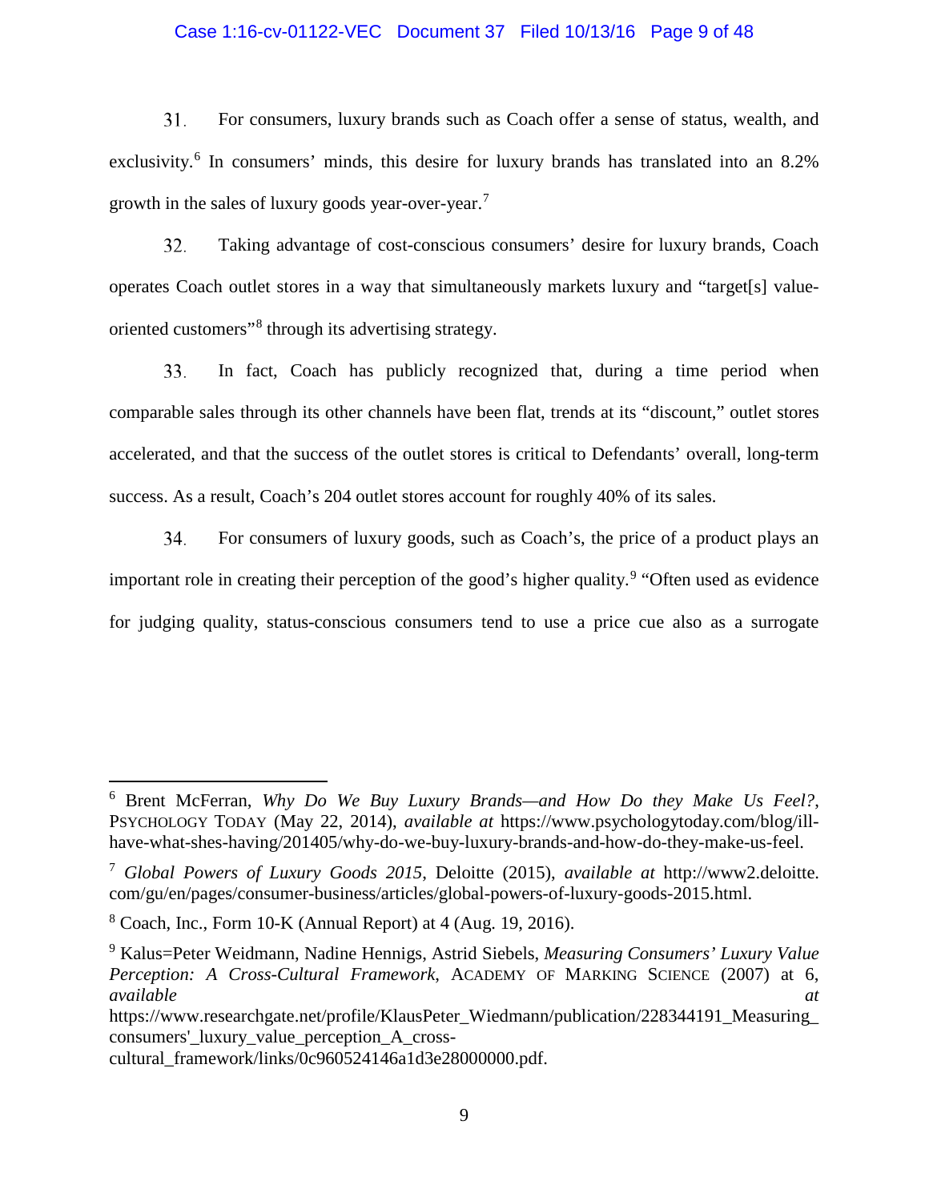31. For consumers, luxury brands such as Coach offer a sense of status, wealth, and exclusivity.[6] In consumers' minds, this desire for luxury brands has translated into an 8.2% growth in the sales of luxury goods year-over-year.[7]

32. Taking advantage of cost-conscious consumers' desire for luxury brands, Coach operates Coach outlet stores in a way that simultaneously markets luxury and "target[s] value-oriented customers"[8] through its advertising strategy.

33. In fact, Coach has publicly recognized that, during a time period when comparable sales through its other channels have been flat, trends at its "discount," outlet stores accelerated, and that the success of the outlet stores is critical to Defendants' overall, long-term success. As a result, Coach's 204 outlet stores account for roughly 40% of its sales.

34. For consumers of luxury goods, such as Coach's, the price of a product plays an important role in creating their perception of the good's higher quality.[9] "Often used as evidence for judging quality, status-conscious consumers tend to use a price cue also as a surrogate

---

[6] Brent McFerran, *Why Do We Buy Luxury Brands—and How Do they Make Us Feel?*, PSYCHOLOGY TODAY (May 22, 2014), *available at* https://www.psychologytoday.com/blog/ill-have-what-shes-having/201405/why-do-we-buy-luxury-brands-and-how-do-they-make-us-feel.

[7] *Global Powers of Luxury Goods 2015*, Deloitte (2015), *available at* http://www2.deloitte.com/gu/en/pages/consumer-business/articles/global-powers-of-luxury-goods-2015.html.

[8] Coach, Inc., Form 10-K (Annual Report) at 4 (Aug. 19, 2016).

[9] Kalus=Peter Weidmann, Nadine Hennigs, Astrid Siebels, *Measuring Consumers' Luxury Value Perception: A Cross-Cultural Framework*, ACADEMY OF MARKING SCIENCE (2007) at 6, *available at* https://www.researchgate.net/profile/KlausPeter_Wiedmann/publication/228344191_Measuring_consumers'_luxury_value_perception_A_cross-cultural_framework/links/0c960524146a1d3e28000000.pdf.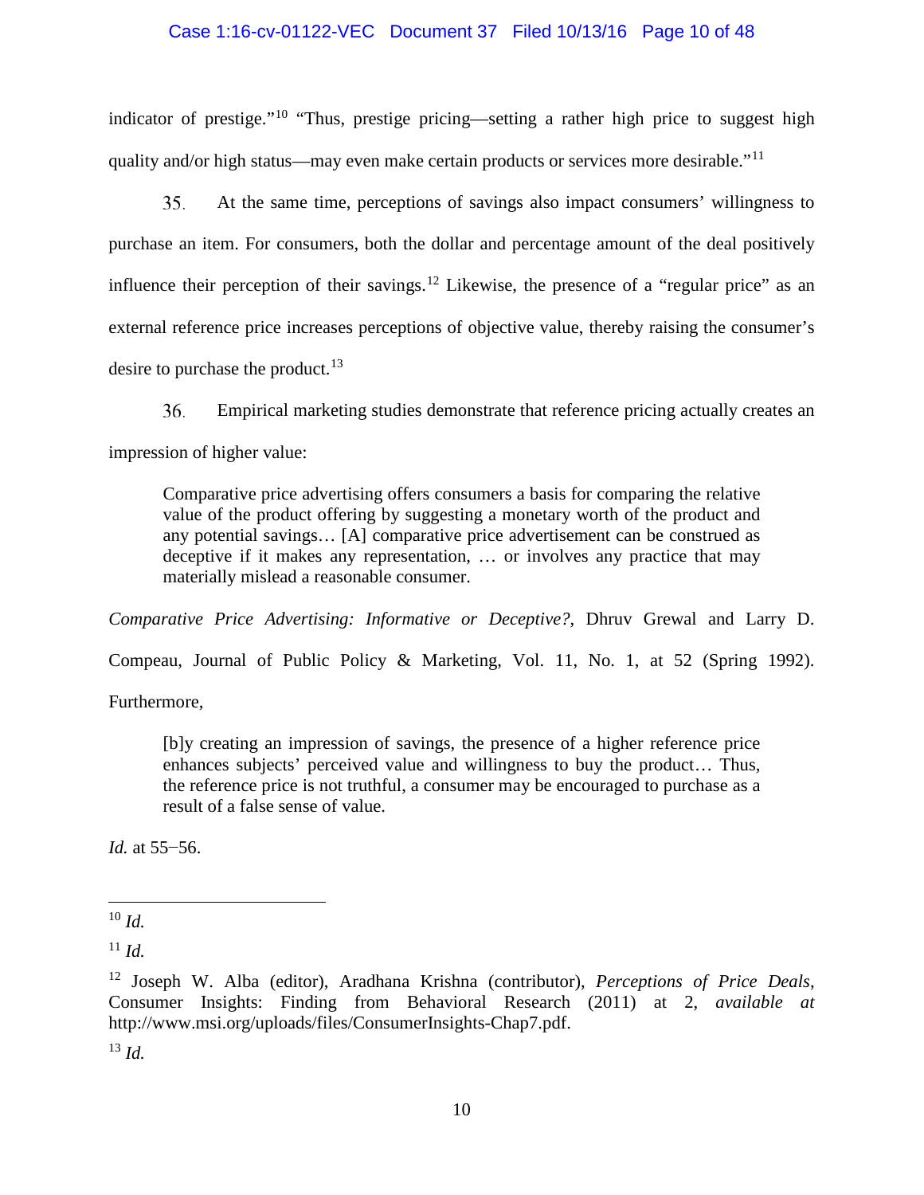indicator of prestige."[10] "Thus, prestige pricing—setting a rather high price to suggest high quality and/or high status—may even make certain products or services more desirable."[11]

35. At the same time, perceptions of savings also impact consumers' willingness to purchase an item. For consumers, both the dollar and percentage amount of the deal positively influence their perception of their savings.[12] Likewise, the presence of a "regular price" as an external reference price increases perceptions of objective value, thereby raising the consumer's desire to purchase the product.[13]

36. Empirical marketing studies demonstrate that reference pricing actually creates an impression of higher value:

> Comparative price advertising offers consumers a basis for comparing the relative value of the product offering by suggesting a monetary worth of the product and any potential savings… [A] comparative price advertisement can be construed as deceptive if it makes any representation, … or involves any practice that may materially mislead a reasonable consumer.

*Comparative Price Advertising: Informative or Deceptive?*, Dhruv Grewal and Larry D. Compeau, Journal of Public Policy & Marketing, Vol. 11, No. 1, at 52 (Spring 1992). Furthermore,

> [b]y creating an impression of savings, the presence of a higher reference price enhances subjects' perceived value and willingness to buy the product… Thus, the reference price is not truthful, a consumer may be encouraged to purchase as a result of a false sense of value.

*Id.* at 55−56.

---

[10] *Id.*

[11] *Id.*

[12] Joseph W. Alba (editor), Aradhana Krishna (contributor), *Perceptions of Price Deals*, Consumer Insights: Finding from Behavioral Research (2011) at 2, *available at* http://www.msi.org/uploads/files/ConsumerInsights-Chap7.pdf.

[13] *Id.*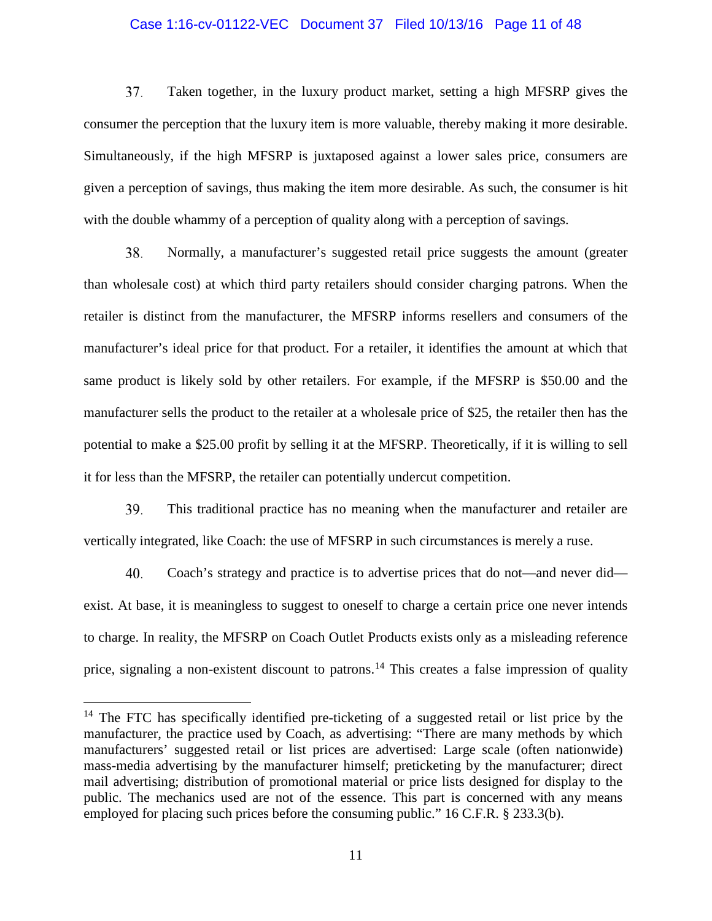37. Taken together, in the luxury product market, setting a high MFSRP gives the consumer the perception that the luxury item is more valuable, thereby making it more desirable. Simultaneously, if the high MFSRP is juxtaposed against a lower sales price, consumers are given a perception of savings, thus making the item more desirable. As such, the consumer is hit with the double whammy of a perception of quality along with a perception of savings.

38. Normally, a manufacturer's suggested retail price suggests the amount (greater than wholesale cost) at which third party retailers should consider charging patrons. When the retailer is distinct from the manufacturer, the MFSRP informs resellers and consumers of the manufacturer's ideal price for that product. For a retailer, it identifies the amount at which that same product is likely sold by other retailers. For example, if the MFSRP is $50.00 and the manufacturer sells the product to the retailer at a wholesale price of $25, the retailer then has the potential to make a $25.00 profit by selling it at the MFSRP. Theoretically, if it is willing to sell it for less than the MFSRP, the retailer can potentially undercut competition.

39. This traditional practice has no meaning when the manufacturer and retailer are vertically integrated, like Coach: the use of MFSRP in such circumstances is merely a ruse.

40. Coach's strategy and practice is to advertise prices that do not—and never did—exist. At base, it is meaningless to suggest to oneself to charge a certain price one never intends to charge. In reality, the MFSRP on Coach Outlet Products exists only as a misleading reference price, signaling a non-existent discount to patrons.[14] This creates a false impression of quality

---

[14] The FTC has specifically identified pre-ticketing of a suggested retail or list price by the manufacturer, the practice used by Coach, as advertising: "There are many methods by which manufacturers' suggested retail or list prices are advertised: Large scale (often nationwide) mass-media advertising by the manufacturer himself; preticketing by the manufacturer; direct mail advertising; distribution of promotional material or price lists designed for display to the public. The mechanics used are not of the essence. This part is concerned with any means employed for placing such prices before the consuming public." 16 C.F.R. § 233.3(b).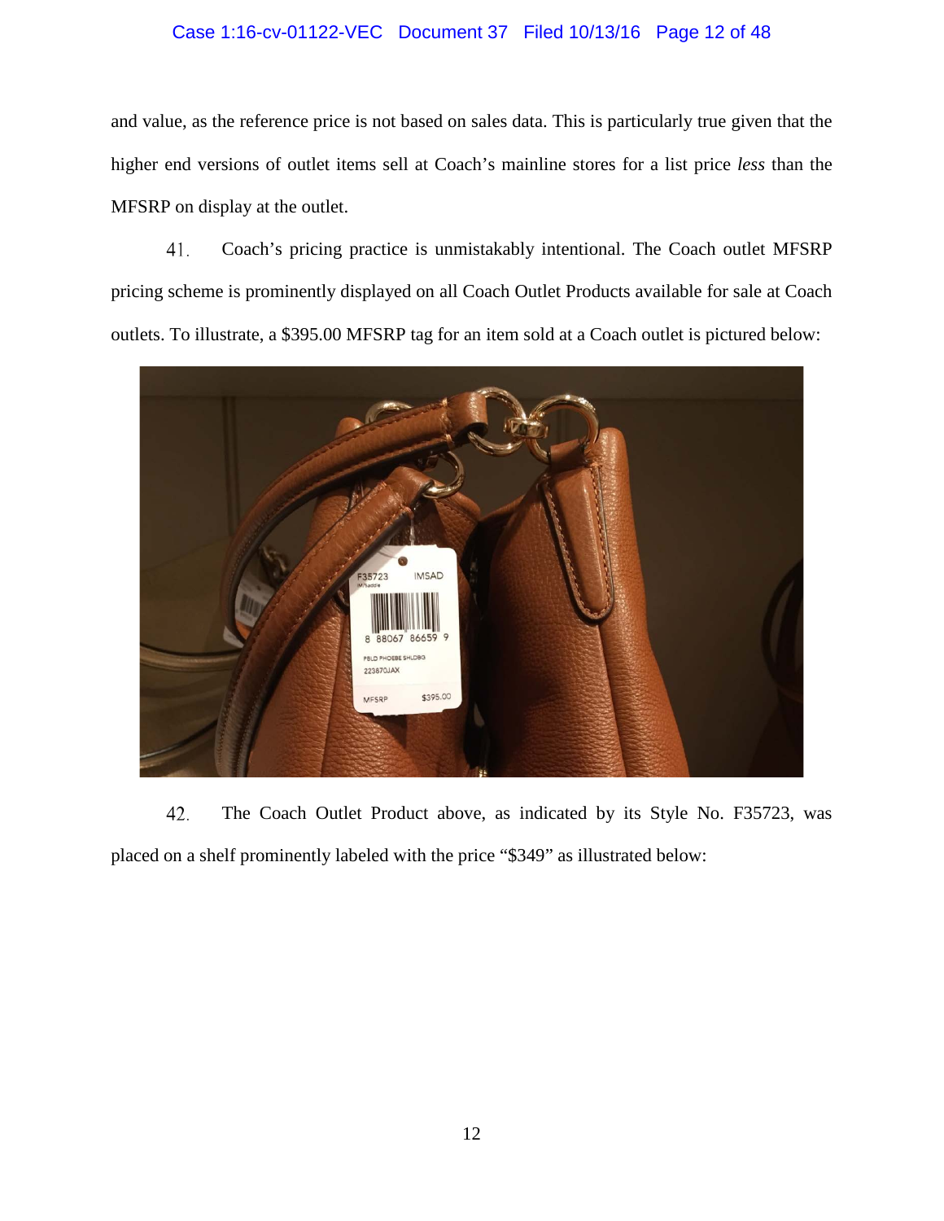and value, as the reference price is not based on sales data. This is particularly true given that the higher end versions of outlet items sell at Coach's mainline stores for a list price *less* than the MFSRP on display at the outlet.

41. Coach's pricing practice is unmistakably intentional. The Coach outlet MFSRP pricing scheme is prominently displayed on all Coach Outlet Products available for sale at Coach outlets. To illustrate, a $395.00 MFSRP tag for an item sold at a Coach outlet is pictured below:

42. The Coach Outlet Product above, as indicated by its Style No. F35723, was placed on a shelf prominently labeled with the price "$349" as illustrated below: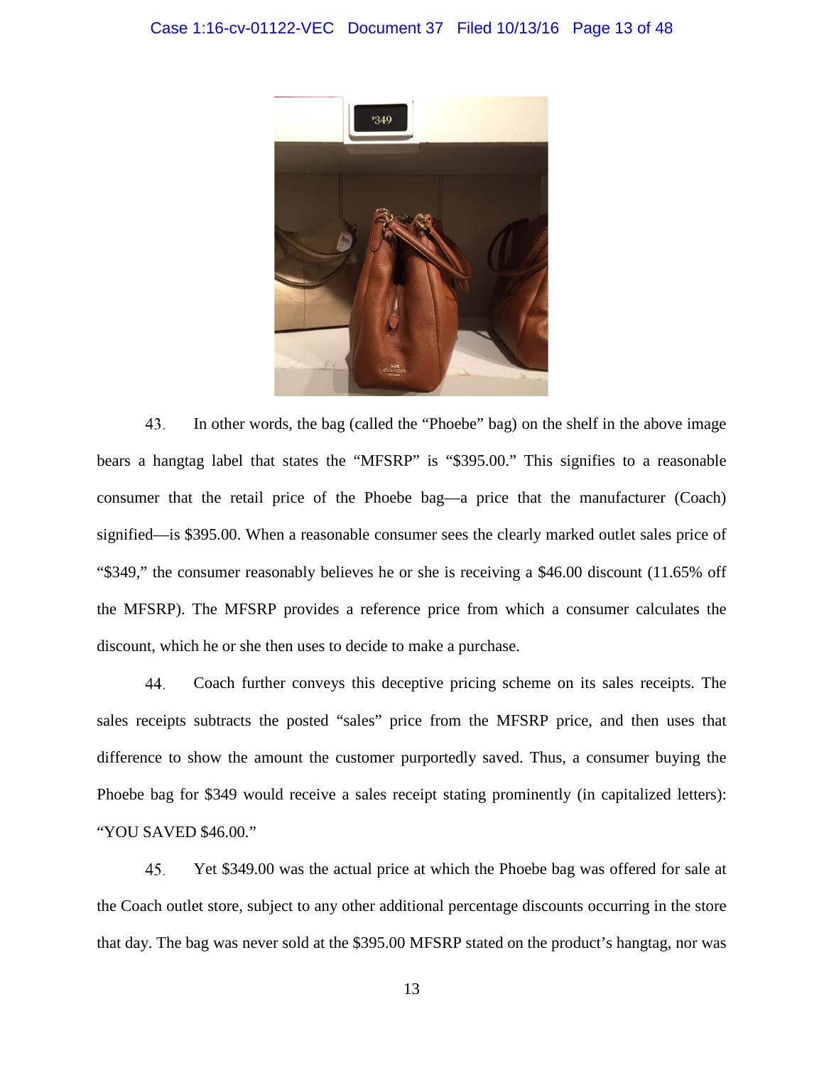43. In other words, the bag (called the "Phoebe" bag) on the shelf in the above image bears a hangtag label that states the "MFSRP" is "$395.00." This signifies to a reasonable consumer that the retail price of the Phoebe bag—a price that the manufacturer (Coach) signified—is $395.00. When a reasonable consumer sees the clearly marked outlet sales price of "$349," the consumer reasonably believes he or she is receiving a $46.00 discount (11.65% off the MFSRP). The MFSRP provides a reference price from which a consumer calculates the discount, which he or she then uses to decide to make a purchase.

44. Coach further conveys this deceptive pricing scheme on its sales receipts. The sales receipts subtracts the posted "sales" price from the MFSRP price, and then uses that difference to show the amount the customer purportedly saved. Thus, a consumer buying the Phoebe bag for $349 would receive a sales receipt stating prominently (in capitalized letters): "YOU SAVED $46.00."

45. Yet $349.00 was the actual price at which the Phoebe bag was offered for sale at the Coach outlet store, subject to any other additional percentage discounts occurring in the store that day. The bag was never sold at the $395.00 MFSRP stated on the product's hangtag, nor was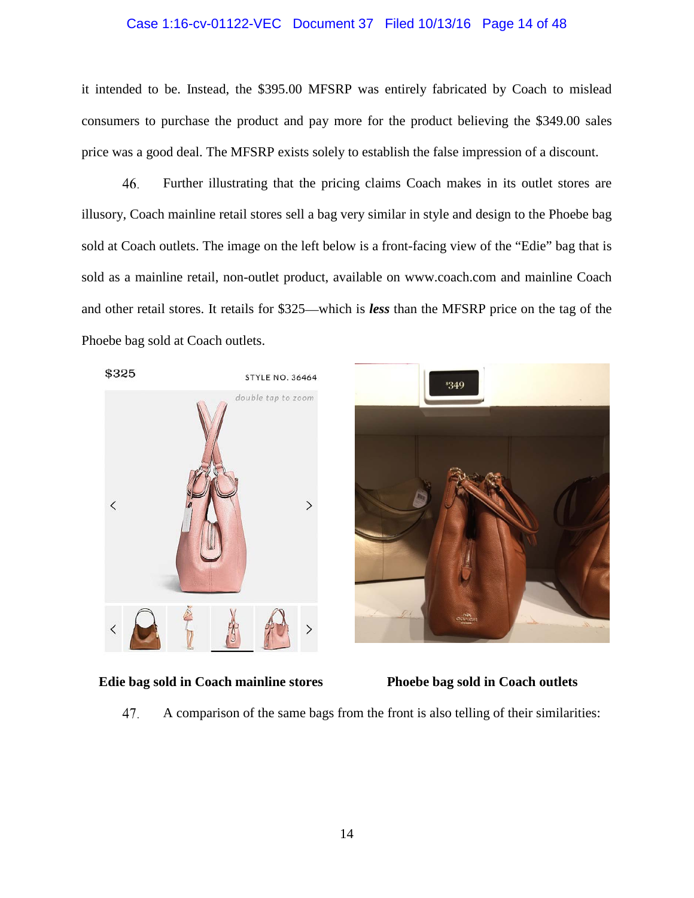it intended to be. Instead, the $395.00 MFSRP was entirely fabricated by Coach to mislead consumers to purchase the product and pay more for the product believing the $349.00 sales price was a good deal. The MFSRP exists solely to establish the false impression of a discount.

46. Further illustrating that the pricing claims Coach makes in its outlet stores are illusory, Coach mainline retail stores sell a bag very similar in style and design to the Phoebe bag sold at Coach outlets. The image on the left below is a front-facing view of the "Edie" bag that is sold as a mainline retail, non-outlet product, available on www.coach.com and mainline Coach and other retail stores. It retails for $325—which is ***less*** than the MFSRP price on the tag of the Phoebe bag sold at Coach outlets.

**Edie bag sold in Coach mainline stores**

**Phoebe bag sold in Coach outlets**

47. A comparison of the same bags from the front is also telling of their similarities: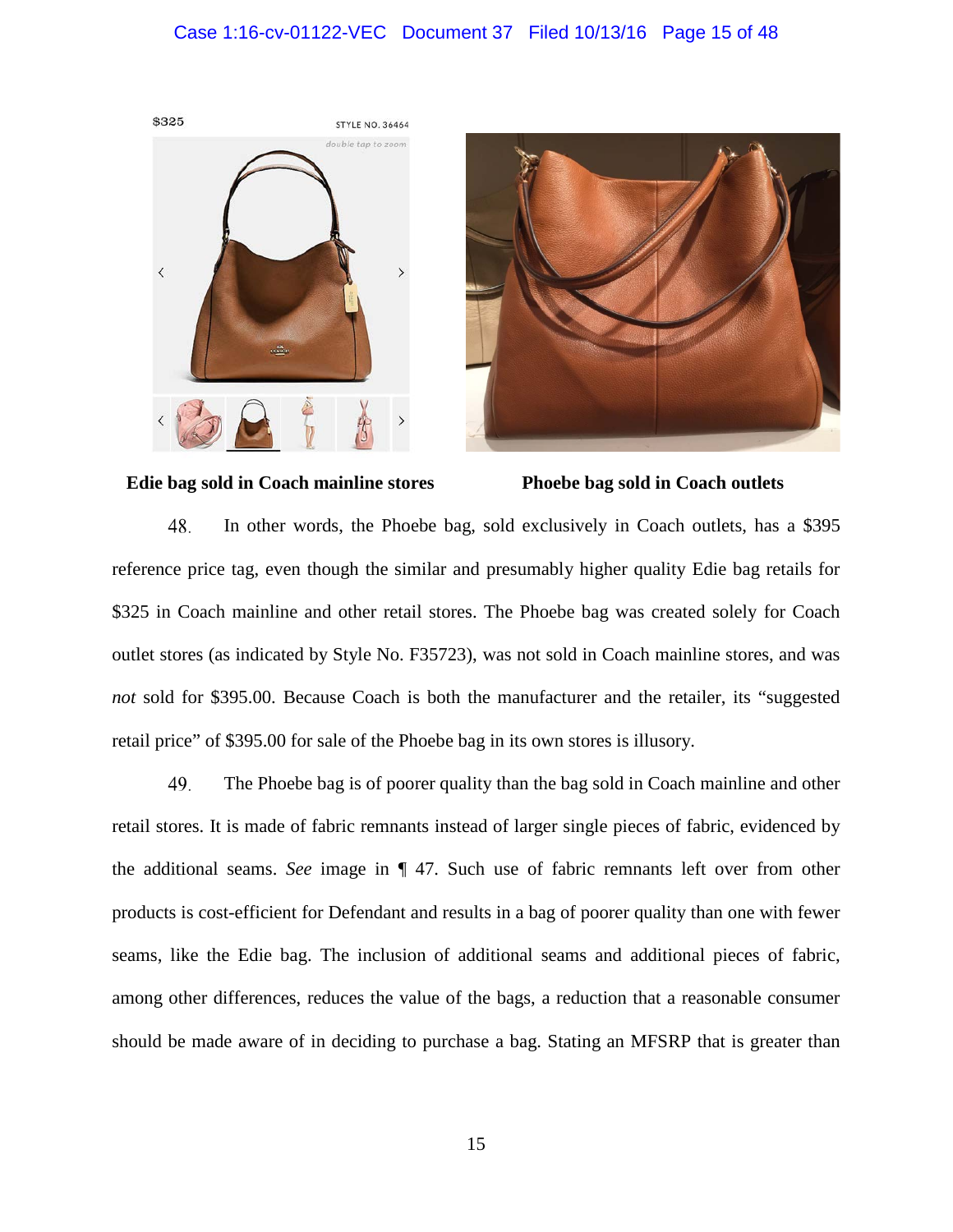**Edie bag sold in Coach mainline stores** **Phoebe bag sold in Coach outlets**

48. In other words, the Phoebe bag, sold exclusively in Coach outlets, has a $395 reference price tag, even though the similar and presumably higher quality Edie bag retails for $325 in Coach mainline and other retail stores. The Phoebe bag was created solely for Coach outlet stores (as indicated by Style No. F35723), was not sold in Coach mainline stores, and was *not* sold for $395.00. Because Coach is both the manufacturer and the retailer, its "suggested retail price" of $395.00 for sale of the Phoebe bag in its own stores is illusory.

49. The Phoebe bag is of poorer quality than the bag sold in Coach mainline and other retail stores. It is made of fabric remnants instead of larger single pieces of fabric, evidenced by the additional seams. *See* image in ¶ 47. Such use of fabric remnants left over from other products is cost-efficient for Defendant and results in a bag of poorer quality than one with fewer seams, like the Edie bag. The inclusion of additional seams and additional pieces of fabric, among other differences, reduces the value of the bags, a reduction that a reasonable consumer should be made aware of in deciding to purchase a bag. Stating an MFSRP that is greater than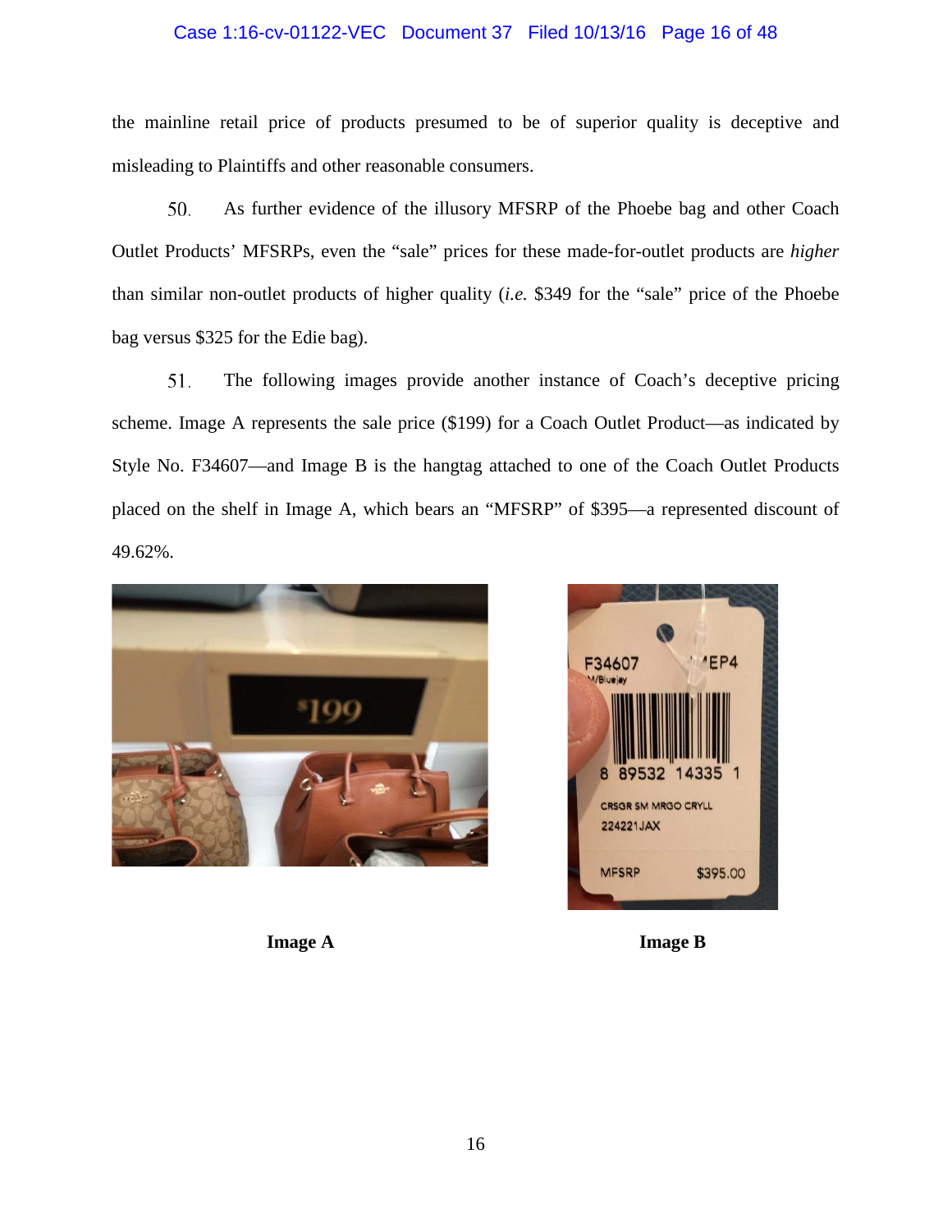the mainline retail price of products presumed to be of superior quality is deceptive and misleading to Plaintiffs and other reasonable consumers.

50. As further evidence of the illusory MFSRP of the Phoebe bag and other Coach Outlet Products' MFSRPs, even the "sale" prices for these made-for-outlet products are *higher* than similar non-outlet products of higher quality (*i.e.* $349 for the "sale" price of the Phoebe bag versus $325 for the Edie bag).

51. The following images provide another instance of Coach's deceptive pricing scheme. Image A represents the sale price ($199) for a Coach Outlet Product—as indicated by Style No. F34607—and Image B is the hangtag attached to one of the Coach Outlet Products placed on the shelf in Image A, which bears an "MFSRP" of $395—a represented discount of 49.62%.

**Image A**

**Image B**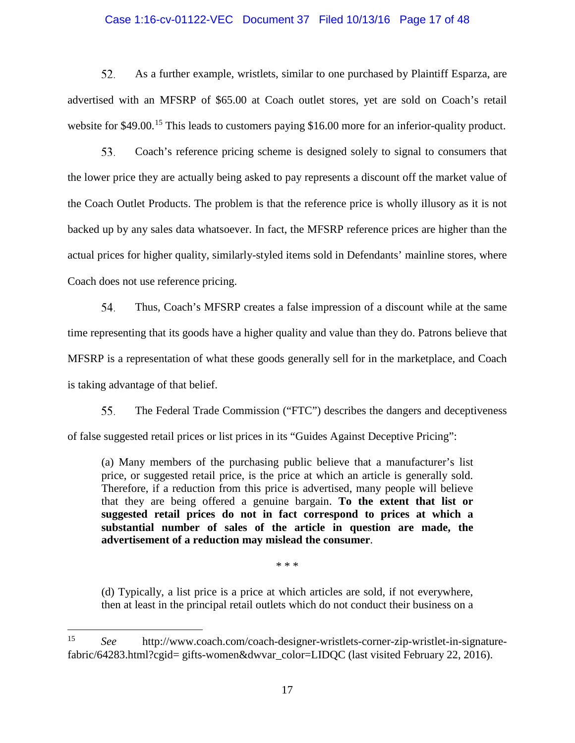52. As a further example, wristlets, similar to one purchased by Plaintiff Esparza, are advertised with an MFSRP of $65.00 at Coach outlet stores, yet are sold on Coach's retail website for $49.00.[15] This leads to customers paying $16.00 more for an inferior-quality product.

53. Coach's reference pricing scheme is designed solely to signal to consumers that the lower price they are actually being asked to pay represents a discount off the market value of the Coach Outlet Products. The problem is that the reference price is wholly illusory as it is not backed up by any sales data whatsoever. In fact, the MFSRP reference prices are higher than the actual prices for higher quality, similarly-styled items sold in Defendants' mainline stores, where Coach does not use reference pricing.

54. Thus, Coach's MFSRP creates a false impression of a discount while at the same time representing that its goods have a higher quality and value than they do. Patrons believe that MFSRP is a representation of what these goods generally sell for in the marketplace, and Coach is taking advantage of that belief.

55. The Federal Trade Commission ("FTC") describes the dangers and deceptiveness of false suggested retail prices or list prices in its "Guides Against Deceptive Pricing":

> (a) Many members of the purchasing public believe that a manufacturer's list price, or suggested retail price, is the price at which an article is generally sold. Therefore, if a reduction from this price is advertised, many people will believe that they are being offered a genuine bargain. **To the extent that list or suggested retail prices do not in fact correspond to prices at which a substantial number of sales of the article in question are made, the advertisement of a reduction may mislead the consumer**.
>
> \* \* \*
>
> (d) Typically, a list price is a price at which articles are sold, if not everywhere, then at least in the principal retail outlets which do not conduct their business on a

---

[15] *See* http://www.coach.com/coach-designer-wristlets-corner-zip-wristlet-in-signature-fabric/64283.html?cgid= gifts-women&dwvar_color=LIDQC (last visited February 22, 2016).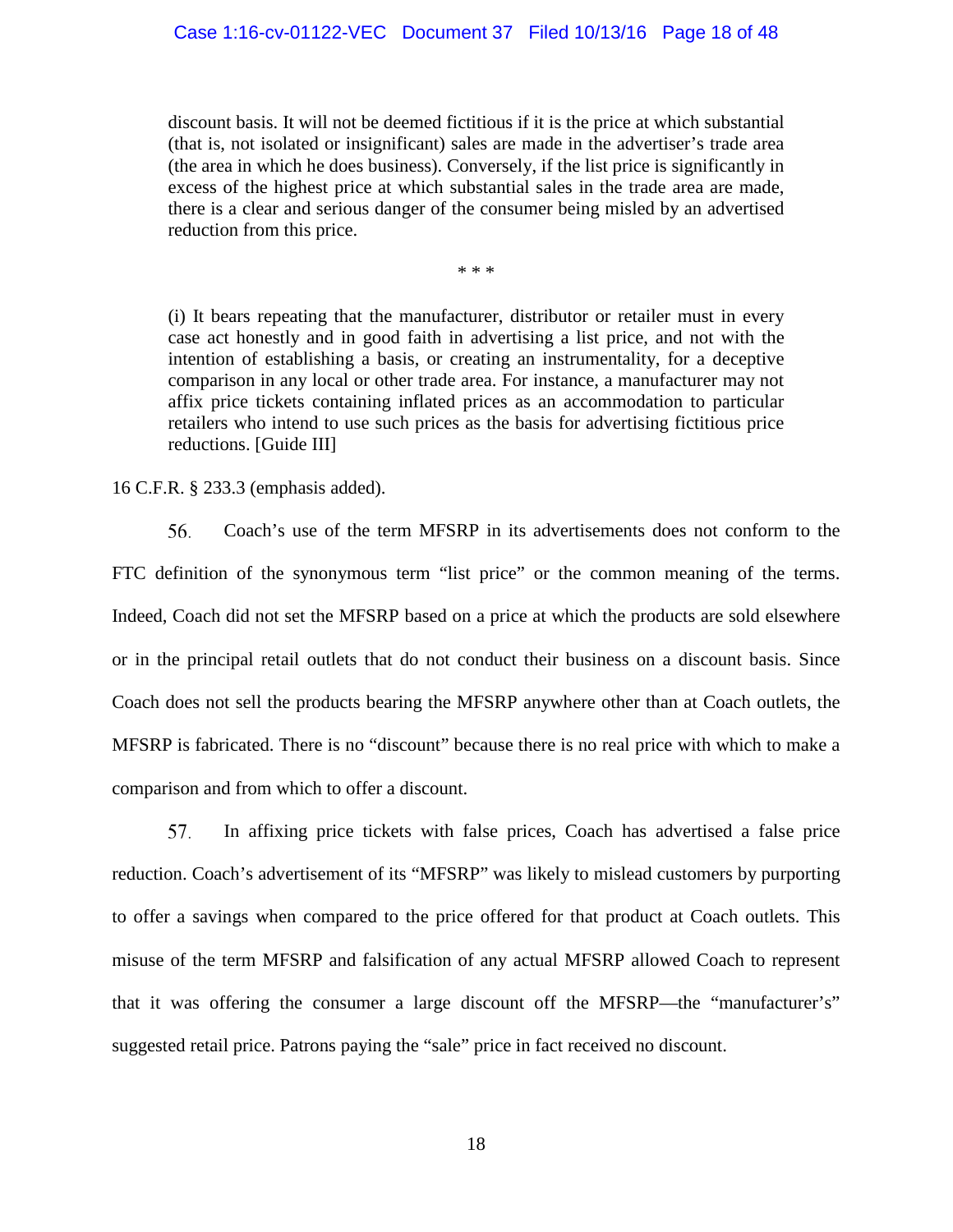> discount basis. It will not be deemed fictitious if it is the price at which substantial (that is, not isolated or insignificant) sales are made in the advertiser's trade area (the area in which he does business). Conversely, if the list price is significantly in excess of the highest price at which substantial sales in the trade area are made, there is a clear and serious danger of the consumer being misled by an advertised reduction from this price.
>
> \* \* \*
>
> (i) It bears repeating that the manufacturer, distributor or retailer must in every case act honestly and in good faith in advertising a list price, and not with the intention of establishing a basis, or creating an instrumentality, for a deceptive comparison in any local or other trade area. For instance, a manufacturer may not affix price tickets containing inflated prices as an accommodation to particular retailers who intend to use such prices as the basis for advertising fictitious price reductions. [Guide III]

16 C.F.R. § 233.3 (emphasis added).

56. Coach's use of the term MFSRP in its advertisements does not conform to the FTC definition of the synonymous term "list price" or the common meaning of the terms. Indeed, Coach did not set the MFSRP based on a price at which the products are sold elsewhere or in the principal retail outlets that do not conduct their business on a discount basis. Since Coach does not sell the products bearing the MFSRP anywhere other than at Coach outlets, the MFSRP is fabricated. There is no "discount" because there is no real price with which to make a comparison and from which to offer a discount.

57. In affixing price tickets with false prices, Coach has advertised a false price reduction. Coach's advertisement of its "MFSRP" was likely to mislead customers by purporting to offer a savings when compared to the price offered for that product at Coach outlets. This misuse of the term MFSRP and falsification of any actual MFSRP allowed Coach to represent that it was offering the consumer a large discount off the MFSRP—the "manufacturer's" suggested retail price. Patrons paying the "sale" price in fact received no discount.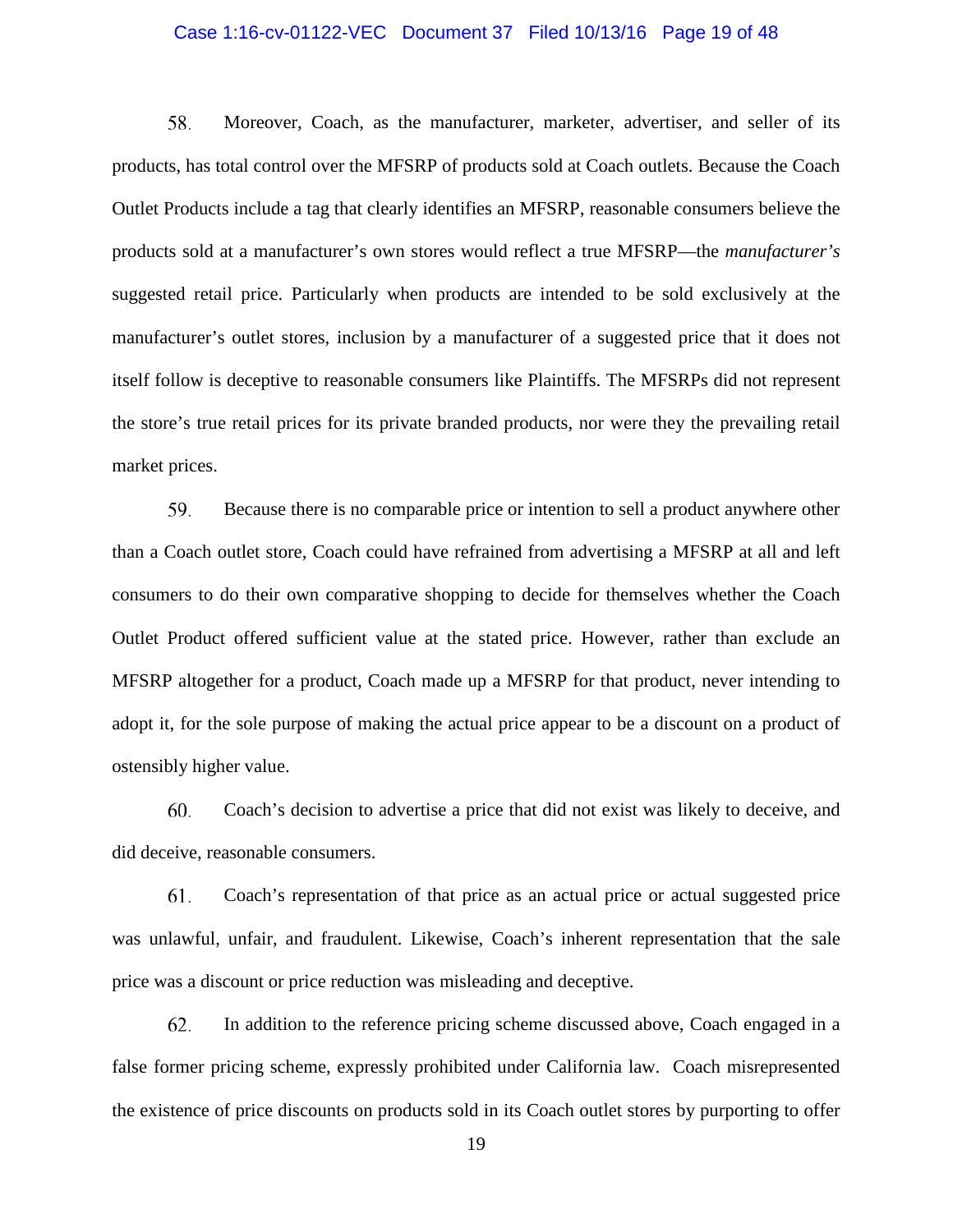58. Moreover, Coach, as the manufacturer, marketer, advertiser, and seller of its products, has total control over the MFSRP of products sold at Coach outlets. Because the Coach Outlet Products include a tag that clearly identifies an MFSRP, reasonable consumers believe the products sold at a manufacturer's own stores would reflect a true MFSRP—the *manufacturer's* suggested retail price. Particularly when products are intended to be sold exclusively at the manufacturer's outlet stores, inclusion by a manufacturer of a suggested price that it does not itself follow is deceptive to reasonable consumers like Plaintiffs. The MFSRPs did not represent the store's true retail prices for its private branded products, nor were they the prevailing retail market prices.

59. Because there is no comparable price or intention to sell a product anywhere other than a Coach outlet store, Coach could have refrained from advertising a MFSRP at all and left consumers to do their own comparative shopping to decide for themselves whether the Coach Outlet Product offered sufficient value at the stated price. However, rather than exclude an MFSRP altogether for a product, Coach made up a MFSRP for that product, never intending to adopt it, for the sole purpose of making the actual price appear to be a discount on a product of ostensibly higher value.

60. Coach's decision to advertise a price that did not exist was likely to deceive, and did deceive, reasonable consumers.

61. Coach's representation of that price as an actual price or actual suggested price was unlawful, unfair, and fraudulent. Likewise, Coach's inherent representation that the sale price was a discount or price reduction was misleading and deceptive.

62. In addition to the reference pricing scheme discussed above, Coach engaged in a false former pricing scheme, expressly prohibited under California law. Coach misrepresented the existence of price discounts on products sold in its Coach outlet stores by purporting to offer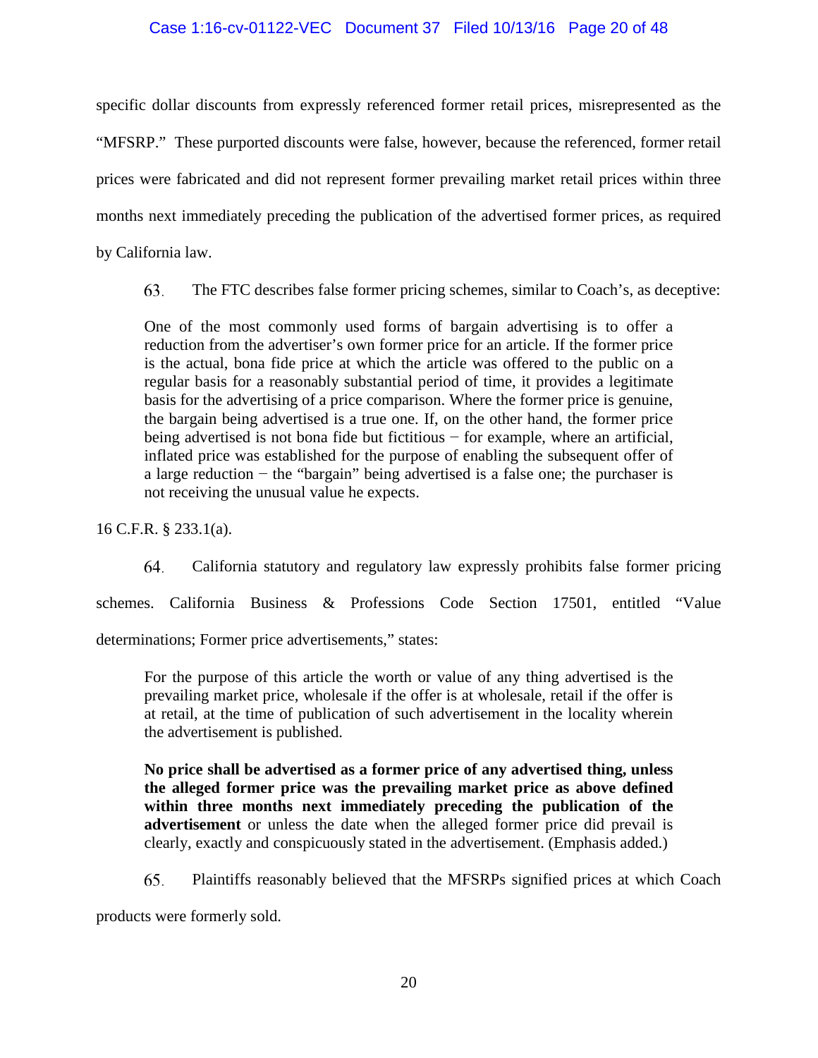specific dollar discounts from expressly referenced former retail prices, misrepresented as the "MFSRP." These purported discounts were false, however, because the referenced, former retail prices were fabricated and did not represent former prevailing market retail prices within three months next immediately preceding the publication of the advertised former prices, as required by California law.

63. The FTC describes false former pricing schemes, similar to Coach's, as deceptive:

> One of the most commonly used forms of bargain advertising is to offer a reduction from the advertiser's own former price for an article. If the former price is the actual, bona fide price at which the article was offered to the public on a regular basis for a reasonably substantial period of time, it provides a legitimate basis for the advertising of a price comparison. Where the former price is genuine, the bargain being advertised is a true one. If, on the other hand, the former price being advertised is not bona fide but fictitious − for example, where an artificial, inflated price was established for the purpose of enabling the subsequent offer of a large reduction − the "bargain" being advertised is a false one; the purchaser is not receiving the unusual value he expects.

16 C.F.R. § 233.1(a).

64. California statutory and regulatory law expressly prohibits false former pricing schemes. California Business & Professions Code Section 17501, entitled "Value determinations; Former price advertisements," states:

> For the purpose of this article the worth or value of any thing advertised is the prevailing market price, wholesale if the offer is at wholesale, retail if the offer is at retail, at the time of publication of such advertisement in the locality wherein the advertisement is published.
>
> **No price shall be advertised as a former price of any advertised thing, unless the alleged former price was the prevailing market price as above defined within three months next immediately preceding the publication of the advertisement** or unless the date when the alleged former price did prevail is clearly, exactly and conspicuously stated in the advertisement. (Emphasis added.)

65. Plaintiffs reasonably believed that the MFSRPs signified prices at which Coach products were formerly sold.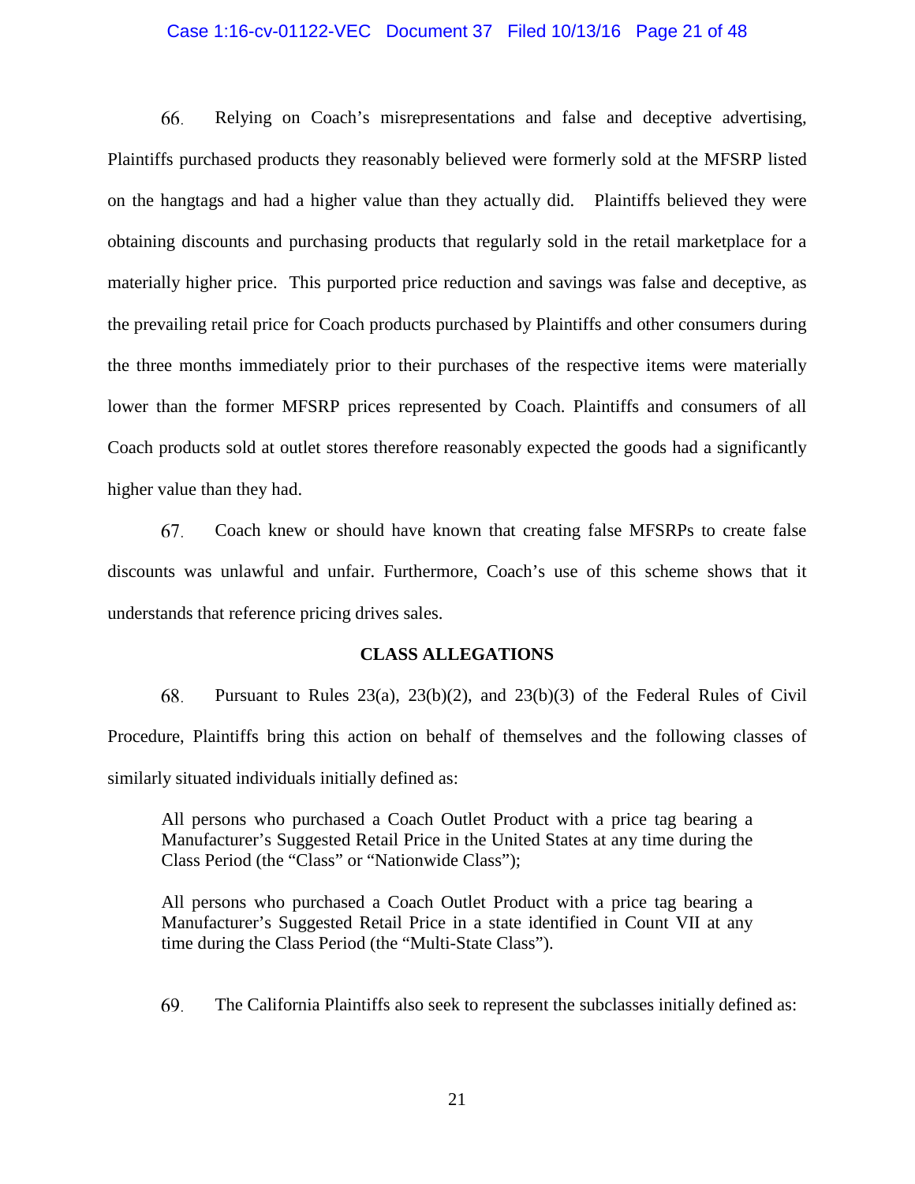66. Relying on Coach's misrepresentations and false and deceptive advertising, Plaintiffs purchased products they reasonably believed were formerly sold at the MFSRP listed on the hangtags and had a higher value than they actually did. Plaintiffs believed they were obtaining discounts and purchasing products that regularly sold in the retail marketplace for a materially higher price. This purported price reduction and savings was false and deceptive, as the prevailing retail price for Coach products purchased by Plaintiffs and other consumers during the three months immediately prior to their purchases of the respective items were materially lower than the former MFSRP prices represented by Coach. Plaintiffs and consumers of all Coach products sold at outlet stores therefore reasonably expected the goods had a significantly higher value than they had.

67. Coach knew or should have known that creating false MFSRPs to create false discounts was unlawful and unfair. Furthermore, Coach's use of this scheme shows that it understands that reference pricing drives sales.

## CLASS ALLEGATIONS

68. Pursuant to Rules 23(a), 23(b)(2), and 23(b)(3) of the Federal Rules of Civil Procedure, Plaintiffs bring this action on behalf of themselves and the following classes of similarly situated individuals initially defined as:

> All persons who purchased a Coach Outlet Product with a price tag bearing a Manufacturer's Suggested Retail Price in the United States at any time during the Class Period (the "Class" or "Nationwide Class");
>
> All persons who purchased a Coach Outlet Product with a price tag bearing a Manufacturer's Suggested Retail Price in a state identified in Count VII at any time during the Class Period (the "Multi-State Class").

69. The California Plaintiffs also seek to represent the subclasses initially defined as: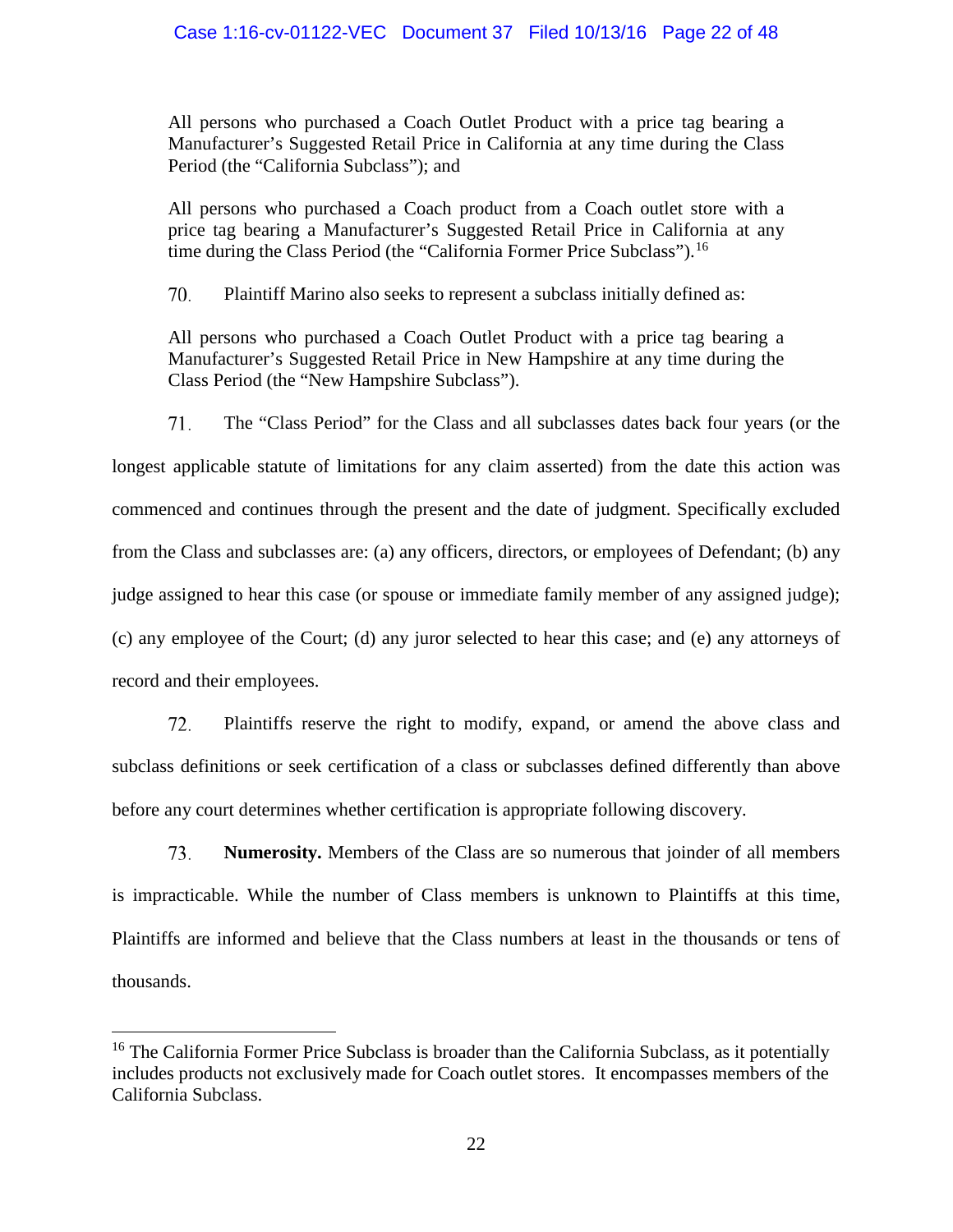> All persons who purchased a Coach Outlet Product with a price tag bearing a Manufacturer's Suggested Retail Price in California at any time during the Class Period (the "California Subclass"); and

> All persons who purchased a Coach product from a Coach outlet store with a price tag bearing a Manufacturer's Suggested Retail Price in California at any time during the Class Period (the "California Former Price Subclass").[16]

70. Plaintiff Marino also seeks to represent a subclass initially defined as:

> All persons who purchased a Coach Outlet Product with a price tag bearing a Manufacturer's Suggested Retail Price in New Hampshire at any time during the Class Period (the "New Hampshire Subclass").

71. The "Class Period" for the Class and all subclasses dates back four years (or the longest applicable statute of limitations for any claim asserted) from the date this action was commenced and continues through the present and the date of judgment. Specifically excluded from the Class and subclasses are: (a) any officers, directors, or employees of Defendant; (b) any judge assigned to hear this case (or spouse or immediate family member of any assigned judge); (c) any employee of the Court; (d) any juror selected to hear this case; and (e) any attorneys of record and their employees.

72. Plaintiffs reserve the right to modify, expand, or amend the above class and subclass definitions or seek certification of a class or subclasses defined differently than above before any court determines whether certification is appropriate following discovery.

73. **Numerosity.** Members of the Class are so numerous that joinder of all members is impracticable. While the number of Class members is unknown to Plaintiffs at this time, Plaintiffs are informed and believe that the Class numbers at least in the thousands or tens of thousands.

---

[16] The California Former Price Subclass is broader than the California Subclass, as it potentially includes products not exclusively made for Coach outlet stores. It encompasses members of the California Subclass.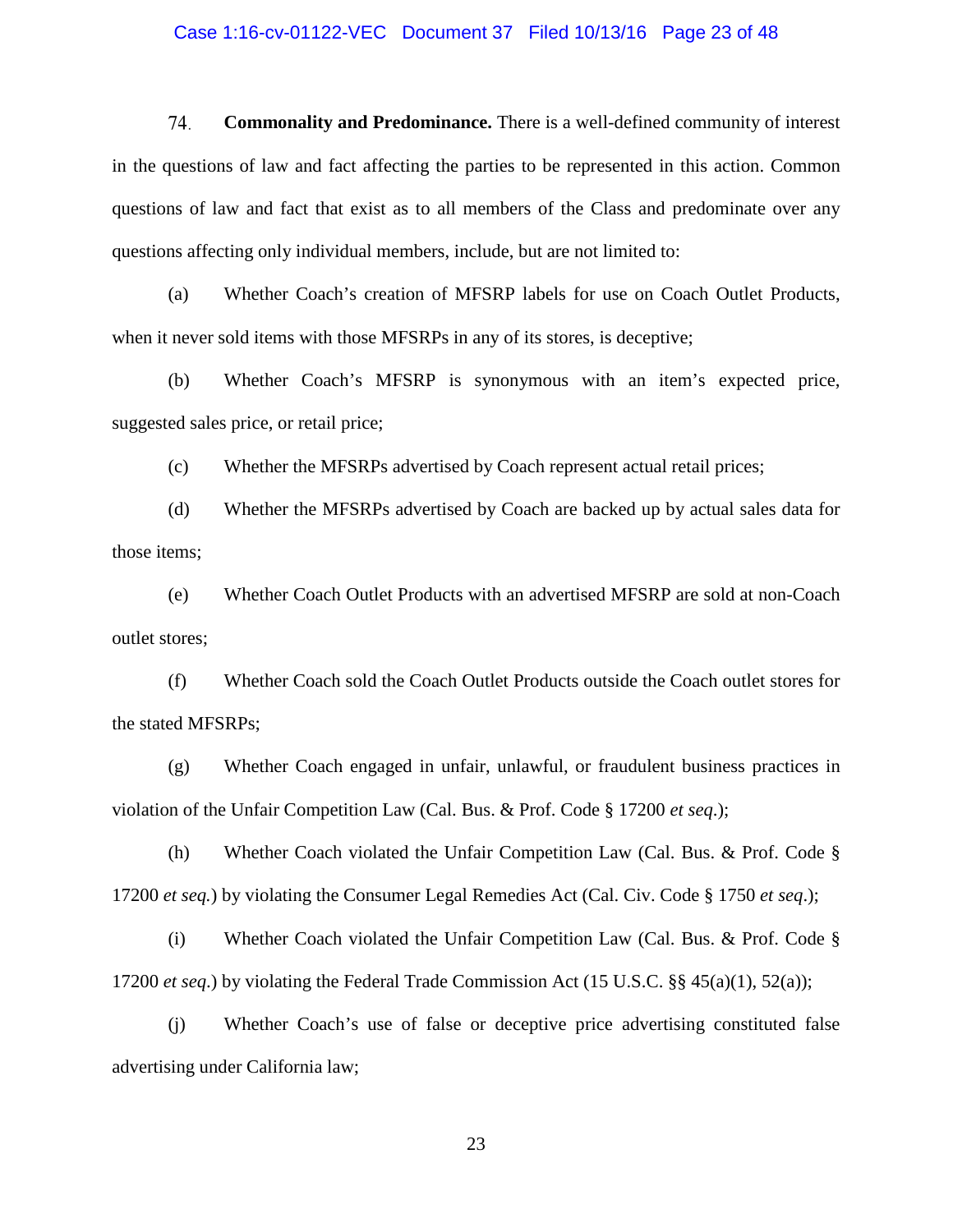74. **Commonality and Predominance.** There is a well-defined community of interest in the questions of law and fact affecting the parties to be represented in this action. Common questions of law and fact that exist as to all members of the Class and predominate over any questions affecting only individual members, include, but are not limited to:

(a) Whether Coach's creation of MFSRP labels for use on Coach Outlet Products, when it never sold items with those MFSRPs in any of its stores, is deceptive;

(b) Whether Coach's MFSRP is synonymous with an item's expected price, suggested sales price, or retail price;

(c) Whether the MFSRPs advertised by Coach represent actual retail prices;

(d) Whether the MFSRPs advertised by Coach are backed up by actual sales data for those items;

(e) Whether Coach Outlet Products with an advertised MFSRP are sold at non-Coach outlet stores;

(f) Whether Coach sold the Coach Outlet Products outside the Coach outlet stores for the stated MFSRPs;

(g) Whether Coach engaged in unfair, unlawful, or fraudulent business practices in violation of the Unfair Competition Law (Cal. Bus. & Prof. Code § 17200 *et seq*.);

(h) Whether Coach violated the Unfair Competition Law (Cal. Bus. & Prof. Code § 17200 *et seq.*) by violating the Consumer Legal Remedies Act (Cal. Civ. Code § 1750 *et seq*.);

(i) Whether Coach violated the Unfair Competition Law (Cal. Bus. & Prof. Code § 17200 *et seq*.) by violating the Federal Trade Commission Act (15 U.S.C. §§ 45(a)(1), 52(a));

(j) Whether Coach's use of false or deceptive price advertising constituted false advertising under California law;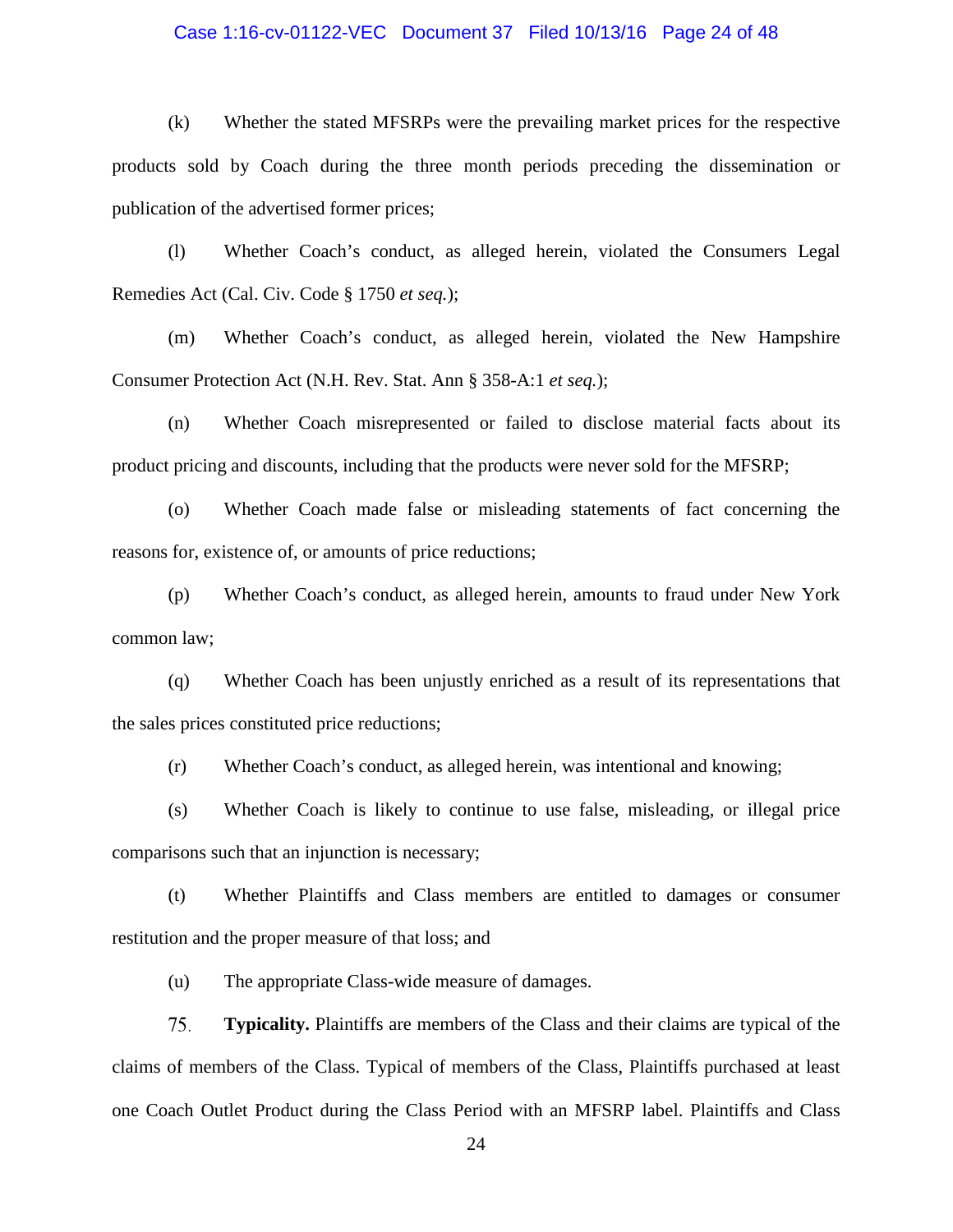(k) Whether the stated MFSRPs were the prevailing market prices for the respective products sold by Coach during the three month periods preceding the dissemination or publication of the advertised former prices;

(l) Whether Coach's conduct, as alleged herein, violated the Consumers Legal Remedies Act (Cal. Civ. Code § 1750 *et seq.*);

(m) Whether Coach's conduct, as alleged herein, violated the New Hampshire Consumer Protection Act (N.H. Rev. Stat. Ann § 358-A:1 *et seq.*);

(n) Whether Coach misrepresented or failed to disclose material facts about its product pricing and discounts, including that the products were never sold for the MFSRP;

(o) Whether Coach made false or misleading statements of fact concerning the reasons for, existence of, or amounts of price reductions;

(p) Whether Coach's conduct, as alleged herein, amounts to fraud under New York common law;

(q) Whether Coach has been unjustly enriched as a result of its representations that the sales prices constituted price reductions;

(r) Whether Coach's conduct, as alleged herein, was intentional and knowing;

(s) Whether Coach is likely to continue to use false, misleading, or illegal price comparisons such that an injunction is necessary;

(t) Whether Plaintiffs and Class members are entitled to damages or consumer restitution and the proper measure of that loss; and

(u) The appropriate Class-wide measure of damages.

75. **Typicality.** Plaintiffs are members of the Class and their claims are typical of the claims of members of the Class. Typical of members of the Class, Plaintiffs purchased at least one Coach Outlet Product during the Class Period with an MFSRP label. Plaintiffs and Class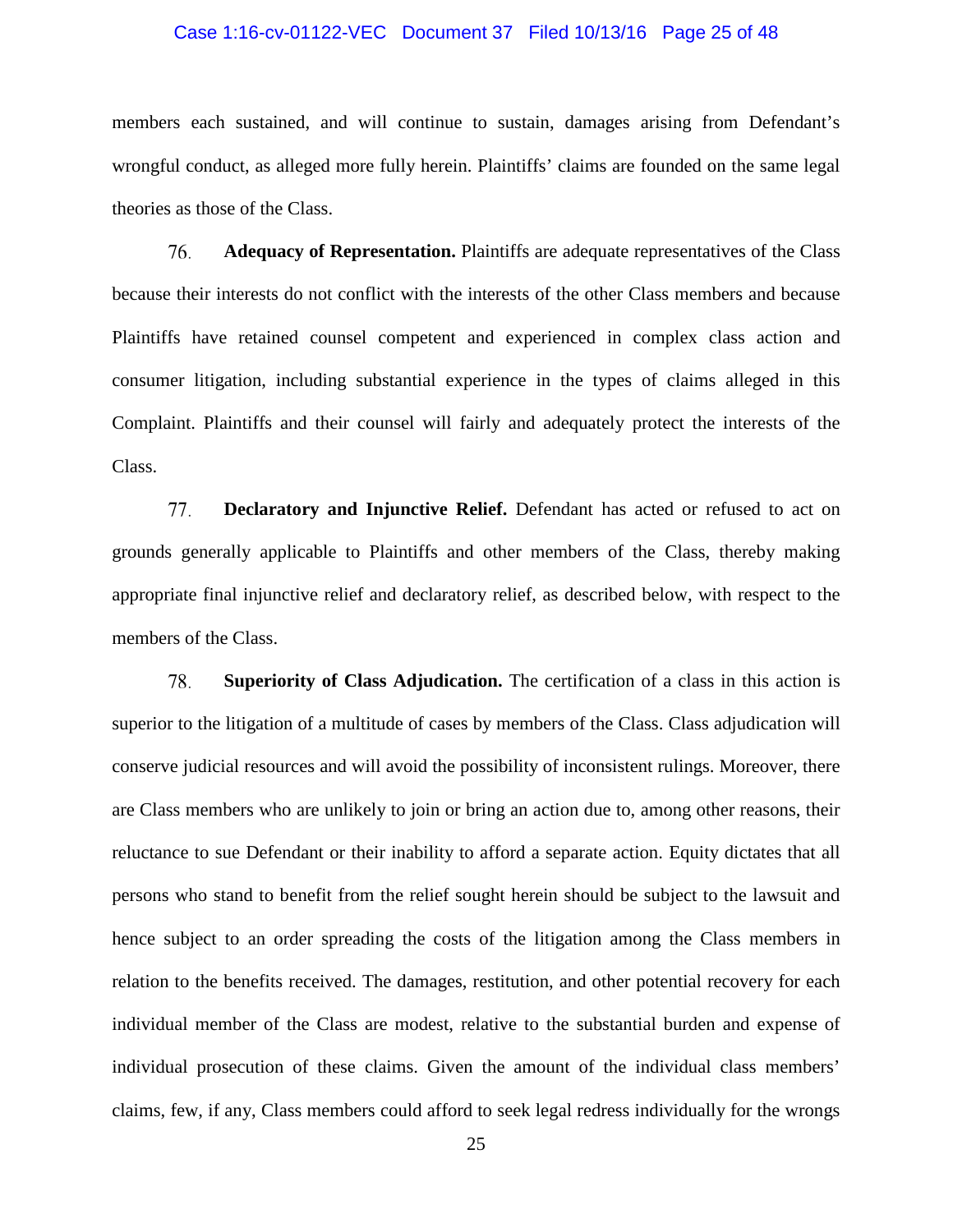members each sustained, and will continue to sustain, damages arising from Defendant's wrongful conduct, as alleged more fully herein. Plaintiffs' claims are founded on the same legal theories as those of the Class.

76. **Adequacy of Representation.** Plaintiffs are adequate representatives of the Class because their interests do not conflict with the interests of the other Class members and because Plaintiffs have retained counsel competent and experienced in complex class action and consumer litigation, including substantial experience in the types of claims alleged in this Complaint. Plaintiffs and their counsel will fairly and adequately protect the interests of the Class.

77. **Declaratory and Injunctive Relief.** Defendant has acted or refused to act on grounds generally applicable to Plaintiffs and other members of the Class, thereby making appropriate final injunctive relief and declaratory relief, as described below, with respect to the members of the Class.

78. **Superiority of Class Adjudication.** The certification of a class in this action is superior to the litigation of a multitude of cases by members of the Class. Class adjudication will conserve judicial resources and will avoid the possibility of inconsistent rulings. Moreover, there are Class members who are unlikely to join or bring an action due to, among other reasons, their reluctance to sue Defendant or their inability to afford a separate action. Equity dictates that all persons who stand to benefit from the relief sought herein should be subject to the lawsuit and hence subject to an order spreading the costs of the litigation among the Class members in relation to the benefits received. The damages, restitution, and other potential recovery for each individual member of the Class are modest, relative to the substantial burden and expense of individual prosecution of these claims. Given the amount of the individual class members' claims, few, if any, Class members could afford to seek legal redress individually for the wrongs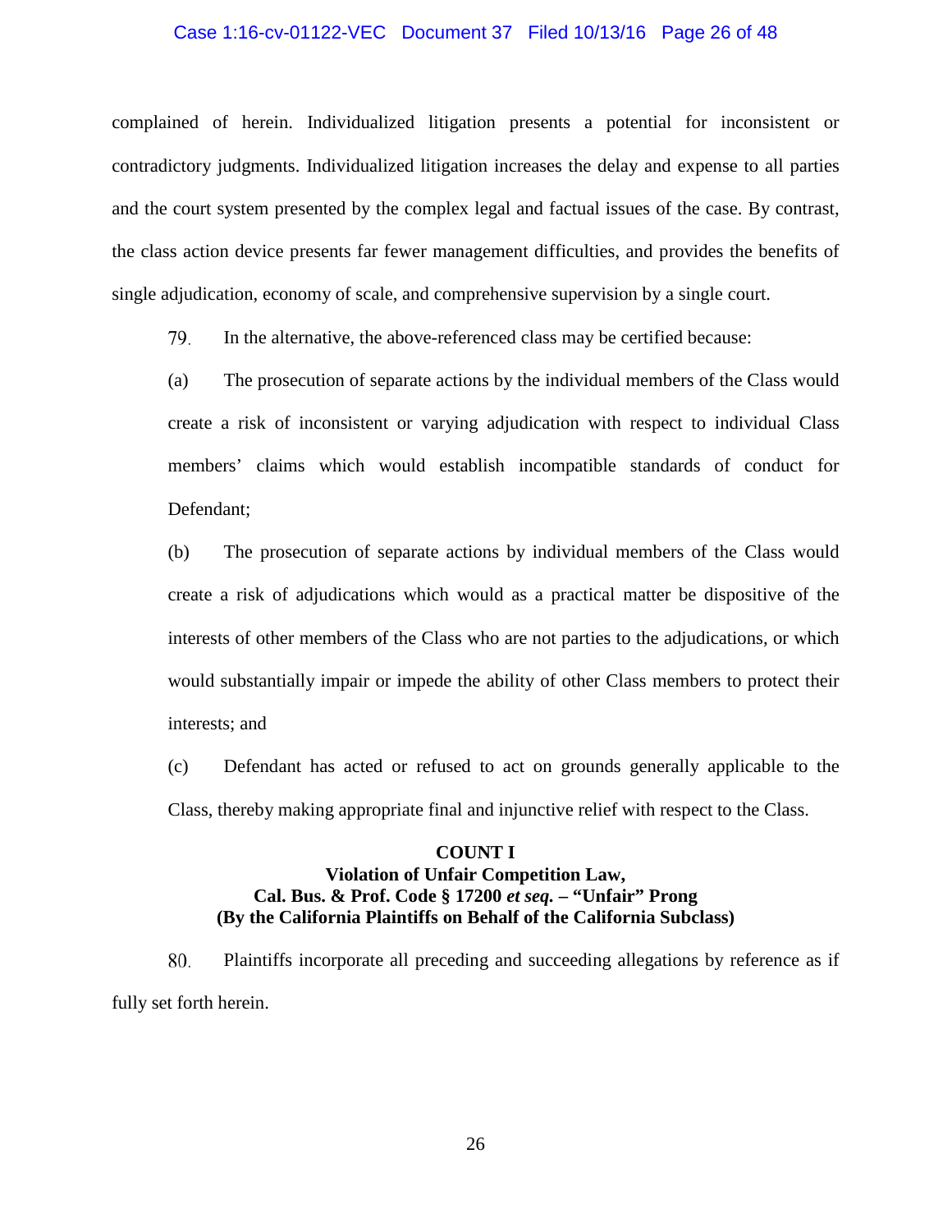complained of herein. Individualized litigation presents a potential for inconsistent or contradictory judgments. Individualized litigation increases the delay and expense to all parties and the court system presented by the complex legal and factual issues of the case. By contrast, the class action device presents far fewer management difficulties, and provides the benefits of single adjudication, economy of scale, and comprehensive supervision by a single court.

79. In the alternative, the above-referenced class may be certified because:

(a) The prosecution of separate actions by the individual members of the Class would create a risk of inconsistent or varying adjudication with respect to individual Class members' claims which would establish incompatible standards of conduct for Defendant;

(b) The prosecution of separate actions by individual members of the Class would create a risk of adjudications which would as a practical matter be dispositive of the interests of other members of the Class who are not parties to the adjudications, or which would substantially impair or impede the ability of other Class members to protect their interests; and

(c) Defendant has acted or refused to act on grounds generally applicable to the Class, thereby making appropriate final and injunctive relief with respect to the Class.

**COUNT I**
**Violation of Unfair Competition Law,**
**Cal. Bus. & Prof. Code § 17200 *et seq.* – "Unfair" Prong**
**(By the California Plaintiffs on Behalf of the California Subclass)**

80. Plaintiffs incorporate all preceding and succeeding allegations by reference as if fully set forth herein.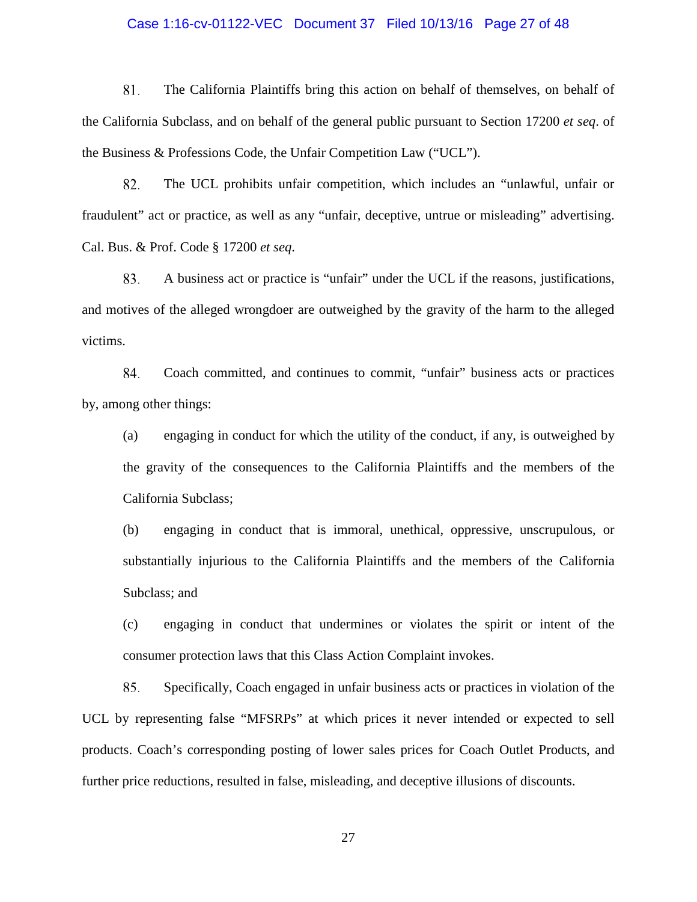81. The California Plaintiffs bring this action on behalf of themselves, on behalf of the California Subclass, and on behalf of the general public pursuant to Section 17200 *et seq*. of the Business & Professions Code, the Unfair Competition Law ("UCL").

82. The UCL prohibits unfair competition, which includes an "unlawful, unfair or fraudulent" act or practice, as well as any "unfair, deceptive, untrue or misleading" advertising. Cal. Bus. & Prof. Code § 17200 *et seq*.

83. A business act or practice is "unfair" under the UCL if the reasons, justifications, and motives of the alleged wrongdoer are outweighed by the gravity of the harm to the alleged victims.

84. Coach committed, and continues to commit, "unfair" business acts or practices by, among other things:

(a) engaging in conduct for which the utility of the conduct, if any, is outweighed by the gravity of the consequences to the California Plaintiffs and the members of the California Subclass;

(b) engaging in conduct that is immoral, unethical, oppressive, unscrupulous, or substantially injurious to the California Plaintiffs and the members of the California Subclass; and

(c) engaging in conduct that undermines or violates the spirit or intent of the consumer protection laws that this Class Action Complaint invokes.

85. Specifically, Coach engaged in unfair business acts or practices in violation of the UCL by representing false "MFSRPs" at which prices it never intended or expected to sell products. Coach's corresponding posting of lower sales prices for Coach Outlet Products, and further price reductions, resulted in false, misleading, and deceptive illusions of discounts.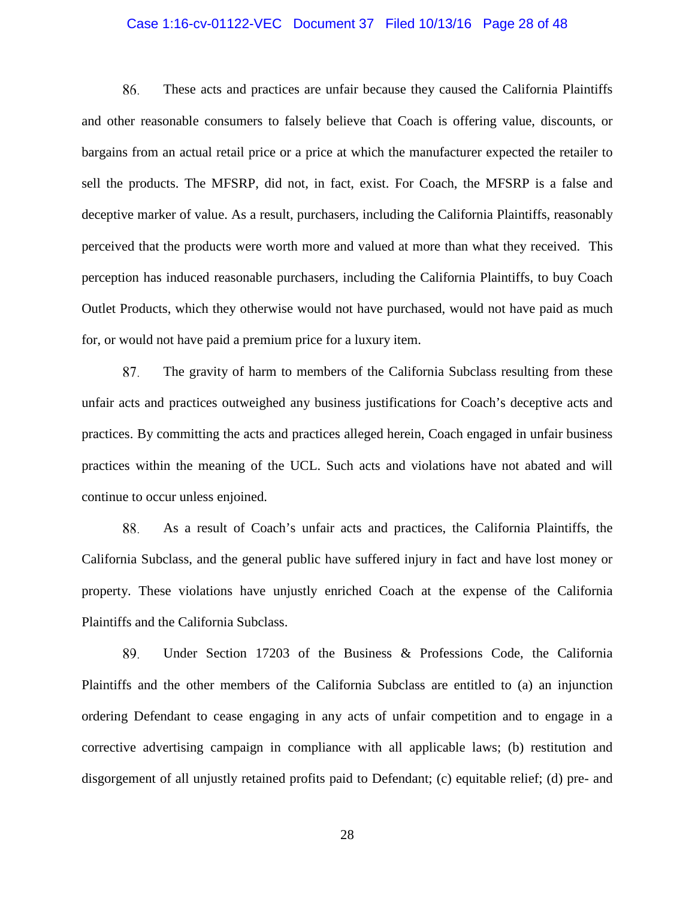86. These acts and practices are unfair because they caused the California Plaintiffs and other reasonable consumers to falsely believe that Coach is offering value, discounts, or bargains from an actual retail price or a price at which the manufacturer expected the retailer to sell the products. The MFSRP, did not, in fact, exist. For Coach, the MFSRP is a false and deceptive marker of value. As a result, purchasers, including the California Plaintiffs, reasonably perceived that the products were worth more and valued at more than what they received. This perception has induced reasonable purchasers, including the California Plaintiffs, to buy Coach Outlet Products, which they otherwise would not have purchased, would not have paid as much for, or would not have paid a premium price for a luxury item.

87. The gravity of harm to members of the California Subclass resulting from these unfair acts and practices outweighed any business justifications for Coach's deceptive acts and practices. By committing the acts and practices alleged herein, Coach engaged in unfair business practices within the meaning of the UCL. Such acts and violations have not abated and will continue to occur unless enjoined.

88. As a result of Coach's unfair acts and practices, the California Plaintiffs, the California Subclass, and the general public have suffered injury in fact and have lost money or property. These violations have unjustly enriched Coach at the expense of the California Plaintiffs and the California Subclass.

89. Under Section 17203 of the Business & Professions Code, the California Plaintiffs and the other members of the California Subclass are entitled to (a) an injunction ordering Defendant to cease engaging in any acts of unfair competition and to engage in a corrective advertising campaign in compliance with all applicable laws; (b) restitution and disgorgement of all unjustly retained profits paid to Defendant; (c) equitable relief; (d) pre- and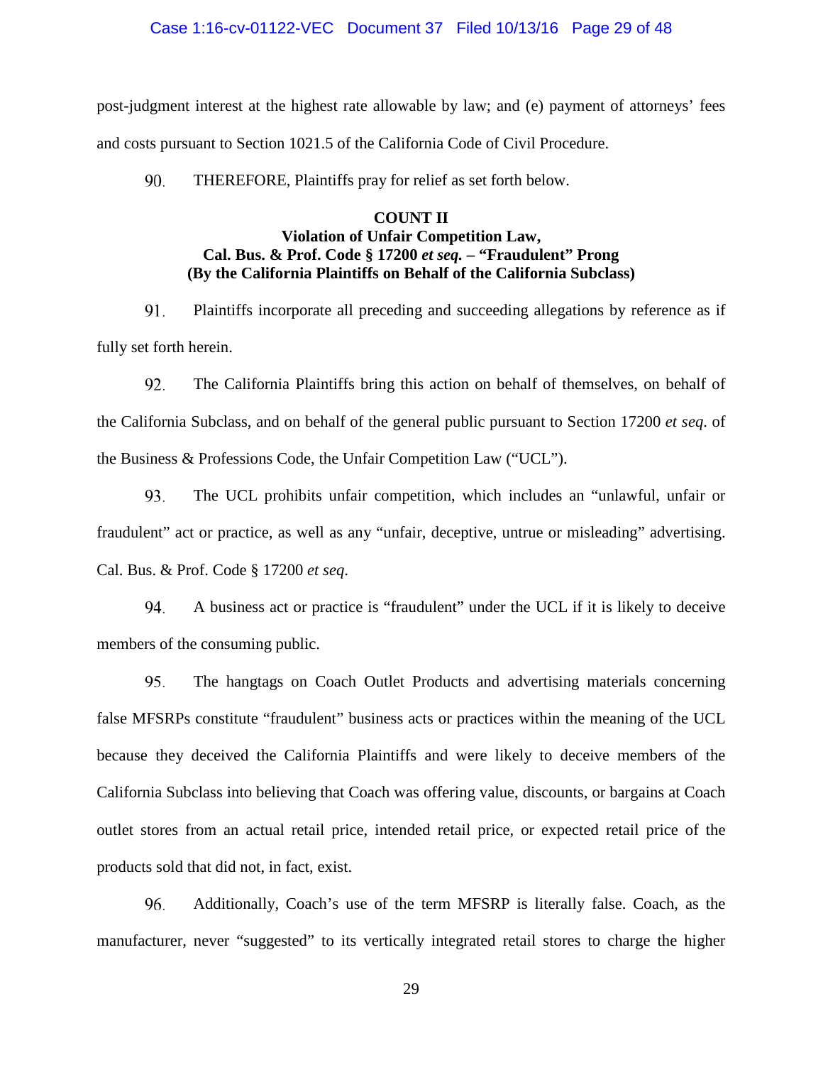post-judgment interest at the highest rate allowable by law; and (e) payment of attorneys' fees and costs pursuant to Section 1021.5 of the California Code of Civil Procedure.

90. THEREFORE, Plaintiffs pray for relief as set forth below.

**COUNT II**
**Violation of Unfair Competition Law,**
**Cal. Bus. & Prof. Code § 17200 *et seq.* – "Fraudulent" Prong**
**(By the California Plaintiffs on Behalf of the California Subclass)**

91. Plaintiffs incorporate all preceding and succeeding allegations by reference as if fully set forth herein.

92. The California Plaintiffs bring this action on behalf of themselves, on behalf of the California Subclass, and on behalf of the general public pursuant to Section 17200 *et seq*. of the Business & Professions Code, the Unfair Competition Law ("UCL").

93. The UCL prohibits unfair competition, which includes an "unlawful, unfair or fraudulent" act or practice, as well as any "unfair, deceptive, untrue or misleading" advertising. Cal. Bus. & Prof. Code § 17200 *et seq*.

94. A business act or practice is "fraudulent" under the UCL if it is likely to deceive members of the consuming public.

95. The hangtags on Coach Outlet Products and advertising materials concerning false MFSRPs constitute "fraudulent" business acts or practices within the meaning of the UCL because they deceived the California Plaintiffs and were likely to deceive members of the California Subclass into believing that Coach was offering value, discounts, or bargains at Coach outlet stores from an actual retail price, intended retail price, or expected retail price of the products sold that did not, in fact, exist.

96. Additionally, Coach's use of the term MFSRP is literally false. Coach, as the manufacturer, never "suggested" to its vertically integrated retail stores to charge the higher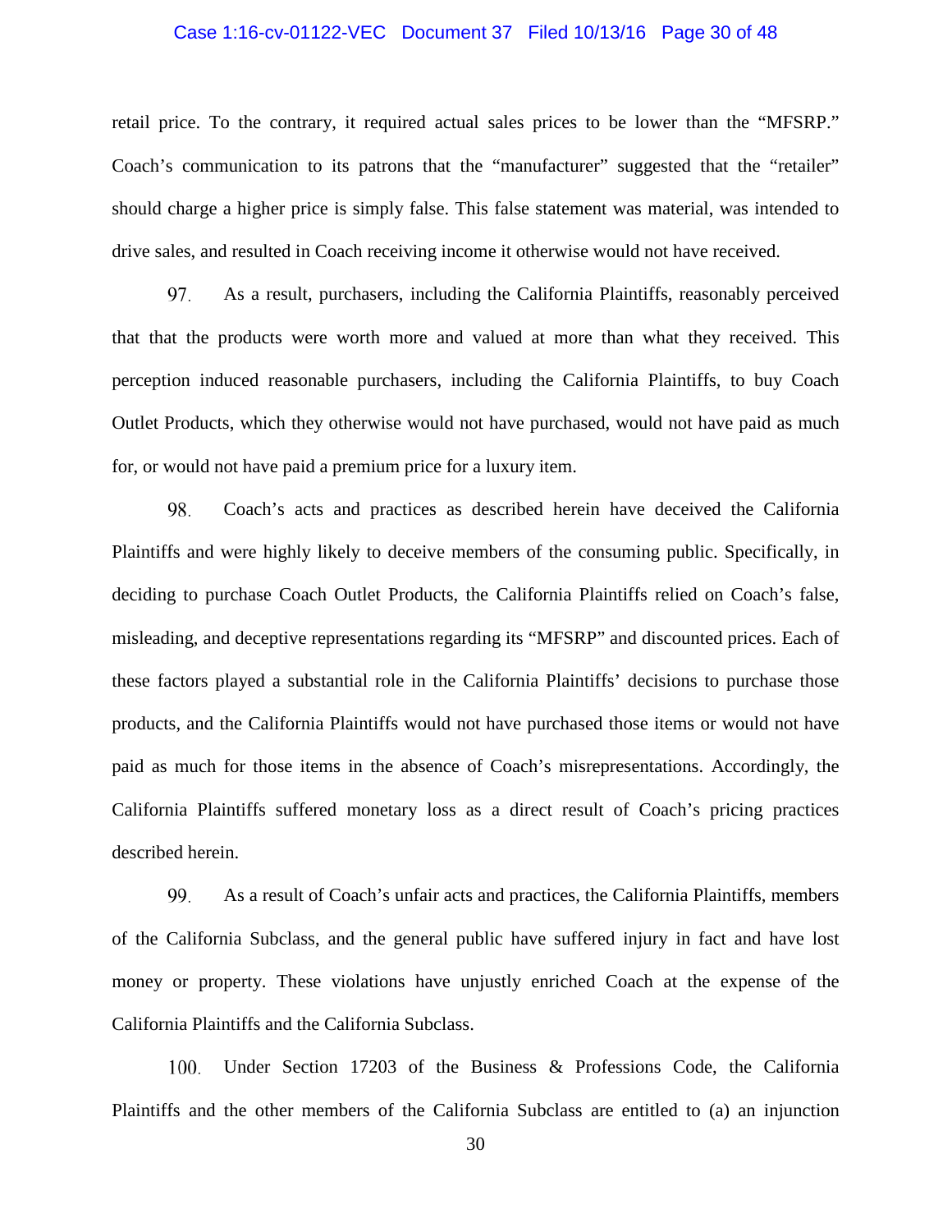retail price. To the contrary, it required actual sales prices to be lower than the "MFSRP." Coach's communication to its patrons that the "manufacturer" suggested that the "retailer" should charge a higher price is simply false. This false statement was material, was intended to drive sales, and resulted in Coach receiving income it otherwise would not have received.

97. As a result, purchasers, including the California Plaintiffs, reasonably perceived that that the products were worth more and valued at more than what they received. This perception induced reasonable purchasers, including the California Plaintiffs, to buy Coach Outlet Products, which they otherwise would not have purchased, would not have paid as much for, or would not have paid a premium price for a luxury item.

98. Coach's acts and practices as described herein have deceived the California Plaintiffs and were highly likely to deceive members of the consuming public. Specifically, in deciding to purchase Coach Outlet Products, the California Plaintiffs relied on Coach's false, misleading, and deceptive representations regarding its "MFSRP" and discounted prices. Each of these factors played a substantial role in the California Plaintiffs' decisions to purchase those products, and the California Plaintiffs would not have purchased those items or would not have paid as much for those items in the absence of Coach's misrepresentations. Accordingly, the California Plaintiffs suffered monetary loss as a direct result of Coach's pricing practices described herein.

99. As a result of Coach's unfair acts and practices, the California Plaintiffs, members of the California Subclass, and the general public have suffered injury in fact and have lost money or property. These violations have unjustly enriched Coach at the expense of the California Plaintiffs and the California Subclass.

100. Under Section 17203 of the Business & Professions Code, the California Plaintiffs and the other members of the California Subclass are entitled to (a) an injunction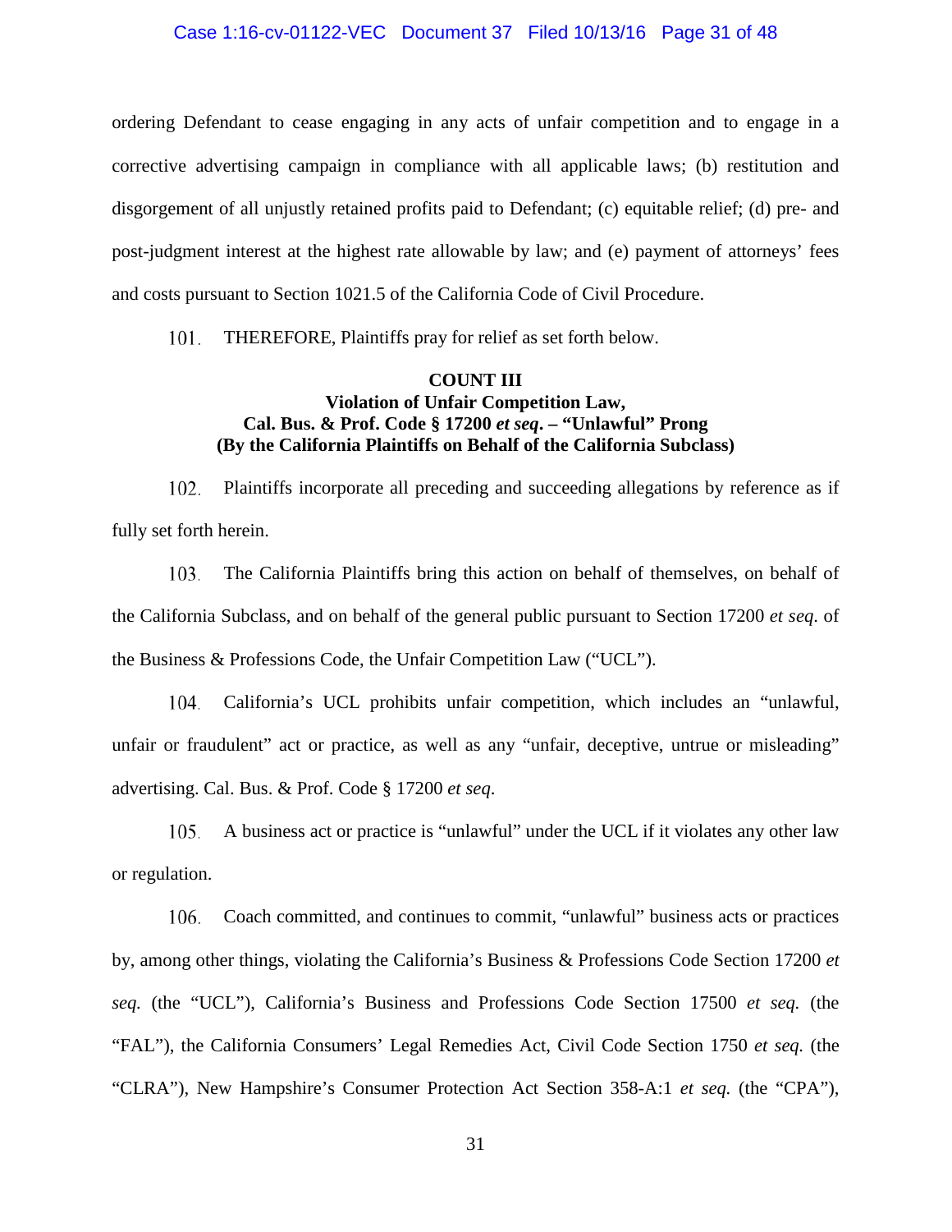ordering Defendant to cease engaging in any acts of unfair competition and to engage in a corrective advertising campaign in compliance with all applicable laws; (b) restitution and disgorgement of all unjustly retained profits paid to Defendant; (c) equitable relief; (d) pre- and post-judgment interest at the highest rate allowable by law; and (e) payment of attorneys' fees and costs pursuant to Section 1021.5 of the California Code of Civil Procedure.

101. THEREFORE, Plaintiffs pray for relief as set forth below.

**COUNT III**
**Violation of Unfair Competition Law,**
**Cal. Bus. & Prof. Code § 17200 *et seq*. – "Unlawful" Prong**
**(By the California Plaintiffs on Behalf of the California Subclass)**

102. Plaintiffs incorporate all preceding and succeeding allegations by reference as if fully set forth herein.

103. The California Plaintiffs bring this action on behalf of themselves, on behalf of the California Subclass, and on behalf of the general public pursuant to Section 17200 *et seq*. of the Business & Professions Code, the Unfair Competition Law ("UCL").

104. California's UCL prohibits unfair competition, which includes an "unlawful, unfair or fraudulent" act or practice, as well as any "unfair, deceptive, untrue or misleading" advertising. Cal. Bus. & Prof. Code § 17200 *et seq*.

105. A business act or practice is "unlawful" under the UCL if it violates any other law or regulation.

106. Coach committed, and continues to commit, "unlawful" business acts or practices by, among other things, violating the California's Business & Professions Code Section 17200 *et seq.* (the "UCL"), California's Business and Professions Code Section 17500 *et seq.* (the "FAL"), the California Consumers' Legal Remedies Act, Civil Code Section 1750 *et seq.* (the "CLRA"), New Hampshire's Consumer Protection Act Section 358-A:1 *et seq.* (the "CPA"),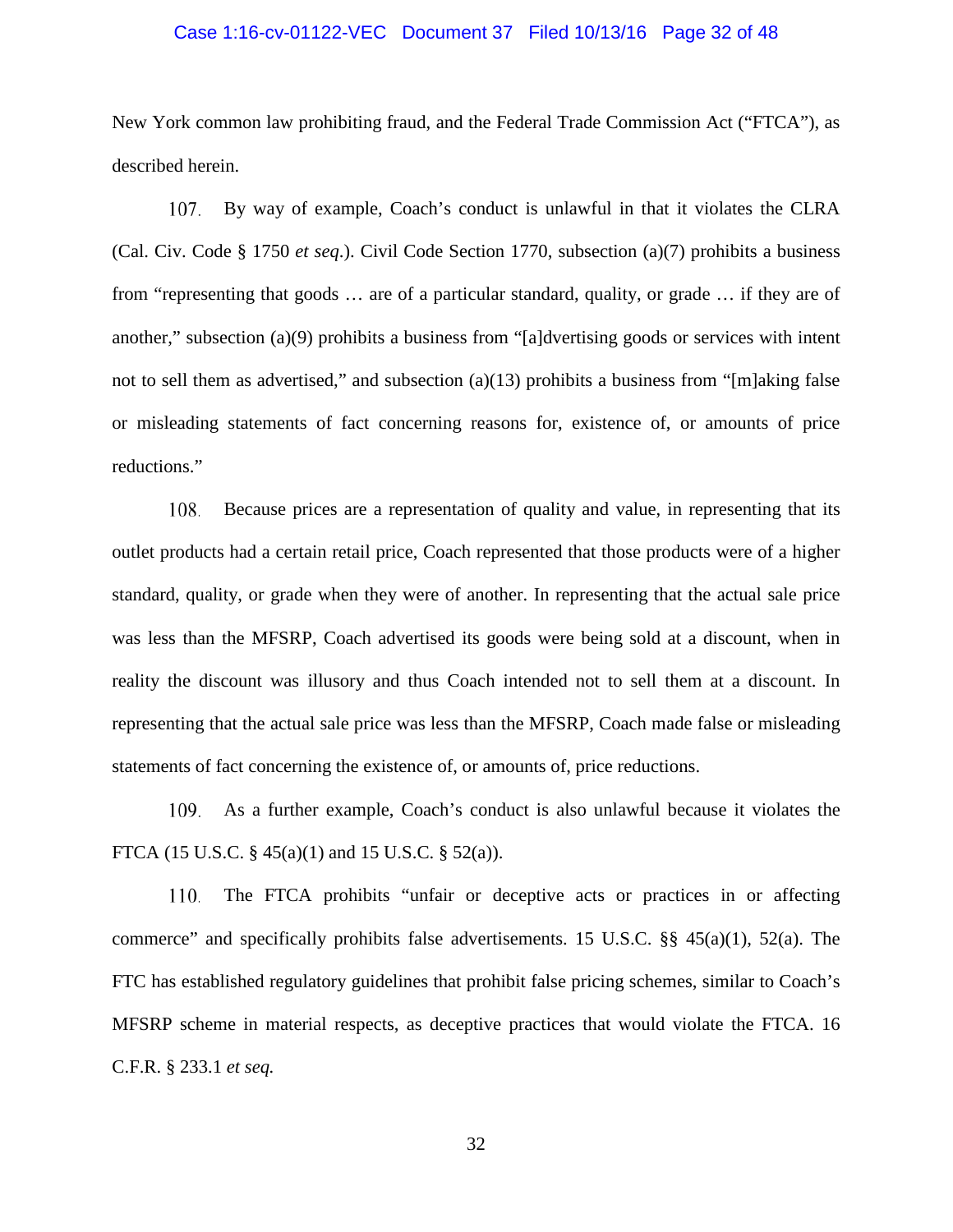New York common law prohibiting fraud, and the Federal Trade Commission Act ("FTCA"), as described herein.

107. By way of example, Coach's conduct is unlawful in that it violates the CLRA (Cal. Civ. Code § 1750 *et seq.*). Civil Code Section 1770, subsection (a)(7) prohibits a business from "representing that goods … are of a particular standard, quality, or grade … if they are of another," subsection (a)(9) prohibits a business from "[a]dvertising goods or services with intent not to sell them as advertised," and subsection (a)(13) prohibits a business from "[m]aking false or misleading statements of fact concerning reasons for, existence of, or amounts of price reductions."

108. Because prices are a representation of quality and value, in representing that its outlet products had a certain retail price, Coach represented that those products were of a higher standard, quality, or grade when they were of another. In representing that the actual sale price was less than the MFSRP, Coach advertised its goods were being sold at a discount, when in reality the discount was illusory and thus Coach intended not to sell them at a discount. In representing that the actual sale price was less than the MFSRP, Coach made false or misleading statements of fact concerning the existence of, or amounts of, price reductions.

109. As a further example, Coach's conduct is also unlawful because it violates the FTCA (15 U.S.C. § 45(a)(1) and 15 U.S.C. § 52(a)).

110. The FTCA prohibits "unfair or deceptive acts or practices in or affecting commerce" and specifically prohibits false advertisements. 15 U.S.C. §§ 45(a)(1), 52(a). The FTC has established regulatory guidelines that prohibit false pricing schemes, similar to Coach's MFSRP scheme in material respects, as deceptive practices that would violate the FTCA. 16 C.F.R. § 233.1 *et seq.*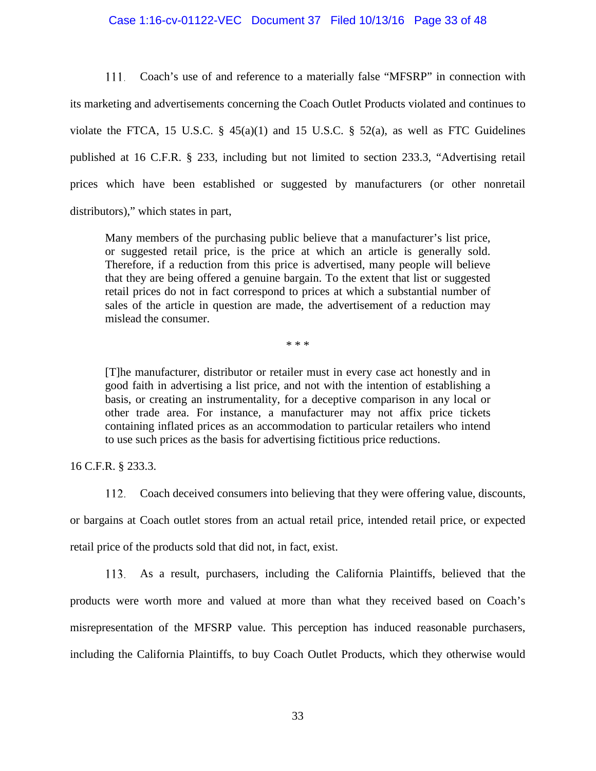111. Coach's use of and reference to a materially false "MFSRP" in connection with its marketing and advertisements concerning the Coach Outlet Products violated and continues to violate the FTCA, 15 U.S.C. § 45(a)(1) and 15 U.S.C. § 52(a), as well as FTC Guidelines published at 16 C.F.R. § 233, including but not limited to section 233.3, "Advertising retail prices which have been established or suggested by manufacturers (or other nonretail distributors)," which states in part,

> Many members of the purchasing public believe that a manufacturer's list price, or suggested retail price, is the price at which an article is generally sold. Therefore, if a reduction from this price is advertised, many people will believe that they are being offered a genuine bargain. To the extent that list or suggested retail prices do not in fact correspond to prices at which a substantial number of sales of the article in question are made, the advertisement of a reduction may mislead the consumer.
>
> \* \* \*
>
> [T]he manufacturer, distributor or retailer must in every case act honestly and in good faith in advertising a list price, and not with the intention of establishing a basis, or creating an instrumentality, for a deceptive comparison in any local or other trade area. For instance, a manufacturer may not affix price tickets containing inflated prices as an accommodation to particular retailers who intend to use such prices as the basis for advertising fictitious price reductions.

16 C.F.R. § 233.3.

112. Coach deceived consumers into believing that they were offering value, discounts, or bargains at Coach outlet stores from an actual retail price, intended retail price, or expected retail price of the products sold that did not, in fact, exist.

113. As a result, purchasers, including the California Plaintiffs, believed that the products were worth more and valued at more than what they received based on Coach's misrepresentation of the MFSRP value. This perception has induced reasonable purchasers, including the California Plaintiffs, to buy Coach Outlet Products, which they otherwise would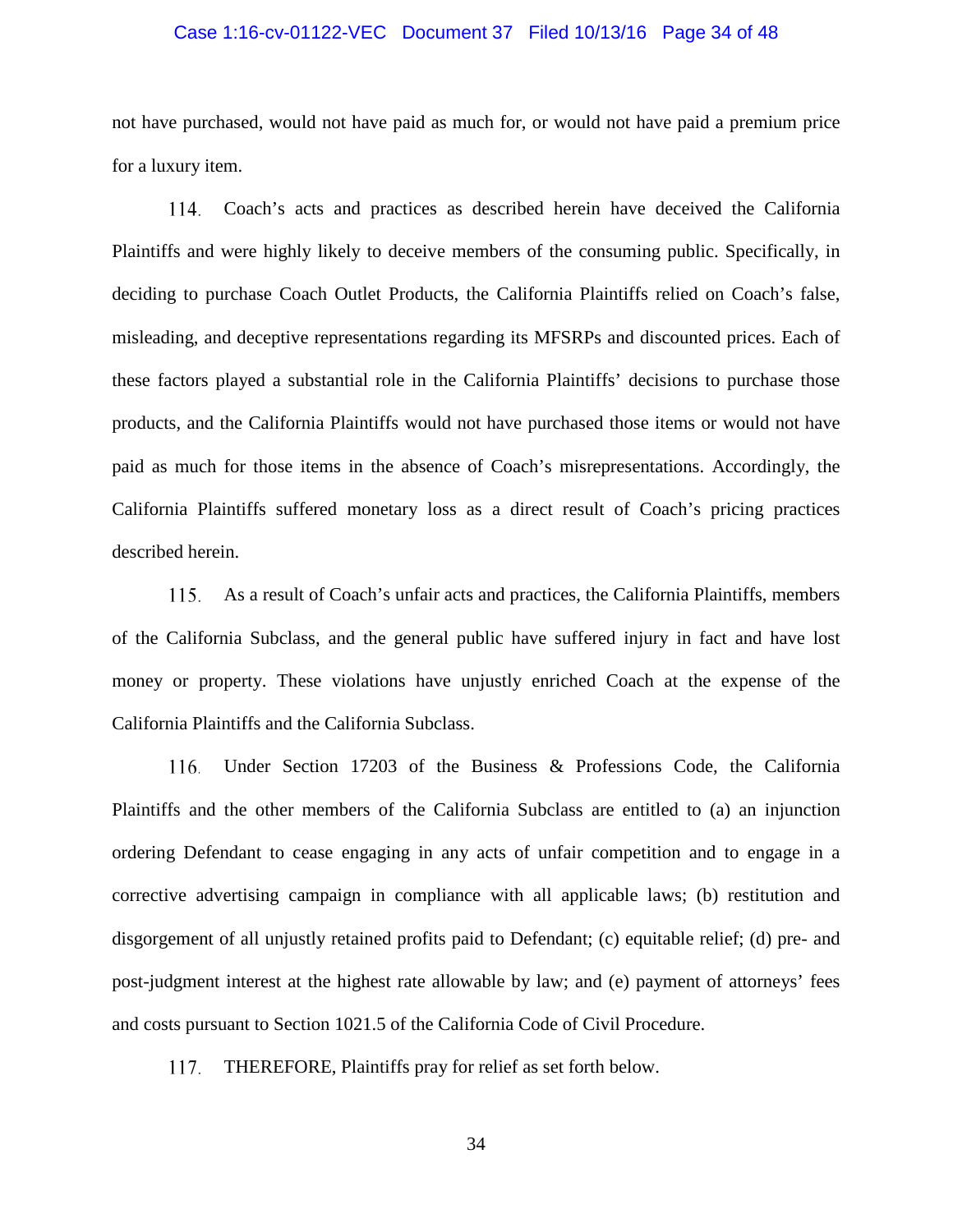not have purchased, would not have paid as much for, or would not have paid a premium price for a luxury item.

114. Coach's acts and practices as described herein have deceived the California Plaintiffs and were highly likely to deceive members of the consuming public. Specifically, in deciding to purchase Coach Outlet Products, the California Plaintiffs relied on Coach's false, misleading, and deceptive representations regarding its MFSRPs and discounted prices. Each of these factors played a substantial role in the California Plaintiffs' decisions to purchase those products, and the California Plaintiffs would not have purchased those items or would not have paid as much for those items in the absence of Coach's misrepresentations. Accordingly, the California Plaintiffs suffered monetary loss as a direct result of Coach's pricing practices described herein.

115. As a result of Coach's unfair acts and practices, the California Plaintiffs, members of the California Subclass, and the general public have suffered injury in fact and have lost money or property. These violations have unjustly enriched Coach at the expense of the California Plaintiffs and the California Subclass.

116. Under Section 17203 of the Business & Professions Code, the California Plaintiffs and the other members of the California Subclass are entitled to (a) an injunction ordering Defendant to cease engaging in any acts of unfair competition and to engage in a corrective advertising campaign in compliance with all applicable laws; (b) restitution and disgorgement of all unjustly retained profits paid to Defendant; (c) equitable relief; (d) pre- and post-judgment interest at the highest rate allowable by law; and (e) payment of attorneys' fees and costs pursuant to Section 1021.5 of the California Code of Civil Procedure.

117. THEREFORE, Plaintiffs pray for relief as set forth below.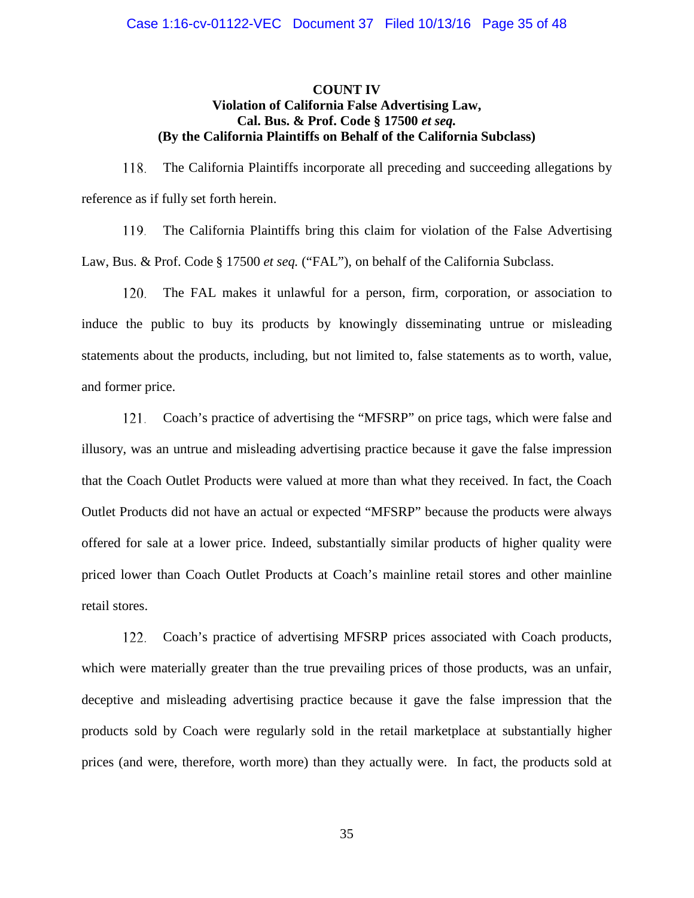**COUNT IV**
**Violation of California False Advertising Law,**
**Cal. Bus. & Prof. Code § 17500 *et seq.***
**(By the California Plaintiffs on Behalf of the California Subclass)**

118. The California Plaintiffs incorporate all preceding and succeeding allegations by reference as if fully set forth herein.

119. The California Plaintiffs bring this claim for violation of the False Advertising Law, Bus. & Prof. Code § 17500 *et seq.* ("FAL"), on behalf of the California Subclass.

120. The FAL makes it unlawful for a person, firm, corporation, or association to induce the public to buy its products by knowingly disseminating untrue or misleading statements about the products, including, but not limited to, false statements as to worth, value, and former price.

121. Coach's practice of advertising the "MFSRP" on price tags, which were false and illusory, was an untrue and misleading advertising practice because it gave the false impression that the Coach Outlet Products were valued at more than what they received. In fact, the Coach Outlet Products did not have an actual or expected "MFSRP" because the products were always offered for sale at a lower price. Indeed, substantially similar products of higher quality were priced lower than Coach Outlet Products at Coach's mainline retail stores and other mainline retail stores.

122. Coach's practice of advertising MFSRP prices associated with Coach products, which were materially greater than the true prevailing prices of those products, was an unfair, deceptive and misleading advertising practice because it gave the false impression that the products sold by Coach were regularly sold in the retail marketplace at substantially higher prices (and were, therefore, worth more) than they actually were. In fact, the products sold at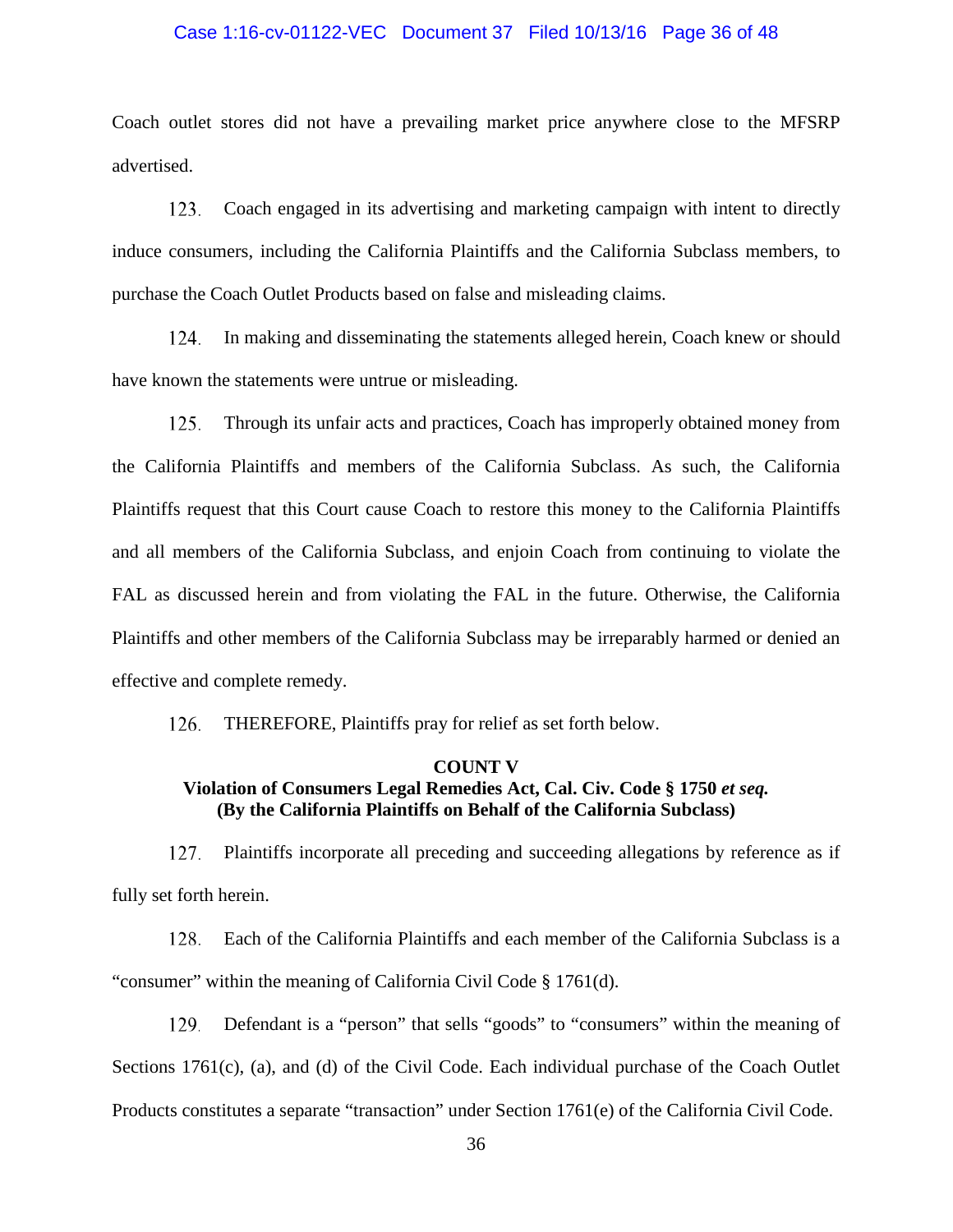Coach outlet stores did not have a prevailing market price anywhere close to the MFSRP advertised.

123. Coach engaged in its advertising and marketing campaign with intent to directly induce consumers, including the California Plaintiffs and the California Subclass members, to purchase the Coach Outlet Products based on false and misleading claims.

124. In making and disseminating the statements alleged herein, Coach knew or should have known the statements were untrue or misleading.

125. Through its unfair acts and practices, Coach has improperly obtained money from the California Plaintiffs and members of the California Subclass. As such, the California Plaintiffs request that this Court cause Coach to restore this money to the California Plaintiffs and all members of the California Subclass, and enjoin Coach from continuing to violate the FAL as discussed herein and from violating the FAL in the future. Otherwise, the California Plaintiffs and other members of the California Subclass may be irreparably harmed or denied an effective and complete remedy.

126. THEREFORE, Plaintiffs pray for relief as set forth below.

**COUNT V**
**Violation of Consumers Legal Remedies Act, Cal. Civ. Code § 1750 *et seq.***
**(By the California Plaintiffs on Behalf of the California Subclass)**

127. Plaintiffs incorporate all preceding and succeeding allegations by reference as if fully set forth herein.

128. Each of the California Plaintiffs and each member of the California Subclass is a "consumer" within the meaning of California Civil Code § 1761(d).

129. Defendant is a "person" that sells "goods" to "consumers" within the meaning of Sections 1761(c), (a), and (d) of the Civil Code. Each individual purchase of the Coach Outlet Products constitutes a separate "transaction" under Section 1761(e) of the California Civil Code.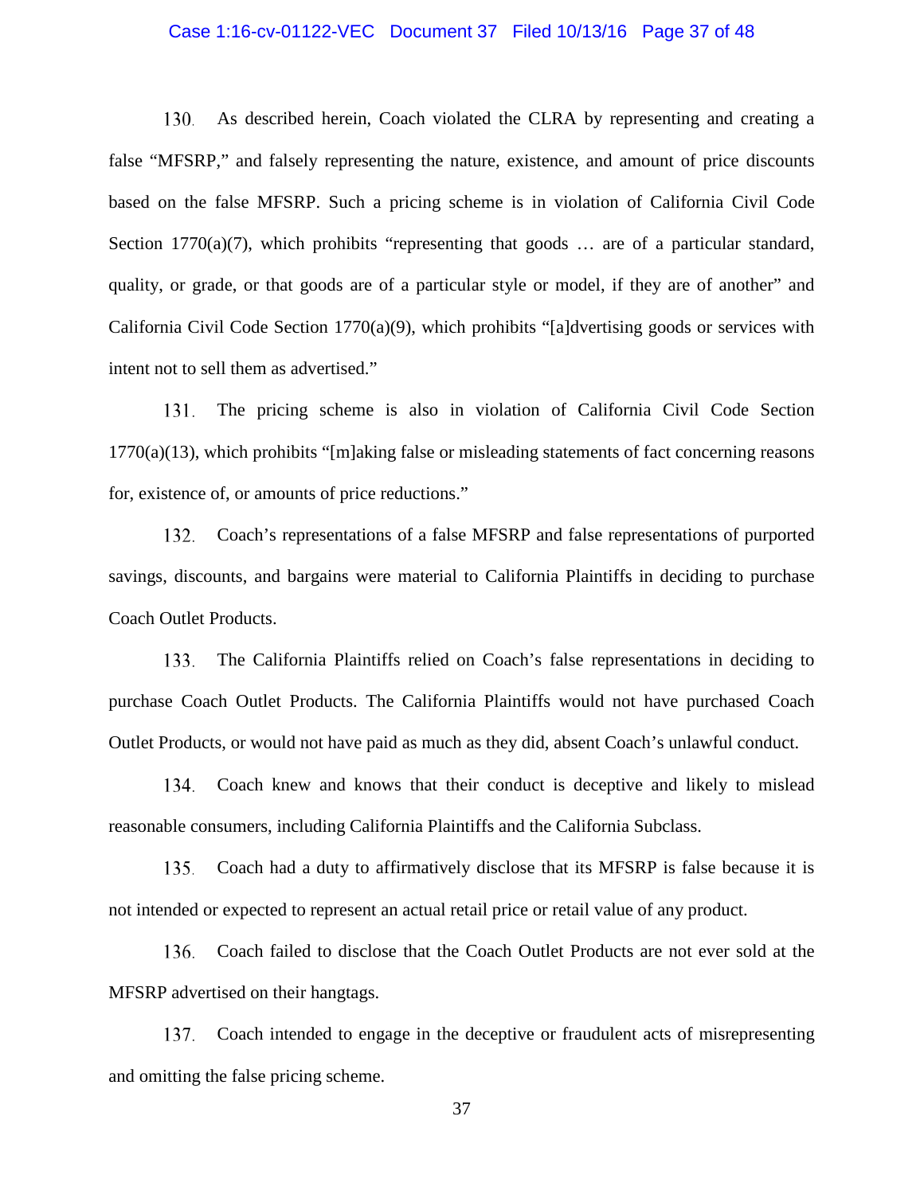130. As described herein, Coach violated the CLRA by representing and creating a false "MFSRP," and falsely representing the nature, existence, and amount of price discounts based on the false MFSRP. Such a pricing scheme is in violation of California Civil Code Section 1770(a)(7), which prohibits "representing that goods … are of a particular standard, quality, or grade, or that goods are of a particular style or model, if they are of another" and California Civil Code Section 1770(a)(9), which prohibits "[a]dvertising goods or services with intent not to sell them as advertised."

131. The pricing scheme is also in violation of California Civil Code Section 1770(a)(13), which prohibits "[m]aking false or misleading statements of fact concerning reasons for, existence of, or amounts of price reductions."

132. Coach's representations of a false MFSRP and false representations of purported savings, discounts, and bargains were material to California Plaintiffs in deciding to purchase Coach Outlet Products.

133. The California Plaintiffs relied on Coach's false representations in deciding to purchase Coach Outlet Products. The California Plaintiffs would not have purchased Coach Outlet Products, or would not have paid as much as they did, absent Coach's unlawful conduct.

134. Coach knew and knows that their conduct is deceptive and likely to mislead reasonable consumers, including California Plaintiffs and the California Subclass.

135. Coach had a duty to affirmatively disclose that its MFSRP is false because it is not intended or expected to represent an actual retail price or retail value of any product.

136. Coach failed to disclose that the Coach Outlet Products are not ever sold at the MFSRP advertised on their hangtags.

137. Coach intended to engage in the deceptive or fraudulent acts of misrepresenting and omitting the false pricing scheme.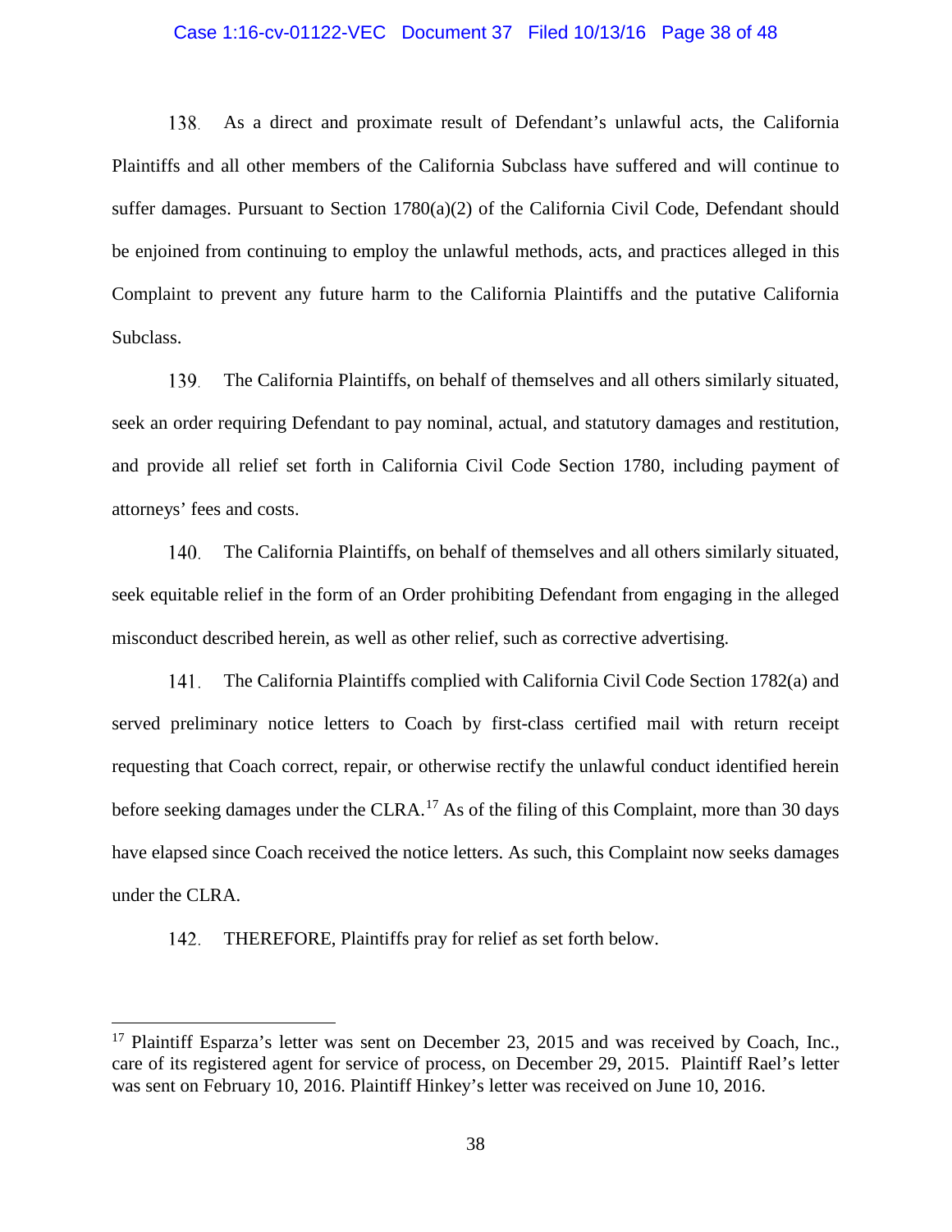138. As a direct and proximate result of Defendant's unlawful acts, the California Plaintiffs and all other members of the California Subclass have suffered and will continue to suffer damages. Pursuant to Section 1780(a)(2) of the California Civil Code, Defendant should be enjoined from continuing to employ the unlawful methods, acts, and practices alleged in this Complaint to prevent any future harm to the California Plaintiffs and the putative California Subclass.

139. The California Plaintiffs, on behalf of themselves and all others similarly situated, seek an order requiring Defendant to pay nominal, actual, and statutory damages and restitution, and provide all relief set forth in California Civil Code Section 1780, including payment of attorneys' fees and costs.

140. The California Plaintiffs, on behalf of themselves and all others similarly situated, seek equitable relief in the form of an Order prohibiting Defendant from engaging in the alleged misconduct described herein, as well as other relief, such as corrective advertising.

141. The California Plaintiffs complied with California Civil Code Section 1782(a) and served preliminary notice letters to Coach by first-class certified mail with return receipt requesting that Coach correct, repair, or otherwise rectify the unlawful conduct identified herein before seeking damages under the CLRA.[17] As of the filing of this Complaint, more than 30 days have elapsed since Coach received the notice letters. As such, this Complaint now seeks damages under the CLRA.

142. THEREFORE, Plaintiffs pray for relief as set forth below.

---

[17] Plaintiff Esparza's letter was sent on December 23, 2015 and was received by Coach, Inc., care of its registered agent for service of process, on December 29, 2015. Plaintiff Rael's letter was sent on February 10, 2016. Plaintiff Hinkey's letter was received on June 10, 2016.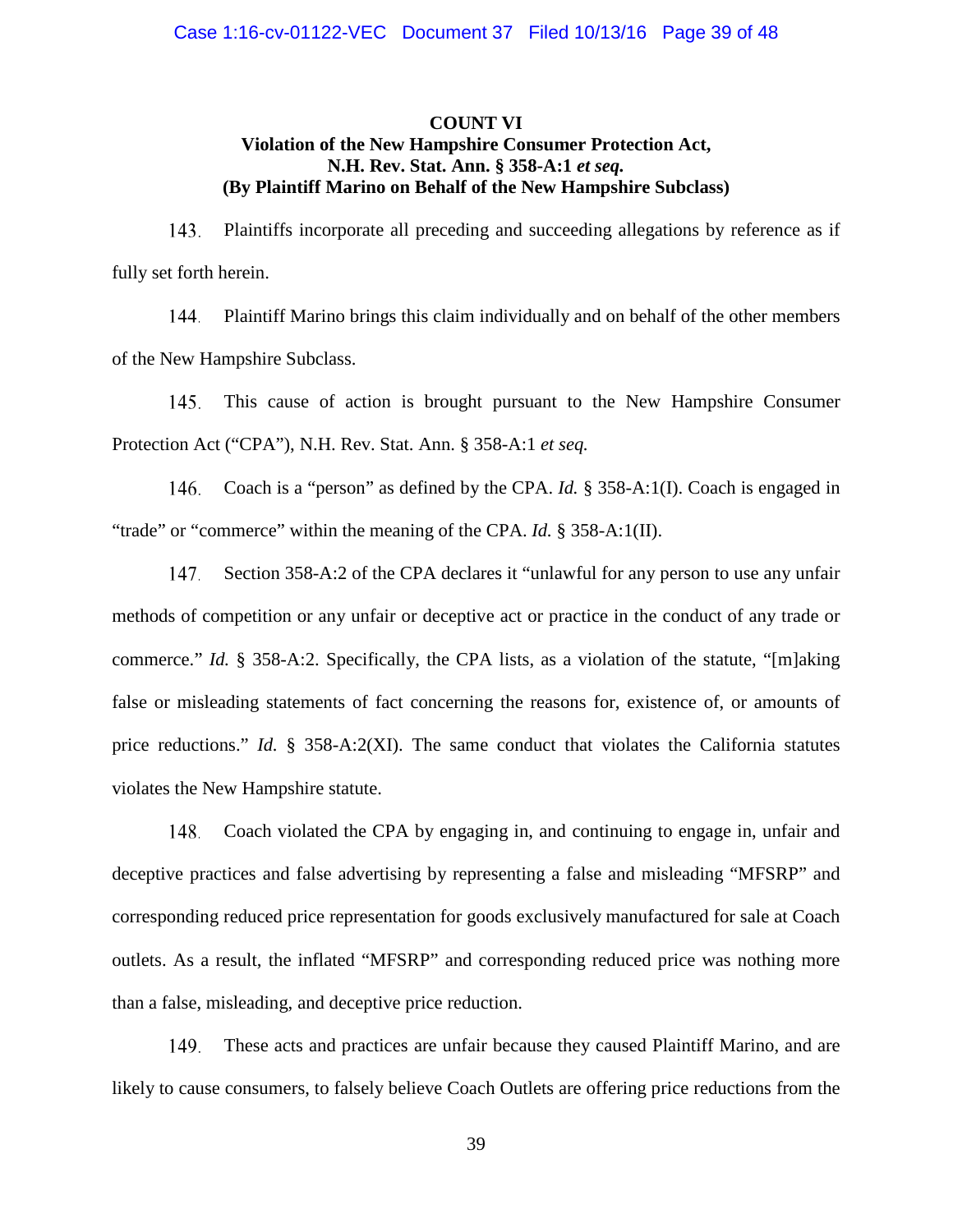**COUNT VI**

**Violation of the New Hampshire Consumer Protection Act, N.H. Rev. Stat. Ann. § 358-A:1 *et seq.***

**(By Plaintiff Marino on Behalf of the New Hampshire Subclass)**

143. Plaintiffs incorporate all preceding and succeeding allegations by reference as if fully set forth herein.

144. Plaintiff Marino brings this claim individually and on behalf of the other members of the New Hampshire Subclass.

145. This cause of action is brought pursuant to the New Hampshire Consumer Protection Act ("CPA"), N.H. Rev. Stat. Ann. § 358-A:1 *et seq.*

146. Coach is a "person" as defined by the CPA. *Id.* § 358-A:1(I). Coach is engaged in "trade" or "commerce" within the meaning of the CPA. *Id.* § 358-A:1(II).

147. Section 358-A:2 of the CPA declares it "unlawful for any person to use any unfair methods of competition or any unfair or deceptive act or practice in the conduct of any trade or commerce." *Id.* § 358-A:2. Specifically, the CPA lists, as a violation of the statute, "[m]aking false or misleading statements of fact concerning the reasons for, existence of, or amounts of price reductions." *Id.* § 358-A:2(XI). The same conduct that violates the California statutes violates the New Hampshire statute.

148. Coach violated the CPA by engaging in, and continuing to engage in, unfair and deceptive practices and false advertising by representing a false and misleading "MFSRP" and corresponding reduced price representation for goods exclusively manufactured for sale at Coach outlets. As a result, the inflated "MFSRP" and corresponding reduced price was nothing more than a false, misleading, and deceptive price reduction.

149. These acts and practices are unfair because they caused Plaintiff Marino, and are likely to cause consumers, to falsely believe Coach Outlets are offering price reductions from the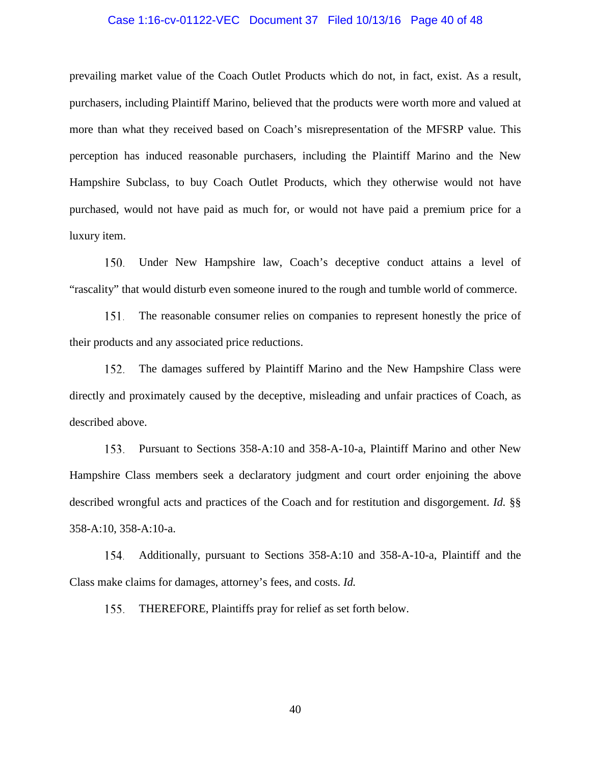prevailing market value of the Coach Outlet Products which do not, in fact, exist. As a result, purchasers, including Plaintiff Marino, believed that the products were worth more and valued at more than what they received based on Coach's misrepresentation of the MFSRP value. This perception has induced reasonable purchasers, including the Plaintiff Marino and the New Hampshire Subclass, to buy Coach Outlet Products, which they otherwise would not have purchased, would not have paid as much for, or would not have paid a premium price for a luxury item.

150. Under New Hampshire law, Coach's deceptive conduct attains a level of "rascality" that would disturb even someone inured to the rough and tumble world of commerce.

151. The reasonable consumer relies on companies to represent honestly the price of their products and any associated price reductions.

152. The damages suffered by Plaintiff Marino and the New Hampshire Class were directly and proximately caused by the deceptive, misleading and unfair practices of Coach, as described above.

153. Pursuant to Sections 358-A:10 and 358-A-10-a, Plaintiff Marino and other New Hampshire Class members seek a declaratory judgment and court order enjoining the above described wrongful acts and practices of the Coach and for restitution and disgorgement. *Id.* §§ 358-A:10, 358-A:10-a.

154. Additionally, pursuant to Sections 358-A:10 and 358-A-10-a, Plaintiff and the Class make claims for damages, attorney's fees, and costs. *Id.*

155. THEREFORE, Plaintiffs pray for relief as set forth below.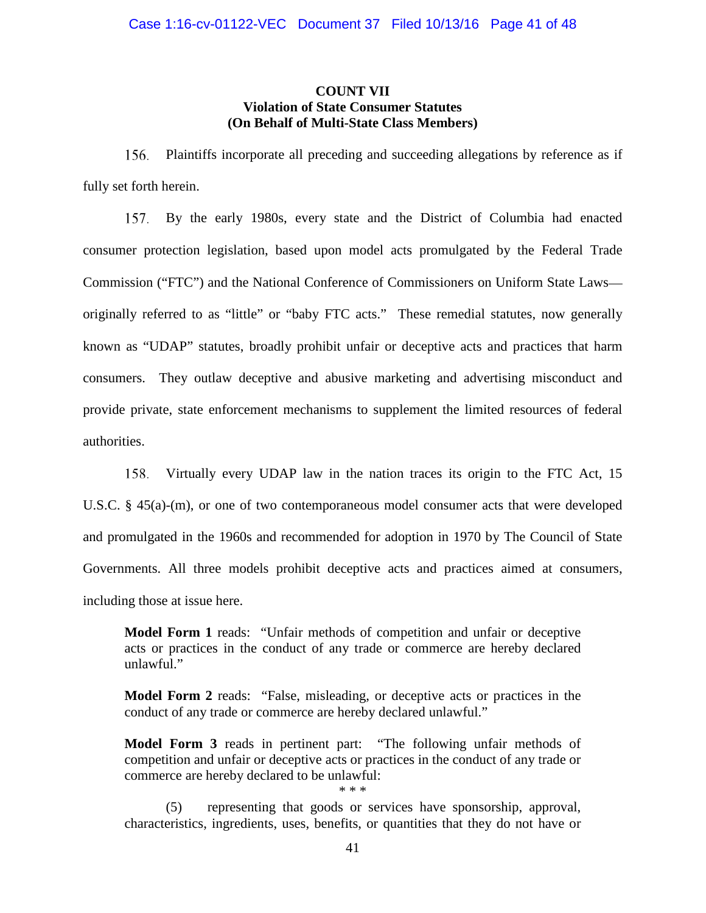**COUNT VII**
**Violation of State Consumer Statutes**
**(On Behalf of Multi-State Class Members)**

156. Plaintiffs incorporate all preceding and succeeding allegations by reference as if fully set forth herein.

157. By the early 1980s, every state and the District of Columbia had enacted consumer protection legislation, based upon model acts promulgated by the Federal Trade Commission ("FTC") and the National Conference of Commissioners on Uniform State Laws—originally referred to as "little" or "baby FTC acts." These remedial statutes, now generally known as "UDAP" statutes, broadly prohibit unfair or deceptive acts and practices that harm consumers. They outlaw deceptive and abusive marketing and advertising misconduct and provide private, state enforcement mechanisms to supplement the limited resources of federal authorities.

158. Virtually every UDAP law in the nation traces its origin to the FTC Act, 15 U.S.C. § 45(a)-(m), or one of two contemporaneous model consumer acts that were developed and promulgated in the 1960s and recommended for adoption in 1970 by The Council of State Governments. All three models prohibit deceptive acts and practices aimed at consumers, including those at issue here.

> **Model Form 1** reads: "Unfair methods of competition and unfair or deceptive acts or practices in the conduct of any trade or commerce are hereby declared unlawful."
>
> **Model Form 2** reads: "False, misleading, or deceptive acts or practices in the conduct of any trade or commerce are hereby declared unlawful."
>
> **Model Form 3** reads in pertinent part: "The following unfair methods of competition and unfair or deceptive acts or practices in the conduct of any trade or commerce are hereby declared to be unlawful:
>
> * * *
>
> (5) representing that goods or services have sponsorship, approval, characteristics, ingredients, uses, benefits, or quantities that they do not have or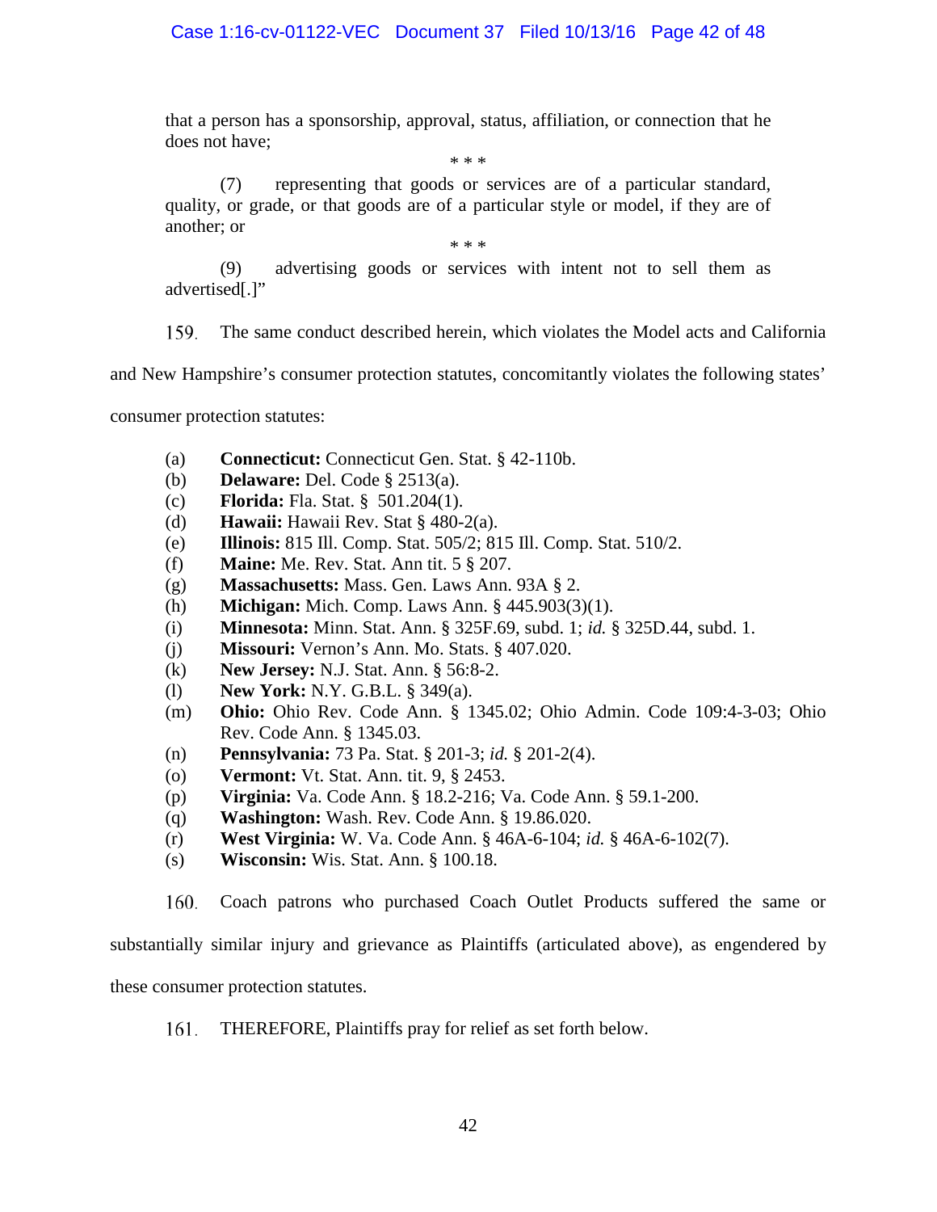that a person has a sponsorship, approval, status, affiliation, or connection that he does not have;

\* \* \*

(7) representing that goods or services are of a particular standard, quality, or grade, or that goods are of a particular style or model, if they are of another; or

\* \* \*

(9) advertising goods or services with intent not to sell them as advertised[.]"

159. The same conduct described herein, which violates the Model acts and California and New Hampshire's consumer protection statutes, concomitantly violates the following states' consumer protection statutes:

(a) **Connecticut:** Connecticut Gen. Stat. § 42-110b.
(b) **Delaware:** Del. Code § 2513(a).
(c) **Florida:** Fla. Stat. § 501.204(1).
(d) **Hawaii:** Hawaii Rev. Stat § 480-2(a).
(e) **Illinois:** 815 Ill. Comp. Stat. 505/2; 815 Ill. Comp. Stat. 510/2.
(f) **Maine:** Me. Rev. Stat. Ann tit. 5 § 207.
(g) **Massachusetts:** Mass. Gen. Laws Ann. 93A § 2.
(h) **Michigan:** Mich. Comp. Laws Ann. § 445.903(3)(1).
(i) **Minnesota:** Minn. Stat. Ann. § 325F.69, subd. 1; *id.* § 325D.44, subd. 1.
(j) **Missouri:** Vernon's Ann. Mo. Stats. § 407.020.
(k) **New Jersey:** N.J. Stat. Ann. § 56:8-2.
(l) **New York:** N.Y. G.B.L. § 349(a).
(m) **Ohio:** Ohio Rev. Code Ann. § 1345.02; Ohio Admin. Code 109:4-3-03; Ohio Rev. Code Ann. § 1345.03.
(n) **Pennsylvania:** 73 Pa. Stat. § 201-3; *id.* § 201-2(4).
(o) **Vermont:** Vt. Stat. Ann. tit. 9, § 2453.
(p) **Virginia:** Va. Code Ann. § 18.2-216; Va. Code Ann. § 59.1-200.
(q) **Washington:** Wash. Rev. Code Ann. § 19.86.020.
(r) **West Virginia:** W. Va. Code Ann. § 46A-6-104; *id.* § 46A-6-102(7).
(s) **Wisconsin:** Wis. Stat. Ann. § 100.18.

160. Coach patrons who purchased Coach Outlet Products suffered the same or substantially similar injury and grievance as Plaintiffs (articulated above), as engendered by these consumer protection statutes.

161. THEREFORE, Plaintiffs pray for relief as set forth below.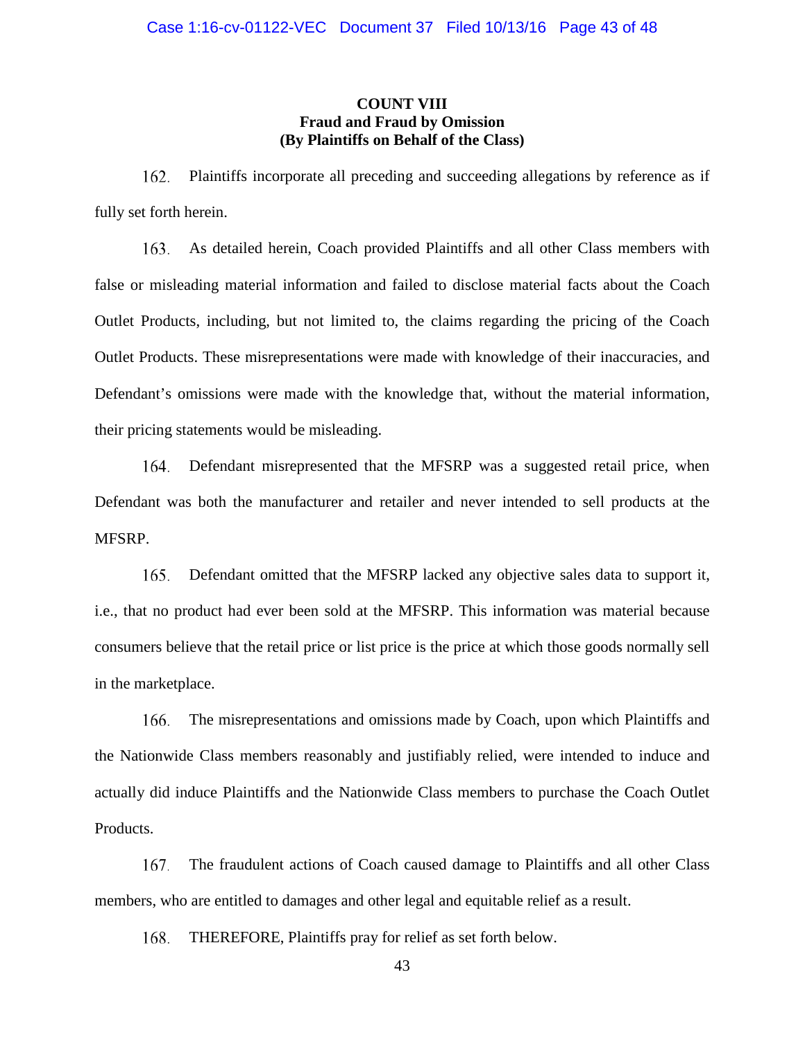**COUNT VIII**
**Fraud and Fraud by Omission**
**(By Plaintiffs on Behalf of the Class)**

162. Plaintiffs incorporate all preceding and succeeding allegations by reference as if fully set forth herein.

163. As detailed herein, Coach provided Plaintiffs and all other Class members with false or misleading material information and failed to disclose material facts about the Coach Outlet Products, including, but not limited to, the claims regarding the pricing of the Coach Outlet Products. These misrepresentations were made with knowledge of their inaccuracies, and Defendant's omissions were made with the knowledge that, without the material information, their pricing statements would be misleading.

164. Defendant misrepresented that the MFSRP was a suggested retail price, when Defendant was both the manufacturer and retailer and never intended to sell products at the MFSRP.

165. Defendant omitted that the MFSRP lacked any objective sales data to support it, i.e., that no product had ever been sold at the MFSRP. This information was material because consumers believe that the retail price or list price is the price at which those goods normally sell in the marketplace.

166. The misrepresentations and omissions made by Coach, upon which Plaintiffs and the Nationwide Class members reasonably and justifiably relied, were intended to induce and actually did induce Plaintiffs and the Nationwide Class members to purchase the Coach Outlet Products.

167. The fraudulent actions of Coach caused damage to Plaintiffs and all other Class members, who are entitled to damages and other legal and equitable relief as a result.

168. THEREFORE, Plaintiffs pray for relief as set forth below.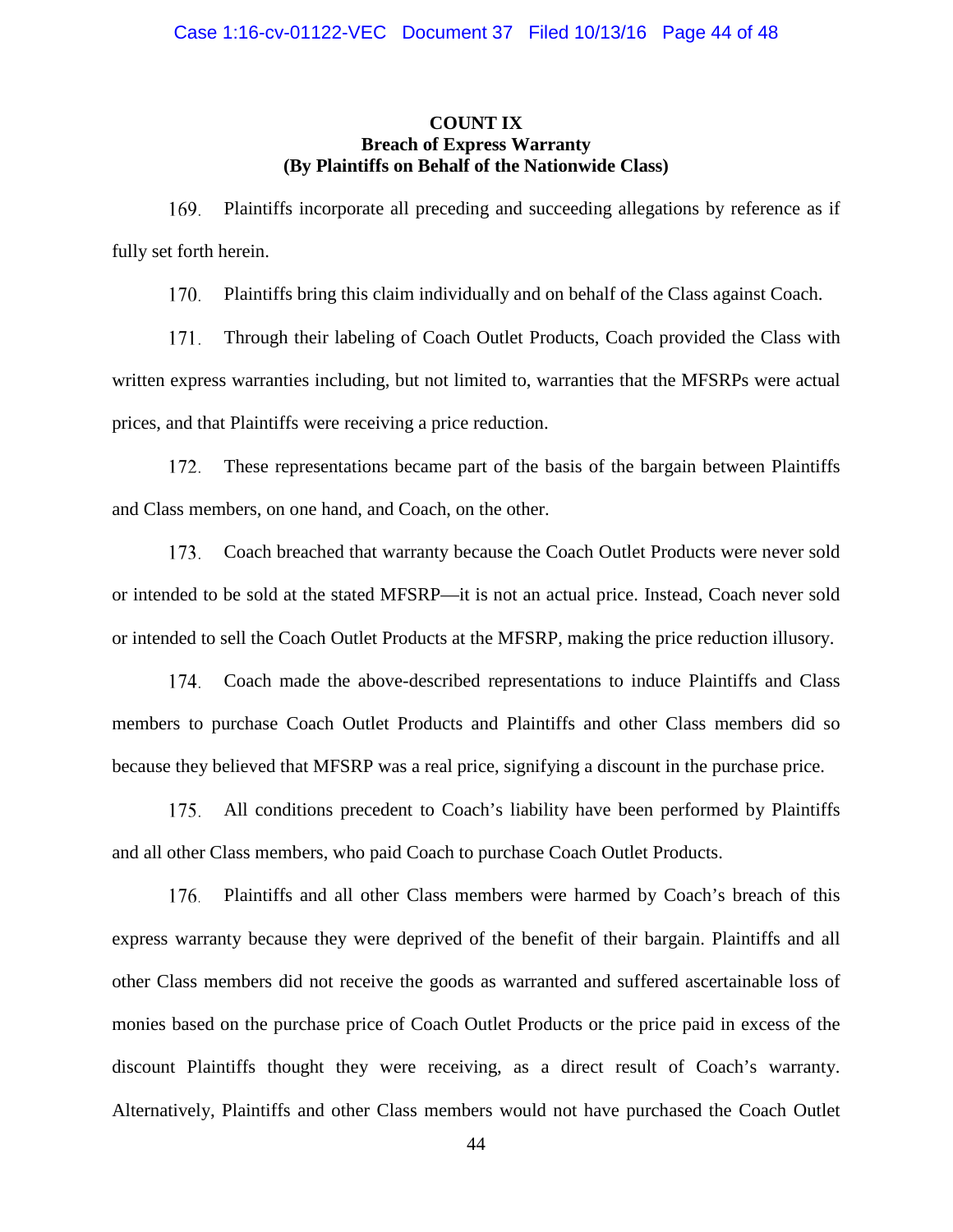**COUNT IX**
**Breach of Express Warranty**
**(By Plaintiffs on Behalf of the Nationwide Class)**

169. Plaintiffs incorporate all preceding and succeeding allegations by reference as if fully set forth herein.

170. Plaintiffs bring this claim individually and on behalf of the Class against Coach.

171. Through their labeling of Coach Outlet Products, Coach provided the Class with written express warranties including, but not limited to, warranties that the MFSRPs were actual prices, and that Plaintiffs were receiving a price reduction.

172. These representations became part of the basis of the bargain between Plaintiffs and Class members, on one hand, and Coach, on the other.

173. Coach breached that warranty because the Coach Outlet Products were never sold or intended to be sold at the stated MFSRP—it is not an actual price. Instead, Coach never sold or intended to sell the Coach Outlet Products at the MFSRP, making the price reduction illusory.

174. Coach made the above-described representations to induce Plaintiffs and Class members to purchase Coach Outlet Products and Plaintiffs and other Class members did so because they believed that MFSRP was a real price, signifying a discount in the purchase price.

175. All conditions precedent to Coach's liability have been performed by Plaintiffs and all other Class members, who paid Coach to purchase Coach Outlet Products.

176. Plaintiffs and all other Class members were harmed by Coach's breach of this express warranty because they were deprived of the benefit of their bargain. Plaintiffs and all other Class members did not receive the goods as warranted and suffered ascertainable loss of monies based on the purchase price of Coach Outlet Products or the price paid in excess of the discount Plaintiffs thought they were receiving, as a direct result of Coach's warranty. Alternatively, Plaintiffs and other Class members would not have purchased the Coach Outlet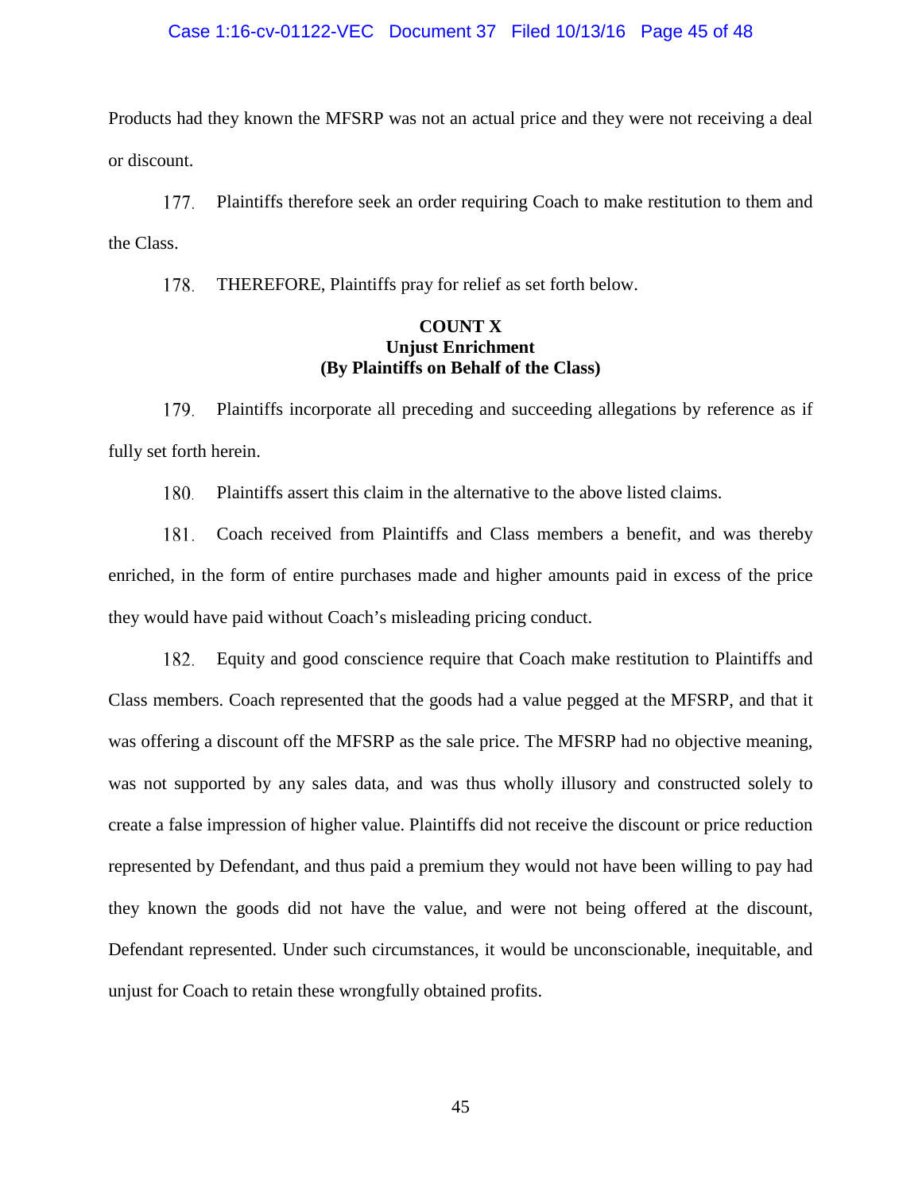Products had they known the MFSRP was not an actual price and they were not receiving a deal or discount.

177. Plaintiffs therefore seek an order requiring Coach to make restitution to them and the Class.

178. THEREFORE, Plaintiffs pray for relief as set forth below.

**COUNT X**
**Unjust Enrichment**
**(By Plaintiffs on Behalf of the Class)**

179. Plaintiffs incorporate all preceding and succeeding allegations by reference as if fully set forth herein.

180. Plaintiffs assert this claim in the alternative to the above listed claims.

181. Coach received from Plaintiffs and Class members a benefit, and was thereby enriched, in the form of entire purchases made and higher amounts paid in excess of the price they would have paid without Coach's misleading pricing conduct.

182. Equity and good conscience require that Coach make restitution to Plaintiffs and Class members. Coach represented that the goods had a value pegged at the MFSRP, and that it was offering a discount off the MFSRP as the sale price. The MFSRP had no objective meaning, was not supported by any sales data, and was thus wholly illusory and constructed solely to create a false impression of higher value. Plaintiffs did not receive the discount or price reduction represented by Defendant, and thus paid a premium they would not have been willing to pay had they known the goods did not have the value, and were not being offered at the discount, Defendant represented. Under such circumstances, it would be unconscionable, inequitable, and unjust for Coach to retain these wrongfully obtained profits.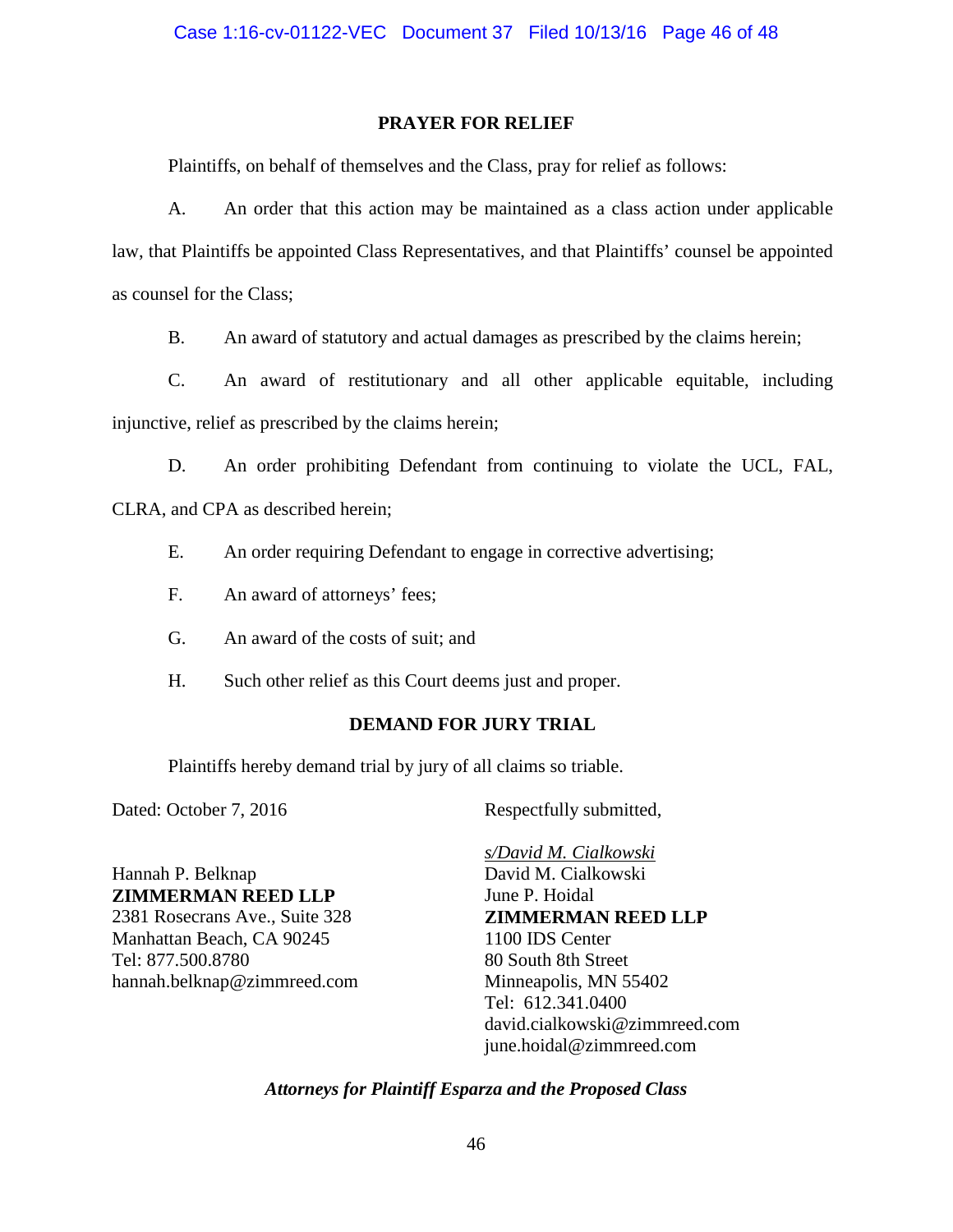**PRAYER FOR RELIEF**

Plaintiffs, on behalf of themselves and the Class, pray for relief as follows:

A. An order that this action may be maintained as a class action under applicable law, that Plaintiffs be appointed Class Representatives, and that Plaintiffs' counsel be appointed as counsel for the Class;

B. An award of statutory and actual damages as prescribed by the claims herein;

C. An award of restitutionary and all other applicable equitable, including injunctive, relief as prescribed by the claims herein;

D. An order prohibiting Defendant from continuing to violate the UCL, FAL, CLRA, and CPA as described herein;

E. An order requiring Defendant to engage in corrective advertising;

F. An award of attorneys' fees;

G. An award of the costs of suit; and

H. Such other relief as this Court deems just and proper.

**DEMAND FOR JURY TRIAL**

Plaintiffs hereby demand trial by jury of all claims so triable.

Dated: October 7, 2016

Respectfully submitted,

*s/David M. Cialkowski*
David M. Cialkowski
June P. Hoidal
**ZIMMERMAN REED LLP**
1100 IDS Center
80 South 8th Street
Minneapolis, MN 55402
Tel: 612.341.0400
david.cialkowski@zimmreed.com
june.hoidal@zimmreed.com

Hannah P. Belknap
**ZIMMERMAN REED LLP**
2381 Rosecrans Ave., Suite 328
Manhattan Beach, CA 90245
Tel: 877.500.8780
hannah.belknap@zimmreed.com

***Attorneys for Plaintiff Esparza and the Proposed Class***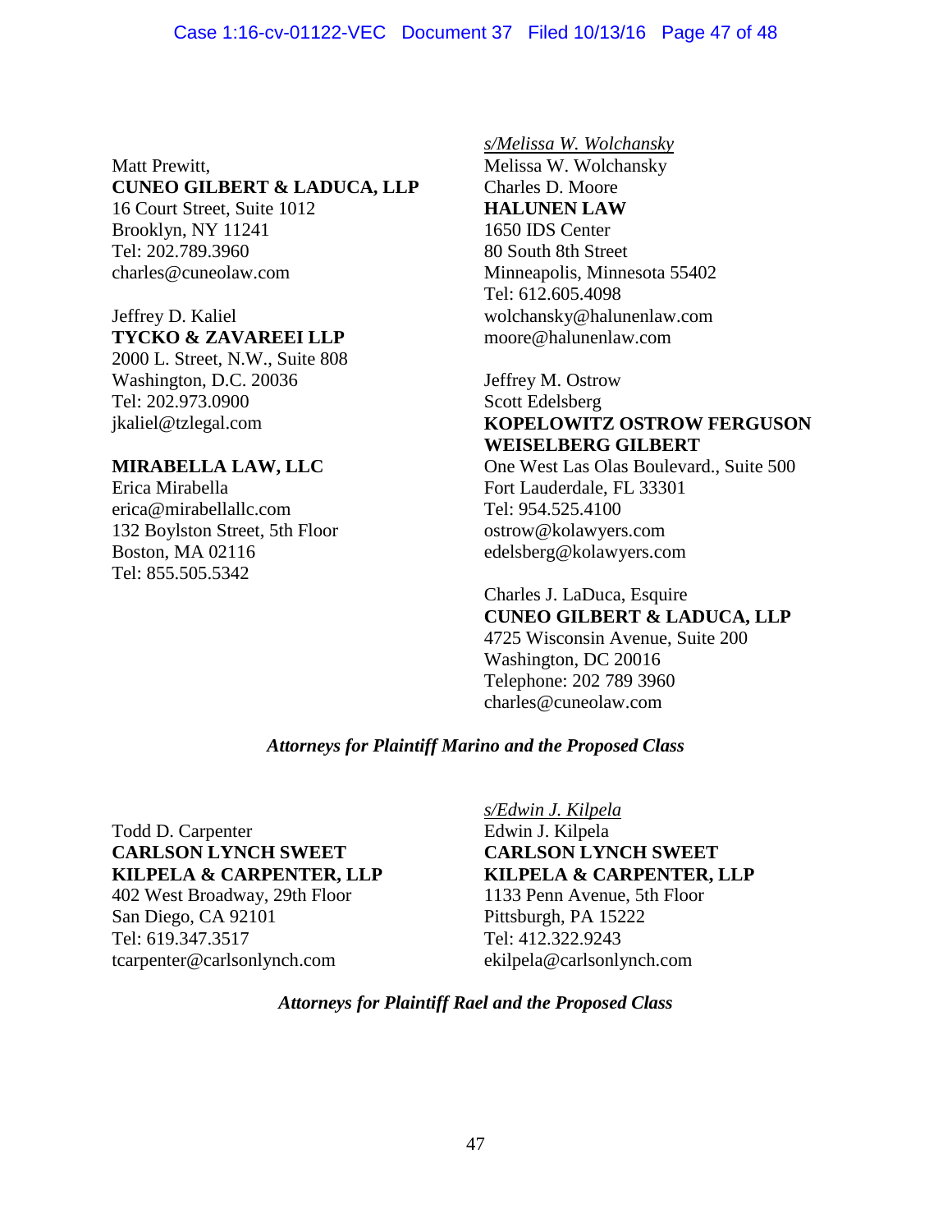Matt Prewitt,
**CUNEO GILBERT & LADUCA, LLP**
16 Court Street, Suite 1012
Brooklyn, NY 11241
Tel: 202.789.3960
charles@cuneolaw.com

Jeffrey D. Kaliel
**TYCKO & ZAVAREEI LLP**
2000 L. Street, N.W., Suite 808
Washington, D.C. 20036
Tel: 202.973.0900
jkaliel@tzlegal.com

**MIRABELLA LAW, LLC**
Erica Mirabella
erica@mirabellallc.com
132 Boylston Street, 5th Floor
Boston, MA 02116
Tel: 855.505.5342

*s/Melissa W. Wolchansky*
Melissa W. Wolchansky
Charles D. Moore
**HALUNEN LAW**
1650 IDS Center
80 South 8th Street
Minneapolis, Minnesota 55402
Tel: 612.605.4098
wolchansky@halunenlaw.com
moore@halunenlaw.com

Jeffrey M. Ostrow
Scott Edelsberg
**KOPELOWITZ OSTROW FERGUSON WEISELBERG GILBERT**
One West Las Olas Boulevard., Suite 500
Fort Lauderdale, FL 33301
Tel: 954.525.4100
ostrow@kolawyers.com
edelsberg@kolawyers.com

Charles J. LaDuca, Esquire
**CUNEO GILBERT & LADUCA, LLP**
4725 Wisconsin Avenue, Suite 200
Washington, DC 20016
Telephone: 202 789 3960
charles@cuneolaw.com

***Attorneys for Plaintiff Marino and the Proposed Class***

Todd D. Carpenter
**CARLSON LYNCH SWEET KILPELA & CARPENTER, LLP**
402 West Broadway, 29th Floor
San Diego, CA 92101
Tel: 619.347.3517
tcarpenter@carlsonlynch.com

*s/Edwin J. Kilpela*
Edwin J. Kilpela
**CARLSON LYNCH SWEET KILPELA & CARPENTER, LLP**
1133 Penn Avenue, 5th Floor
Pittsburgh, PA 15222
Tel: 412.322.9243
ekilpela@carlsonlynch.com

***Attorneys for Plaintiff Rael and the Proposed Class***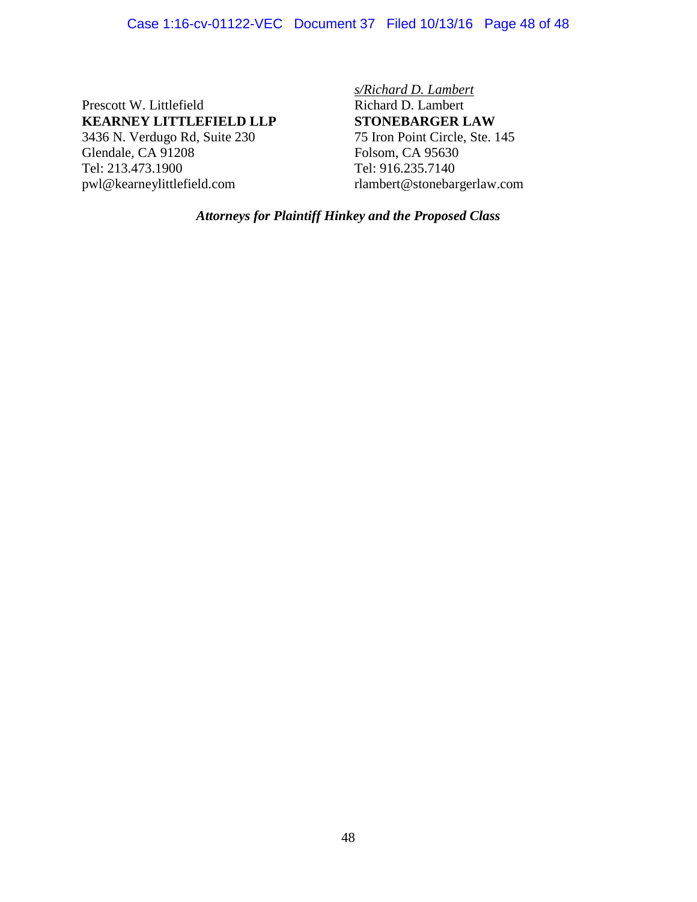Prescott W. Littlefield
**KEARNEY LITTLEFIELD LLP**
3436 N. Verdugo Rd, Suite 230
Glendale, CA 91208
Tel: 213.473.1900
pwl@kearneylittlefield.com

*s/Richard D. Lambert*
Richard D. Lambert
**STONEBARGER LAW**
75 Iron Point Circle, Ste. 145
Folsom, CA 95630
Tel: 916.235.7140
rlambert@stonebargerlaw.com

***Attorneys for Plaintiff Hinkey and the Proposed Class***